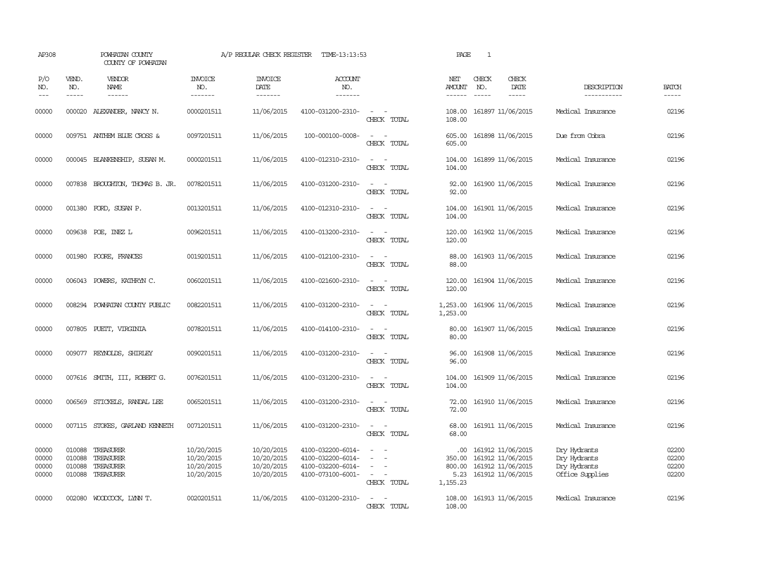AP308 POWHATAN COUNTY A/P REGULAR CHECK REGISTER TIME-13:13:53 PAGE 1
COUNTY OF POWHATAN

| P/O NO. | VEND. NO. | VENDOR NAME | INVOICE NO. | INVOICE DATE | ACCOUNT NO. | | NET AMOUNT | CHECK NO. | CHECK DATE | DESCRIPTION | BATCH |
|---|---|---|---|---|---|---|---|---|---|---|---|
| 00000 | 000020 | ALEXANDER, NANCY N. | 0000201511 | 11/06/2015 | 4100-031200-2310- | - - | 108.00 | 161897 | 11/06/2015 | Medical Insurance | 02196 |
| | | | | | | CHECK TOTAL | 108.00 | | | | |
| 00000 | 009751 | ANTHEM BLUE CROSS & | 0097201511 | 11/06/2015 | 100-000100-0008- | - - | 605.00 | 161898 | 11/06/2015 | Due from Cobra | 02196 |
| | | | | | | CHECK TOTAL | 605.00 | | | | |
| 00000 | 000045 | BLANKENSHIP, SUSAN M. | 0000201511 | 11/06/2015 | 4100-012310-2310- | - - | 104.00 | 161899 | 11/06/2015 | Medical Insurance | 02196 |
| | | | | | | CHECK TOTAL | 104.00 | | | | |
| 00000 | 007838 | BROUGHTON, THOMAS B. JR. | 0078201511 | 11/06/2015 | 4100-031200-2310- | - - | 92.00 | 161900 | 11/06/2015 | Medical Insurance | 02196 |
| | | | | | | CHECK TOTAL | 92.00 | | | | |
| 00000 | 001380 | FORD, SUSAN P. | 0013201511 | 11/06/2015 | 4100-012310-2310- | - - | 104.00 | 161901 | 11/06/2015 | Medical Insurance | 02196 |
| | | | | | | CHECK TOTAL | 104.00 | | | | |
| 00000 | 009638 | POE, INEZ L | 0096201511 | 11/06/2015 | 4100-013200-2310- | - - | 120.00 | 161902 | 11/06/2015 | Medical Insurance | 02196 |
| | | | | | | CHECK TOTAL | 120.00 | | | | |
| 00000 | 001980 | POORE, FRANCES | 0019201511 | 11/06/2015 | 4100-012100-2310- | - - | 88.00 | 161903 | 11/06/2015 | Medical Insurance | 02196 |
| | | | | | | CHECK TOTAL | 88.00 | | | | |
| 00000 | 006043 | POWERS, KATHRYN C. | 0060201511 | 11/06/2015 | 4100-021600-2310- | - - | 120.00 | 161904 | 11/06/2015 | Medical Insurance | 02196 |
| | | | | | | CHECK TOTAL | 120.00 | | | | |
| 00000 | 008294 | POWHATAN COUNTY PUBLIC | 0082201511 | 11/06/2015 | 4100-031200-2310- | - - | 1,253.00 | 161906 | 11/06/2015 | Medical Insurance | 02196 |
| | | | | | | CHECK TOTAL | 1,253.00 | | | | |
| 00000 | 007805 | PUETT, VIRGINIA | 0078201511 | 11/06/2015 | 4100-014100-2310- | - - | 80.00 | 161907 | 11/06/2015 | Medical Insurance | 02196 |
| | | | | | | CHECK TOTAL | 80.00 | | | | |
| 00000 | 009077 | REYNOLDS, SHIRLEY | 0090201511 | 11/06/2015 | 4100-031200-2310- | - - | 96.00 | 161908 | 11/06/2015 | Medical Insurance | 02196 |
| | | | | | | CHECK TOTAL | 96.00 | | | | |
| 00000 | 007616 | SMITH, III, ROBERT G. | 0076201511 | 11/06/2015 | 4100-031200-2310- | - - | 104.00 | 161909 | 11/06/2015 | Medical Insurance | 02196 |
| | | | | | | CHECK TOTAL | 104.00 | | | | |
| 00000 | 006569 | STICKELS, RANDAL LEE | 0065201511 | 11/06/2015 | 4100-031200-2310- | - - | 72.00 | 161910 | 11/06/2015 | Medical Insurance | 02196 |
| | | | | | | CHECK TOTAL | 72.00 | | | | |
| 00000 | 007115 | STOKES, GARLAND KENNETH | 0071201511 | 11/06/2015 | 4100-031200-2310- | - - | 68.00 | 161911 | 11/06/2015 | Medical Insurance | 02196 |
| | | | | | | CHECK TOTAL | 68.00 | | | | |
| 00000 | 010088 | TREASURER | 10/20/2015 | 10/20/2015 | 4100-032200-6014- | - - | .00 | 161912 | 11/06/2015 | Dry Hydrants | 02200 |
| 00000 | 010088 | TREASURER | 10/20/2015 | 10/20/2015 | 4100-032200-6014- | - - | 350.00 | 161912 | 11/06/2015 | Dry Hydrants | 02200 |
| 00000 | 010088 | TREASURER | 10/20/2015 | 10/20/2015 | 4100-032200-6014- | - - | 800.00 | 161912 | 11/06/2015 | Dry Hydrants | 02200 |
| 00000 | 010088 | TREASURER | 10/20/2015 | 10/20/2015 | 4100-073100-6001- | - - | 5.23 | 161912 | 11/06/2015 | Office Supplies | 02200 |
| | | | | | | CHECK TOTAL | 1,155.23 | | | | |
| 00000 | 002080 | WOODCOCK, LYNN T. | 0020201511 | 11/06/2015 | 4100-031200-2310- | - - | 108.00 | 161913 | 11/06/2015 | Medical Insurance | 02196 |
| | | | | | | CHECK TOTAL | 108.00 | | | | |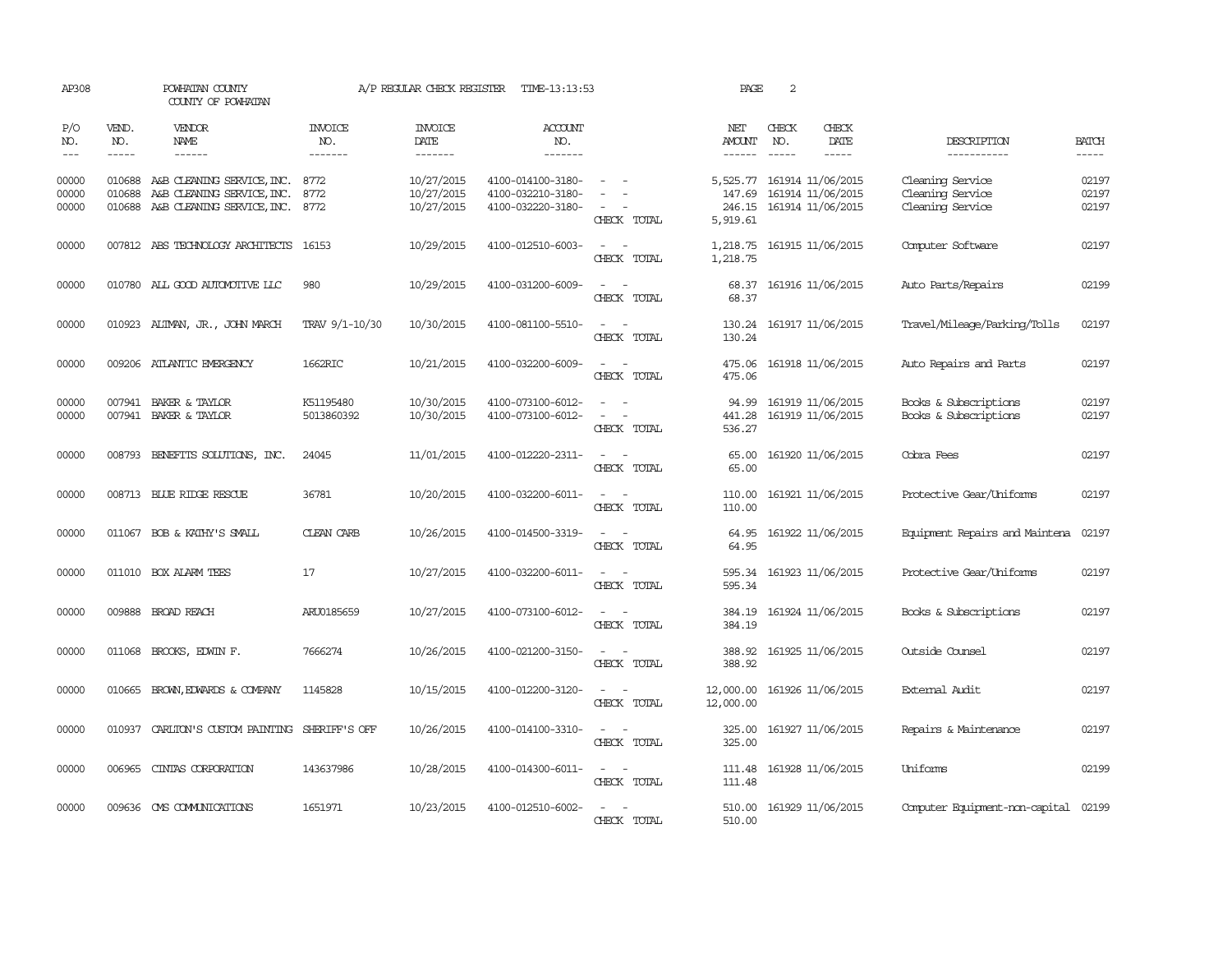AP308 POWHATAN COUNTY A/P REGULAR CHECK REGISTER TIME-13:13:53 PAGE 2

COUNTY OF POWHATAN

| P/O NO. | VEND. NO. | VENDOR NAME | INVOICE NO. | INVOICE DATE | ACCOUNT NO. | | NET AMOUNT | CHECK NO. | CHECK DATE | DESCRIPTION | BATCH |
|---|---|---|---|---|---|---|---|---|---|---|---|
| 00000 | 010688 | A&B CLEANING SERVICE,INC. | 8772 | 10/27/2015 | 4100-014100-3180- | - - | 5,525.77 | 161914 | 11/06/2015 | Cleaning Service | 02197 |
| 00000 | 010688 | A&B CLEANING SERVICE,INC. | 8772 | 10/27/2015 | 4100-032210-3180- | - - | 147.69 | 161914 | 11/06/2015 | Cleaning Service | 02197 |
| 00000 | 010688 | A&B CLEANING SERVICE,INC. | 8772 | 10/27/2015 | 4100-032220-3180- | - - | 246.15 | 161914 | 11/06/2015 | Cleaning Service | 02197 |
| | | | | | | CHECK TOTAL | 5,919.61 | | | | |
| 00000 | 007812 | ABS TECHNOLOGY ARCHITECTS | 16153 | 10/29/2015 | 4100-012510-6003- | - - | 1,218.75 | 161915 | 11/06/2015 | Computer Software | 02197 |
| | | | | | | CHECK TOTAL | 1,218.75 | | | | |
| 00000 | 010780 | ALL GOOD AUTOMOTIVE LLC | 980 | 10/29/2015 | 4100-031200-6009- | - - | 68.37 | 161916 | 11/06/2015 | Auto Parts/Repairs | 02199 |
| | | | | | | CHECK TOTAL | 68.37 | | | | |
| 00000 | 010923 | ALTMAN, JR., JOHN MARCH | TRAV 9/1-10/30 | 10/30/2015 | 4100-081100-5510- | - - | 130.24 | 161917 | 11/06/2015 | Travel/Mileage/Parking/Tolls | 02197 |
| | | | | | | CHECK TOTAL | 130.24 | | | | |
| 00000 | 009206 | ATLANTIC EMERGENCY | 1662RIC | 10/21/2015 | 4100-032200-6009- | - - | 475.06 | 161918 | 11/06/2015 | Auto Repairs and Parts | 02197 |
| | | | | | | CHECK TOTAL | 475.06 | | | | |
| 00000 | 007941 | BAKER & TAYLOR | K51195480 | 10/30/2015 | 4100-073100-6012- | - - | 94.99 | 161919 | 11/06/2015 | Books & Subscriptions | 02197 |
| 00000 | 007941 | BAKER & TAYLOR | 5013860392 | 10/30/2015 | 4100-073100-6012- | - - | 441.28 | 161919 | 11/06/2015 | Books & Subscriptions | 02197 |
| | | | | | | CHECK TOTAL | 536.27 | | | | |
| 00000 | 008793 | BENEFITS SOLUTIONS, INC. | 24045 | 11/01/2015 | 4100-012220-2311- | - - | 65.00 | 161920 | 11/06/2015 | Cobra Fees | 02197 |
| | | | | | | CHECK TOTAL | 65.00 | | | | |
| 00000 | 008713 | BLUE RIDGE RESCUE | 36781 | 10/20/2015 | 4100-032200-6011- | - - | 110.00 | 161921 | 11/06/2015 | Protective Gear/Uniforms | 02197 |
| | | | | | | CHECK TOTAL | 110.00 | | | | |
| 00000 | 011067 | BOB & KATHY'S SMALL | CLEAN CARB | 10/26/2015 | 4100-014500-3319- | - - | 64.95 | 161922 | 11/06/2015 | Equipment Repairs and Maintena | 02197 |
| | | | | | | CHECK TOTAL | 64.95 | | | | |
| 00000 | 011010 | BOX ALARM TEES | 17 | 10/27/2015 | 4100-032200-6011- | - - | 595.34 | 161923 | 11/06/2015 | Protective Gear/Uniforms | 02197 |
| | | | | | | CHECK TOTAL | 595.34 | | | | |
| 00000 | 009888 | BROAD REACH | ARU0185659 | 10/27/2015 | 4100-073100-6012- | - - | 384.19 | 161924 | 11/06/2015 | Books & Subscriptions | 02197 |
| | | | | | | CHECK TOTAL | 384.19 | | | | |
| 00000 | 011068 | BROOKS, EDWIN F. | 7666274 | 10/26/2015 | 4100-021200-3150- | - - | 388.92 | 161925 | 11/06/2015 | Outside Counsel | 02197 |
| | | | | | | CHECK TOTAL | 388.92 | | | | |
| 00000 | 010665 | BROWN,EDWARDS & COMPANY | 1145828 | 10/15/2015 | 4100-012200-3120- | - - | 12,000.00 | 161926 | 11/06/2015 | External Audit | 02197 |
| | | | | | | CHECK TOTAL | 12,000.00 | | | | |
| 00000 | 010937 | CARLTON'S CUSTOM PAINTING | SHERIFF'S OFF | 10/26/2015 | 4100-014100-3310- | - - | 325.00 | 161927 | 11/06/2015 | Repairs & Maintenance | 02197 |
| | | | | | | CHECK TOTAL | 325.00 | | | | |
| 00000 | 006965 | CINTAS CORPORATION | 143637986 | 10/28/2015 | 4100-014300-6011- | - - | 111.48 | 161928 | 11/06/2015 | Uniforms | 02199 |
| | | | | | | CHECK TOTAL | 111.48 | | | | |
| 00000 | 009636 | CMS COMMUNICATIONS | 1651971 | 10/23/2015 | 4100-012510-6002- | - - | 510.00 | 161929 | 11/06/2015 | Computer Equipment-non-capital | 02199 |
| | | | | | | CHECK TOTAL | 510.00 | | | | |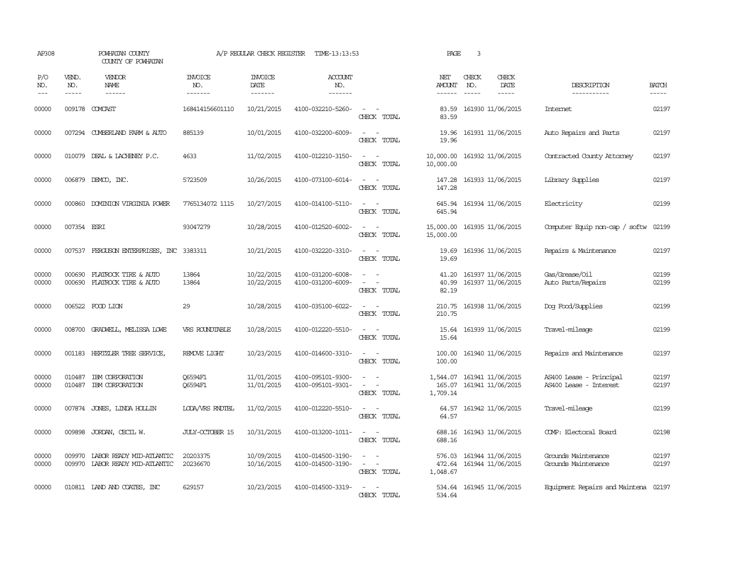AP308 POWHATAN COUNTY A/P REGULAR CHECK REGISTER TIME-13:13:53 PAGE 3
COUNTY OF POWHATAN

| P/O NO. | VEND. NO. | VENDOR NAME | INVOICE NO. | INVOICE DATE | ACCOUNT NO. | | NET AMOUNT | CHECK NO. | CHECK DATE | DESCRIPTION | BATCH |
|---|---|---|---|---|---|---|---|---|---|---|---|
| 00000 | 009178 | COMCAST | 168414156601110 | 10/21/2015 | 4100-032210-5260- | - - | 83.59 | 161930 | 11/06/2015 | Internet | 02197 |
| | | | | | | CHECK TOTAL | 83.59 | | | | |
| 00000 | 007294 | CUMBERLAND FARM & AUTO | 885139 | 10/01/2015 | 4100-032200-6009- | - - | 19.96 | 161931 | 11/06/2015 | Auto Repairs and Parts | 02197 |
| | | | | | | CHECK TOTAL | 19.96 | | | | |
| 00000 | 010079 | DEAL & LACHENEY P.C. | 4633 | 11/02/2015 | 4100-012210-3150- | - - | 10,000.00 | 161932 | 11/06/2015 | Contracted County Attorney | 02197 |
| | | | | | | CHECK TOTAL | 10,000.00 | | | | |
| 00000 | 006879 | DEMCO, INC. | 5723509 | 10/26/2015 | 4100-073100-6014- | - - | 147.28 | 161933 | 11/06/2015 | Library Supplies | 02197 |
| | | | | | | CHECK TOTAL | 147.28 | | | | |
| 00000 | 000860 | DOMINION VIRGINIA POWER | 7765134072 1115 | 10/27/2015 | 4100-014100-5110- | - - | 645.94 | 161934 | 11/06/2015 | Electricity | 02199 |
| | | | | | | CHECK TOTAL | 645.94 | | | | |
| 00000 | 007354 | ESRI | 93047279 | 10/28/2015 | 4100-012520-6002- | - - | 15,000.00 | 161935 | 11/06/2015 | Computer Equip non-cap / softw | 02199 |
| | | | | | | CHECK TOTAL | 15,000.00 | | | | |
| 00000 | 007537 | FERGUSON ENTERPRISES, INC | 3383311 | 10/21/2015 | 4100-032220-3310- | - - | 19.69 | 161936 | 11/06/2015 | Repairs & Maintenance | 02197 |
| | | | | | | CHECK TOTAL | 19.69 | | | | |
| 00000 | 000690 | FLATROCK TIRE & AUTO | 13864 | 10/22/2015 | 4100-031200-6008- | - - | 41.20 | 161937 | 11/06/2015 | Gas/Grease/Oil | 02199 |
| 00000 | 000690 | FLATROCK TIRE & AUTO | 13864 | 10/22/2015 | 4100-031200-6009- | - - | 40.99 | 161937 | 11/06/2015 | Auto Parts/Repairs | 02199 |
| | | | | | | CHECK TOTAL | 82.19 | | | | |
| 00000 | 006522 | FOOD LION | 29 | 10/28/2015 | 4100-035100-6022- | - - | 210.75 | 161938 | 11/06/2015 | Dog Food/Supplies | 02199 |
| | | | | | | CHECK TOTAL | 210.75 | | | | |
| 00000 | 008700 | GRADWELL, MELISSA LOWE | VRS ROUNDTABLE | 10/28/2015 | 4100-012220-5510- | - - | 15.64 | 161939 | 11/06/2015 | Travel-mileage | 02199 |
| | | | | | | CHECK TOTAL | 15.64 | | | | |
| 00000 | 001183 | HERTZLER TREE SERVICE, | REMOVE LIGHT | 10/23/2015 | 4100-014600-3310- | - - | 100.00 | 161940 | 11/06/2015 | Repairs and Maintenance | 02197 |
| | | | | | | CHECK TOTAL | 100.00 | | | | |
| 00000 | 010487 | IBM CORPORATION | Q6594F1 | 11/01/2015 | 4100-095101-9300- | - - | 1,544.07 | 161941 | 11/06/2015 | AS400 Lease - Principal | 02197 |
| 00000 | 010487 | IBM CORPORATION | Q6594F1 | 11/01/2015 | 4100-095101-9301- | - - | 165.07 | 161941 | 11/06/2015 | AS400 Lease - Interest | 02197 |
| | | | | | | CHECK TOTAL | 1,709.14 | | | | |
| 00000 | 007874 | JONES, LINDA HOLLIN | LODA/VRS RNDTBL | 11/02/2015 | 4100-012220-5510- | - - | 64.57 | 161942 | 11/06/2015 | Travel-mileage | 02199 |
| | | | | | | CHECK TOTAL | 64.57 | | | | |
| 00000 | 009898 | JORDAN, CECIL W. | JULY-OCTOBER 15 | 10/31/2015 | 4100-013200-1011- | - - | 688.16 | 161943 | 11/06/2015 | COMP: Electoral Board | 02198 |
| | | | | | | CHECK TOTAL | 688.16 | | | | |
| 00000 | 009970 | LABOR READY MID-ATLANTIC | 20203375 | 10/09/2015 | 4100-014500-3190- | - - | 576.03 | 161944 | 11/06/2015 | Grounds Maintenance | 02197 |
| 00000 | 009970 | LABOR READY MID-ATLANTIC | 20236670 | 10/16/2015 | 4100-014500-3190- | - - | 472.64 | 161944 | 11/06/2015 | Grounds Maintenance | 02197 |
| | | | | | | CHECK TOTAL | 1,048.67 | | | | |
| 00000 | 010811 | LAND AND COATES, INC | 629157 | 10/23/2015 | 4100-014500-3319- | - - | 534.64 | 161945 | 11/06/2015 | Equipment Repairs and Maintena | 02197 |
| | | | | | | CHECK TOTAL | 534.64 | | | | |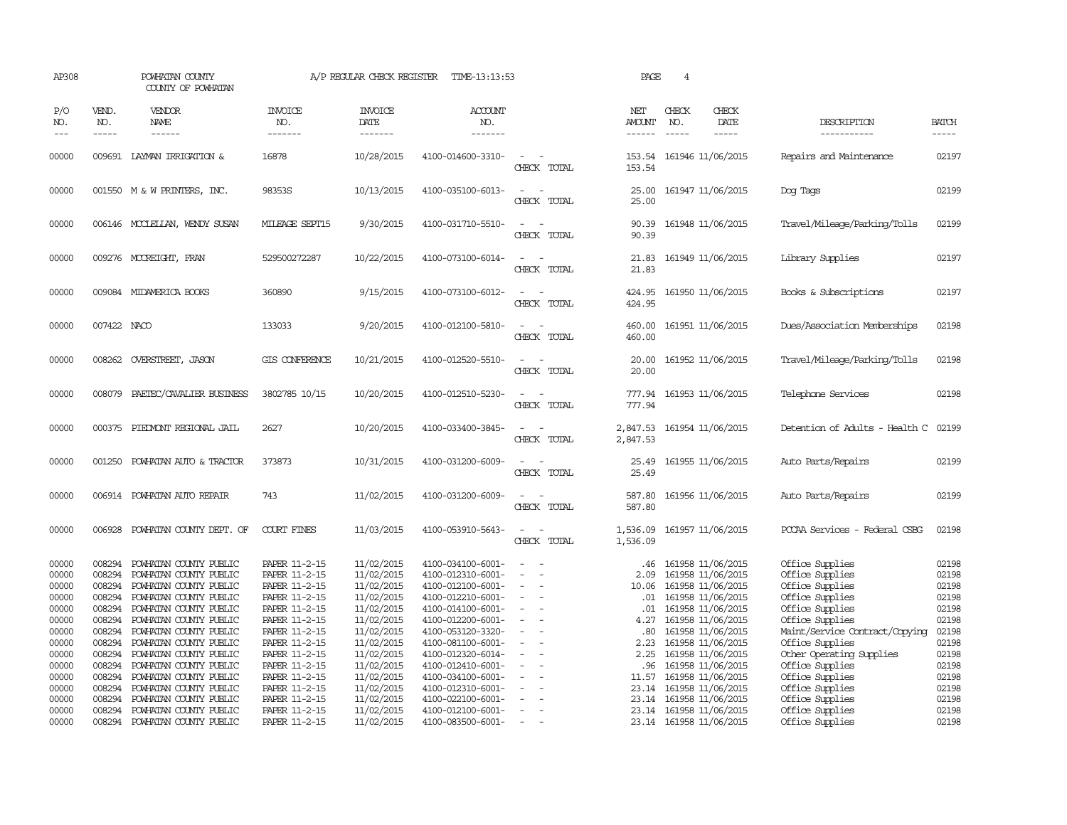AP308 POWHATAN COUNTY A/P REGULAR CHECK REGISTER TIME-13:13:53 PAGE 4
COUNTY OF POWHATAN

| P/O NO. | VEND. NO. | VENDOR NAME | INVOICE NO. | INVOICE DATE | ACCOUNT NO. | | NET AMOUNT | CHECK NO. | CHECK DATE | DESCRIPTION | BATCH |
|---|---|---|---|---|---|---|---|---|---|---|---|
| --- | ----- | ------ | ------- | ------- | ------- | | ------ | ----- | ----- | ----------- | ----- |
| 00000 | 009691 | LAYMAN IRRIGATION & | 16878 | 10/28/2015 | 4100-014600-3310- | - - | 153.54 | 161946 | 11/06/2015 | Repairs and Maintenance | 02197 |
| | | | | | | CHECK TOTAL | 153.54 | | | | |
| 00000 | 001550 | M & W PRINTERS, INC. | 98353S | 10/13/2015 | 4100-035100-6013- | - - | 25.00 | 161947 | 11/06/2015 | Dog Tags | 02199 |
| | | | | | | CHECK TOTAL | 25.00 | | | | |
| 00000 | 006146 | MCCLELLAN, WENDY SUSAN | MILEAGE SEPT15 | 9/30/2015 | 4100-031710-5510- | - - | 90.39 | 161948 | 11/06/2015 | Travel/Mileage/Parking/Tolls | 02199 |
| | | | | | | CHECK TOTAL | 90.39 | | | | |
| 00000 | 009276 | MCCREIGHT, FRAN | 529500272287 | 10/22/2015 | 4100-073100-6014- | - - | 21.83 | 161949 | 11/06/2015 | Library Supplies | 02197 |
| | | | | | | CHECK TOTAL | 21.83 | | | | |
| 00000 | 009084 | MIDAMERICA BOOKS | 360890 | 9/15/2015 | 4100-073100-6012- | - - | 424.95 | 161950 | 11/06/2015 | Books & Subscriptions | 02197 |
| | | | | | | CHECK TOTAL | 424.95 | | | | |
| 00000 | 007422 | NACO | 133033 | 9/20/2015 | 4100-012100-5810- | - - | 460.00 | 161951 | 11/06/2015 | Dues/Association Memberships | 02198 |
| | | | | | | CHECK TOTAL | 460.00 | | | | |
| 00000 | 008262 | OVERSTREET, JASON | GIS CONFERENCE | 10/21/2015 | 4100-012520-5510- | - - | 20.00 | 161952 | 11/06/2015 | Travel/Mileage/Parking/Tolls | 02198 |
| | | | | | | CHECK TOTAL | 20.00 | | | | |
| 00000 | 008079 | PAETEC/CAVALIER BUSINESS | 3802785 10/15 | 10/20/2015 | 4100-012510-5230- | - - | 777.94 | 161953 | 11/06/2015 | Telephone Services | 02198 |
| | | | | | | CHECK TOTAL | 777.94 | | | | |
| 00000 | 000375 | PIEDMONT REGIONAL JAIL | 2627 | 10/20/2015 | 4100-033400-3845- | - - | 2,847.53 | 161954 | 11/06/2015 | Detention of Adults - Health C | 02199 |
| | | | | | | CHECK TOTAL | 2,847.53 | | | | |
| 00000 | 001250 | POWHATAN AUTO & TRACTOR | 373873 | 10/31/2015 | 4100-031200-6009- | - - | 25.49 | 161955 | 11/06/2015 | Auto Parts/Repairs | 02199 |
| | | | | | | CHECK TOTAL | 25.49 | | | | |
| 00000 | 006914 | POWHATAN AUTO REPAIR | 743 | 11/02/2015 | 4100-031200-6009- | - - | 587.80 | 161956 | 11/06/2015 | Auto Parts/Repairs | 02199 |
| | | | | | | CHECK TOTAL | 587.80 | | | | |
| 00000 | 006928 | POWHATAN COUNTY DEPT. OF | COURT FINES | 11/03/2015 | 4100-053910-5643- | - - | 1,536.09 | 161957 | 11/06/2015 | PCCAA Services - Federal CSBG | 02198 |
| | | | | | | CHECK TOTAL | 1,536.09 | | | | |
| 00000 | 008294 | POWHATAN COUNTY PUBLIC | PAPER 11-2-15 | 11/02/2015 | 4100-034100-6001- | - - | .46 | 161958 | 11/06/2015 | Office Supplies | 02198 |
| 00000 | 008294 | POWHATAN COUNTY PUBLIC | PAPER 11-2-15 | 11/02/2015 | 4100-012310-6001- | - - | 2.09 | 161958 | 11/06/2015 | Office Supplies | 02198 |
| 00000 | 008294 | POWHATAN COUNTY PUBLIC | PAPER 11-2-15 | 11/02/2015 | 4100-012100-6001- | - - | 10.06 | 161958 | 11/06/2015 | Office Supplies | 02198 |
| 00000 | 008294 | POWHATAN COUNTY PUBLIC | PAPER 11-2-15 | 11/02/2015 | 4100-012210-6001- | - - | .01 | 161958 | 11/06/2015 | Office Supplies | 02198 |
| 00000 | 008294 | POWHATAN COUNTY PUBLIC | PAPER 11-2-15 | 11/02/2015 | 4100-014100-6001- | - - | .01 | 161958 | 11/06/2015 | Office Supplies | 02198 |
| 00000 | 008294 | POWHATAN COUNTY PUBLIC | PAPER 11-2-15 | 11/02/2015 | 4100-012200-6001- | - - | 4.27 | 161958 | 11/06/2015 | Office Supplies | 02198 |
| 00000 | 008294 | POWHATAN COUNTY PUBLIC | PAPER 11-2-15 | 11/02/2015 | 4100-053120-3320- | - - | .80 | 161958 | 11/06/2015 | Maint/Service Contract/Copying | 02198 |
| 00000 | 008294 | POWHATAN COUNTY PUBLIC | PAPER 11-2-15 | 11/02/2015 | 4100-081100-6001- | - - | 2.23 | 161958 | 11/06/2015 | Office Supplies | 02198 |
| 00000 | 008294 | POWHATAN COUNTY PUBLIC | PAPER 11-2-15 | 11/02/2015 | 4100-012320-6014- | - - | 2.25 | 161958 | 11/06/2015 | Other Operating Supplies | 02198 |
| 00000 | 008294 | POWHATAN COUNTY PUBLIC | PAPER 11-2-15 | 11/02/2015 | 4100-012410-6001- | - - | .96 | 161958 | 11/06/2015 | Office Supplies | 02198 |
| 00000 | 008294 | POWHATAN COUNTY PUBLIC | PAPER 11-2-15 | 11/02/2015 | 4100-034100-6001- | - - | 11.57 | 161958 | 11/06/2015 | Office Supplies | 02198 |
| 00000 | 008294 | POWHATAN COUNTY PUBLIC | PAPER 11-2-15 | 11/02/2015 | 4100-012310-6001- | - - | 23.14 | 161958 | 11/06/2015 | Office Supplies | 02198 |
| 00000 | 008294 | POWHATAN COUNTY PUBLIC | PAPER 11-2-15 | 11/02/2015 | 4100-022100-6001- | - - | 23.14 | 161958 | 11/06/2015 | Office Supplies | 02198 |
| 00000 | 008294 | POWHATAN COUNTY PUBLIC | PAPER 11-2-15 | 11/02/2015 | 4100-012100-6001- | - - | 23.14 | 161958 | 11/06/2015 | Office Supplies | 02198 |
| 00000 | 008294 | POWHATAN COUNTY PUBLIC | PAPER 11-2-15 | 11/02/2015 | 4100-083500-6001- | - - | 23.14 | 161958 | 11/06/2015 | Office Supplies | 02198 |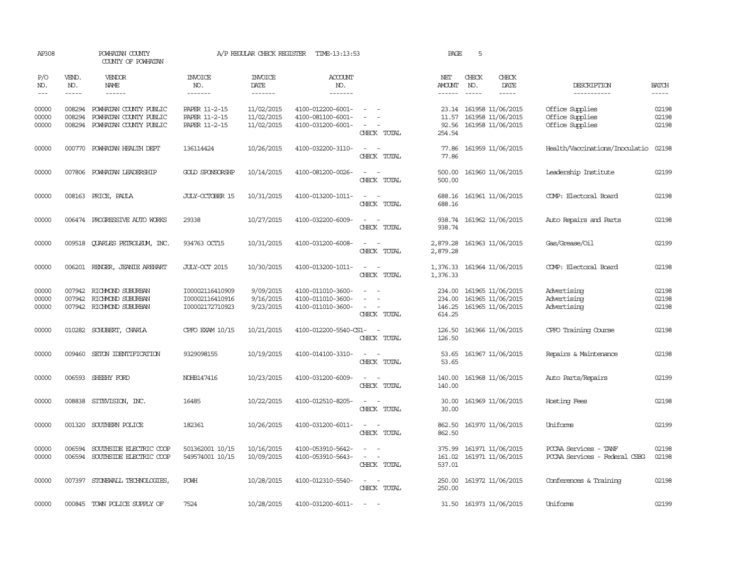AP308 POWHATAN COUNTY A/P REGULAR CHECK REGISTER TIME-13:13:53 PAGE 5

COUNTY OF POWHATAN

| P/O NO. | VEND. NO. | VENDOR NAME | INVOICE NO. | INVOICE DATE | ACCOUNT NO. | | NET AMOUNT | CHECK NO. | CHECK DATE | DESCRIPTION | BATCH |
|---|---|---|---|---|---|---|---|---|---|---|---|
| 00000 | 008294 | POWHATAN COUNTY PUBLIC | PAPER 11-2-15 | 11/02/2015 | 4100-012200-6001- | - - | 23.14 | 161958 | 11/06/2015 | Office Supplies | 02198 |
| 00000 | 008294 | POWHATAN COUNTY PUBLIC | PAPER 11-2-15 | 11/02/2015 | 4100-081100-6001- | - - | 11.57 | 161958 | 11/06/2015 | Office Supplies | 02198 |
| 00000 | 008294 | POWHATAN COUNTY PUBLIC | PAPER 11-2-15 | 11/02/2015 | 4100-031200-6001- | - - | 92.56 | 161958 | 11/06/2015 | Office Supplies | 02198 |
| | | | | | | CHECK TOTAL | 254.54 | | | | |
| 00000 | 000770 | POWHATAN HEALTH DEPT | 136114424 | 10/26/2015 | 4100-032200-3110- | - - | 77.86 | 161959 | 11/06/2015 | Health/Vaccinations/Inoculatio | 02198 |
| | | | | | | CHECK TOTAL | 77.86 | | | | |
| 00000 | 007806 | POWHATAN LEADERSHIP | GOLD SPONSORSHP | 10/14/2015 | 4100-081200-0026- | - - | 500.00 | 161960 | 11/06/2015 | Leadership Institute | 02199 |
| | | | | | | CHECK TOTAL | 500.00 | | | | |
| 00000 | 008163 | PRICE, PAULA | JULY-OCTOBER 15 | 10/31/2015 | 4100-013200-1011- | - - | 688.16 | 161961 | 11/06/2015 | COMP: Electoral Board | 02198 |
| | | | | | | CHECK TOTAL | 688.16 | | | | |
| 00000 | 006474 | PROGRESSIVE AUTO WORKS | 29338 | 10/27/2015 | 4100-032200-6009- | - - | 938.74 | 161962 | 11/06/2015 | Auto Repairs and Parts | 02198 |
| | | | | | | CHECK TOTAL | 938.74 | | | | |
| 00000 | 009518 | QUARLES PETROLEUM, INC. | 934763 OCT15 | 10/31/2015 | 4100-031200-6008- | - - | 2,879.28 | 161963 | 11/06/2015 | Gas/Grease/Oil | 02199 |
| | | | | | | CHECK TOTAL | 2,879.28 | | | | |
| 00000 | 006201 | RENGER, JEANIE AREHART | JULY-OCT 2015 | 10/30/2015 | 4100-013200-1011- | - - | 1,376.33 | 161964 | 11/06/2015 | COMP: Electoral Board | 02198 |
| | | | | | | CHECK TOTAL | 1,376.33 | | | | |
| 00000 | 007942 | RICHMOND SUBURBAN | I00002116410909 | 9/09/2015 | 4100-011010-3600- | - - | 234.00 | 161965 | 11/06/2015 | Advertising | 02198 |
| 00000 | 007942 | RICHMOND SUBURBAN | I00002116410916 | 9/16/2015 | 4100-011010-3600- | - - | 234.00 | 161965 | 11/06/2015 | Advertising | 02198 |
| 00000 | 007942 | RICHMOND SUBURBAN | I00002172710923 | 9/23/2015 | 4100-011010-3600- | - - | 146.25 | 161965 | 11/06/2015 | Advertising | 02198 |
| | | | | | | CHECK TOTAL | 614.25 | | | | |
| 00000 | 010282 | SCHUBERT, CHARLA | CPFO EXAM 10/15 | 10/21/2015 | 4100-012200-5540-CS1- | - | 126.50 | 161966 | 11/06/2015 | CPFO Training Course | 02198 |
| | | | | | | CHECK TOTAL | 126.50 | | | | |
| 00000 | 009460 | SETON IDENTIFICATION | 9329098155 | 10/19/2015 | 4100-014100-3310- | - - | 53.65 | 161967 | 11/06/2015 | Repairs & Maintenance | 02198 |
| | | | | | | CHECK TOTAL | 53.65 | | | | |
| 00000 | 006593 | SHEEHY FORD | NOHB147416 | 10/23/2015 | 4100-031200-6009- | - - | 140.00 | 161968 | 11/06/2015 | Auto Parts/Repairs | 02199 |
| | | | | | | CHECK TOTAL | 140.00 | | | | |
| 00000 | 008838 | SITEVISION, INC. | 16485 | 10/22/2015 | 4100-012510-8205- | - - | 30.00 | 161969 | 11/06/2015 | Hosting Fees | 02198 |
| | | | | | | CHECK TOTAL | 30.00 | | | | |
| 00000 | 001320 | SOUTHERN POLICE | 182361 | 10/26/2015 | 4100-031200-6011- | - - | 862.50 | 161970 | 11/06/2015 | Uniforms | 02199 |
| | | | | | | CHECK TOTAL | 862.50 | | | | |
| 00000 | 006594 | SOUTHSIDE ELECTRIC COOP | 501362001 10/15 | 10/16/2015 | 4100-053910-5642- | - - | 375.99 | 161971 | 11/06/2015 | PCCAA Services - TANF | 02198 |
| 00000 | 006594 | SOUTHSIDE ELECTRIC COOP | 549574001 10/15 | 10/09/2015 | 4100-053910-5643- | - - | 161.02 | 161971 | 11/06/2015 | PCCAA Services - Federal CSBG | 02198 |
| | | | | | | CHECK TOTAL | 537.01 | | | | |
| 00000 | 007397 | STONEWALL TECHNOLOGIES, | POWH | 10/28/2015 | 4100-012310-5540- | - - | 250.00 | 161972 | 11/06/2015 | Conferences & Training | 02198 |
| | | | | | | CHECK TOTAL | 250.00 | | | | |
| 00000 | 000845 | TOWN POLICE SUPPLY OF | 7524 | 10/28/2015 | 4100-031200-6011- | - - | 31.50 | 161973 | 11/06/2015 | Uniforms | 02199 |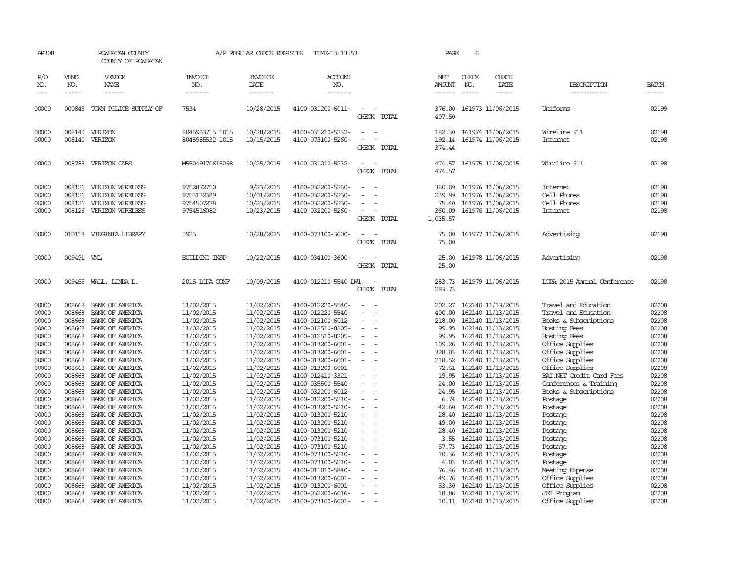AP308 POWHATAN COUNTY COUNTY OF POWHATAN A/P REGULAR CHECK REGISTER TIME-13:13:53

| P/O NO. | VEND. NO. | VENDOR NAME | INVOICE NO. | INVOICE DATE | ACCOUNT NO. | | NET AMOUNT | CHECK NO. | CHECK DATE | DESCRIPTION | BATCH |
|---|---|---|---|---|---|---|---|---|---|---|---|
| 00000 | 000845 | TOWN POLICE SUPPLY OF | 7534 | 10/28/2015 | 4100-031200-6011- | - - | 376.00 | 161973 | 11/06/2015 | Uniforms | 02199 |
| | | | | | | CHECK TOTAL | 407.50 | | | | |
| 00000 | 008140 | VERIZON | 8045983715 1015 | 10/28/2015 | 4100-031210-5232- | - - | 182.30 | 161974 | 11/06/2015 | Wireline 911 | 02198 |
| 00000 | 008140 | VERIZON | 8045985532 1015 | 10/15/2015 | 4100-073100-5260- | - - | 192.14 | 161974 | 11/06/2015 | Internet | 02198 |
| | | | | | | CHECK TOTAL | 374.44 | | | | |
| 00000 | 008785 | VERIZON CABS | M55049170615298 | 10/25/2015 | 4100-031210-5232- | - - | 474.57 | 161975 | 11/06/2015 | Wireline 911 | 02198 |
| | | | | | | CHECK TOTAL | 474.57 | | | | |
| 00000 | 008126 | VERIZON WIRELESS | 9752872750 | 9/23/2015 | 4100-032200-5260- | - - | 360.09 | 161976 | 11/06/2015 | Internet | 02198 |
| 00000 | 008126 | VERIZON WIRELESS | 9753132389 | 10/01/2015 | 4100-032200-5250- | - - | 239.99 | 161976 | 11/06/2015 | Cell Phones | 02198 |
| 00000 | 008126 | VERIZON WIRELESS | 9754507278 | 10/23/2015 | 4100-032200-5250- | - - | 75.40 | 161976 | 11/06/2015 | Cell Phones | 02198 |
| 00000 | 008126 | VERIZON WIRELESS | 9754516082 | 10/23/2015 | 4100-032200-5260- | - - | 360.09 | 161976 | 11/06/2015 | Internet | 02198 |
| | | | | | | CHECK TOTAL | 1,035.57 | | | | |
| 00000 | 010158 | VIRGINIA LIBRARY | 5925 | 10/28/2015 | 4100-073100-3600- | - - | 75.00 | 161977 | 11/06/2015 | Advertising | 02198 |
| | | | | | | CHECK TOTAL | 75.00 | | | | |
| 00000 | 009491 | VML | BUILDING INSP | 10/22/2015 | 4100-034100-3600- | - - | 25.00 | 161978 | 11/06/2015 | Advertising | 02198 |
| | | | | | | CHECK TOTAL | 25.00 | | | | |
| 00000 | 009455 | WALL, LINDA L. | 2015 LGPA CONF | 10/09/2015 | 4100-012210-5540-LW1- | - | 283.73 | 161979 | 11/06/2015 | LGPA 2015 Annual Conference | 02198 |
| | | | | | | CHECK TOTAL | 283.73 | | | | |
| 00000 | 008668 | BANK OF AMERICA | 11/02/2015 | 11/02/2015 | 4100-012220-5540- | - - | 202.27 | 162140 | 11/13/2015 | Travel and Education | 02208 |
| 00000 | 008668 | BANK OF AMERICA | 11/02/2015 | 11/02/2015 | 4100-012220-5540- | - - | 400.00 | 162140 | 11/13/2015 | Travel and Education | 02208 |
| 00000 | 008668 | BANK OF AMERICA | 11/02/2015 | 11/02/2015 | 4100-012100-6012- | - - | 218.00 | 162140 | 11/13/2015 | Books & Subscriptions | 02208 |
| 00000 | 008668 | BANK OF AMERICA | 11/02/2015 | 11/02/2015 | 4100-012510-8205- | - - | 99.95 | 162140 | 11/13/2015 | Hosting Fees | 02208 |
| 00000 | 008668 | BANK OF AMERICA | 11/02/2015 | 11/02/2015 | 4100-012510-8205- | - - | 99.95 | 162140 | 11/13/2015 | Hosting Fees | 02208 |
| 00000 | 008668 | BANK OF AMERICA | 11/02/2015 | 11/02/2015 | 4100-013200-6001- | - - | 109.26 | 162140 | 11/13/2015 | Office Supplies | 02208 |
| 00000 | 008668 | BANK OF AMERICA | 11/02/2015 | 11/02/2015 | 4100-013200-6001- | - - | 328.03 | 162140 | 11/13/2015 | Office Supplies | 02208 |
| 00000 | 008668 | BANK OF AMERICA | 11/02/2015 | 11/02/2015 | 4100-013200-6001- | - - | 218.52 | 162140 | 11/13/2015 | Office Supplies | 02208 |
| 00000 | 008668 | BANK OF AMERICA | 11/02/2015 | 11/02/2015 | 4100-013200-6001- | - - | 72.61 | 162140 | 11/13/2015 | Office Supplies | 02208 |
| 00000 | 008668 | BANK OF AMERICA | 11/02/2015 | 11/02/2015 | 4100-012410-3321- | - - | 19.95 | 162140 | 11/13/2015 | BAI.NET Credit Card Fees | 02208 |
| 00000 | 008668 | BANK OF AMERICA | 11/02/2015 | 11/02/2015 | 4100-035500-5540- | - - | 24.00 | 162140 | 11/13/2015 | Conferences & Training | 02208 |
| 00000 | 008668 | BANK OF AMERICA | 11/02/2015 | 11/02/2015 | 4100-032200-6012- | - - | 24.95 | 162140 | 11/13/2015 | Books & Subscriptions | 02208 |
| 00000 | 008668 | BANK OF AMERICA | 11/02/2015 | 11/02/2015 | 4100-012200-5210- | - - | 6.74 | 162140 | 11/13/2015 | Postage | 02208 |
| 00000 | 008668 | BANK OF AMERICA | 11/02/2015 | 11/02/2015 | 4100-013200-5210- | - - | 42.60 | 162140 | 11/13/2015 | Postage | 02208 |
| 00000 | 008668 | BANK OF AMERICA | 11/02/2015 | 11/02/2015 | 4100-013200-5210- | - - | 28.40 | 162140 | 11/13/2015 | Postage | 02208 |
| 00000 | 008668 | BANK OF AMERICA | 11/02/2015 | 11/02/2015 | 4100-013200-5210- | - - | 49.00 | 162140 | 11/13/2015 | Postage | 02208 |
| 00000 | 008668 | BANK OF AMERICA | 11/02/2015 | 11/02/2015 | 4100-013200-5210- | - - | 28.40 | 162140 | 11/13/2015 | Postage | 02208 |
| 00000 | 008668 | BANK OF AMERICA | 11/02/2015 | 11/02/2015 | 4100-073100-5210- | - - | 3.55 | 162140 | 11/13/2015 | Postage | 02208 |
| 00000 | 008668 | BANK OF AMERICA | 11/02/2015 | 11/02/2015 | 4100-073100-5210- | - - | 57.73 | 162140 | 11/13/2015 | Postage | 02208 |
| 00000 | 008668 | BANK OF AMERICA | 11/02/2015 | 11/02/2015 | 4100-073100-5210- | - - | 10.36 | 162140 | 11/13/2015 | Postage | 02208 |
| 00000 | 008668 | BANK OF AMERICA | 11/02/2015 | 11/02/2015 | 4100-073100-5210- | - - | 4.03 | 162140 | 11/13/2015 | Postage | 02208 |
| 00000 | 008668 | BANK OF AMERICA | 11/02/2015 | 11/02/2015 | 4100-011010-5840- | - - | 76.46 | 162140 | 11/13/2015 | Meeting Expense | 02208 |
| 00000 | 008668 | BANK OF AMERICA | 11/02/2015 | 11/02/2015 | 4100-013200-6001- | - - | 49.76 | 162140 | 11/13/2015 | Office Supplies | 02208 |
| 00000 | 008668 | BANK OF AMERICA | 11/02/2015 | 11/02/2015 | 4100-013200-6001- | - - | 53.30 | 162140 | 11/13/2015 | Office Supplies | 02208 |
| 00000 | 008668 | BANK OF AMERICA | 11/02/2015 | 11/02/2015 | 4100-032200-6016- | - - | 18.86 | 162140 | 11/13/2015 | JET Program | 02208 |
| 00000 | 008668 | BANK OF AMERICA | 11/02/2015 | 11/02/2015 | 4100-073100-6001- | - - | 10.11 | 162140 | 11/13/2015 | Office Supplies | 02208 |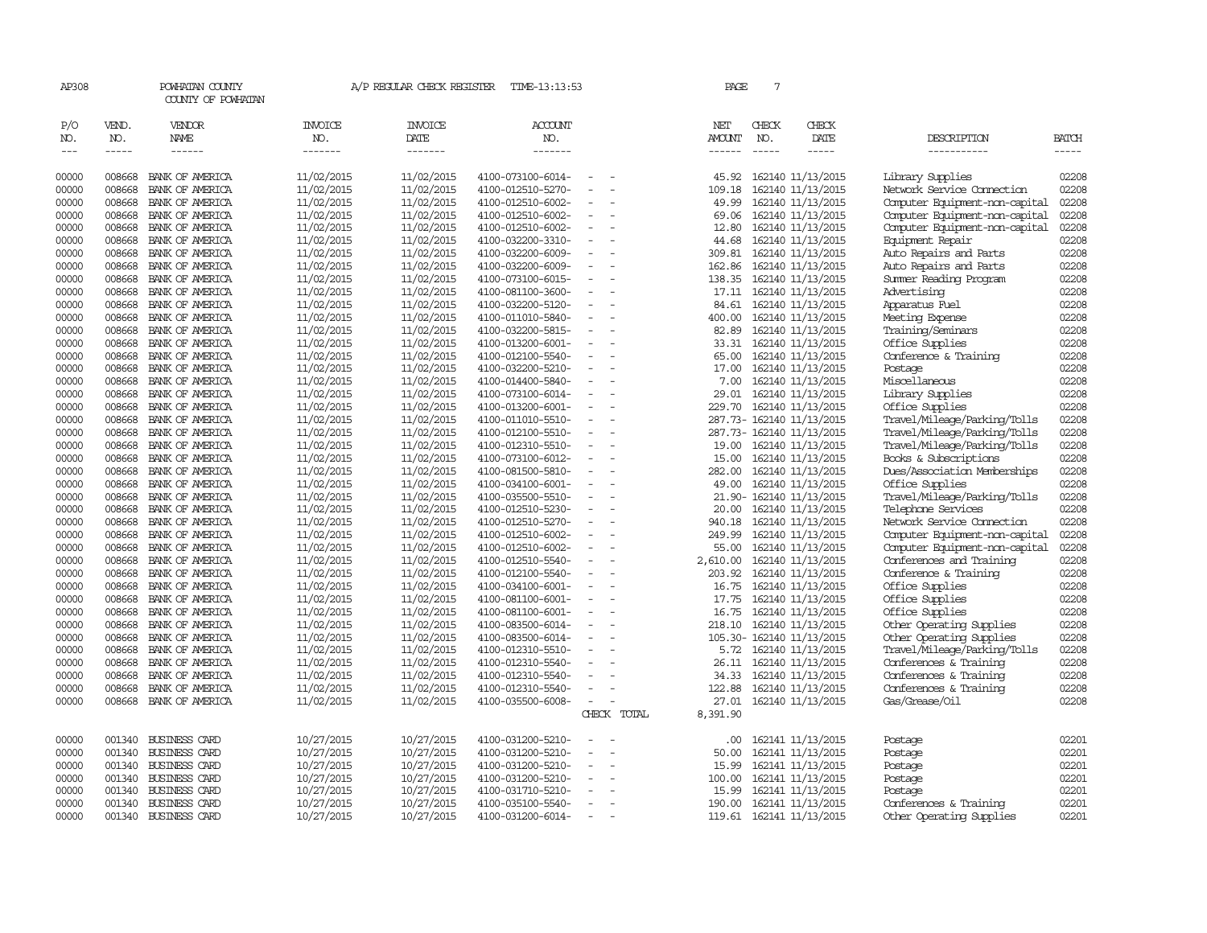AP308 POWHATAN COUNTY A/P REGULAR CHECK REGISTER TIME-13:13:53 PAGE 7

COUNTY OF POWHATAN

| P/O NO. | VEND. NO. | VENDOR NAME | INVOICE NO. | INVOICE DATE | ACCOUNT NO. | NET AMOUNT | CHECK NO. | CHECK DATE | DESCRIPTION | BATCH |
|---|---|---|---|---|---|---|---|---|---|---|
| 00000 | 008668 | BANK OF AMERICA | 11/02/2015 | 11/02/2015 | 4100-073100-6014- - - | 45.92 | 162140 | 11/13/2015 | Library Supplies | 02208 |
| 00000 | 008668 | BANK OF AMERICA | 11/02/2015 | 11/02/2015 | 4100-012510-5270- - - | 109.18 | 162140 | 11/13/2015 | Network Service Connection | 02208 |
| 00000 | 008668 | BANK OF AMERICA | 11/02/2015 | 11/02/2015 | 4100-012510-6002- - - | 49.99 | 162140 | 11/13/2015 | Computer Equipment-non-capital | 02208 |
| 00000 | 008668 | BANK OF AMERICA | 11/02/2015 | 11/02/2015 | 4100-012510-6002- - - | 69.06 | 162140 | 11/13/2015 | Computer Equipment-non-capital | 02208 |
| 00000 | 008668 | BANK OF AMERICA | 11/02/2015 | 11/02/2015 | 4100-012510-6002- - - | 12.80 | 162140 | 11/13/2015 | Computer Equipment-non-capital | 02208 |
| 00000 | 008668 | BANK OF AMERICA | 11/02/2015 | 11/02/2015 | 4100-032200-3310- - - | 44.68 | 162140 | 11/13/2015 | Equipment Repair | 02208 |
| 00000 | 008668 | BANK OF AMERICA | 11/02/2015 | 11/02/2015 | 4100-032200-6009- - - | 309.81 | 162140 | 11/13/2015 | Auto Repairs and Parts | 02208 |
| 00000 | 008668 | BANK OF AMERICA | 11/02/2015 | 11/02/2015 | 4100-032200-6009- - - | 162.86 | 162140 | 11/13/2015 | Auto Repairs and Parts | 02208 |
| 00000 | 008668 | BANK OF AMERICA | 11/02/2015 | 11/02/2015 | 4100-073100-6015- - - | 138.35 | 162140 | 11/13/2015 | Summer Reading Program | 02208 |
| 00000 | 008668 | BANK OF AMERICA | 11/02/2015 | 11/02/2015 | 4100-081100-3600- - - | 17.11 | 162140 | 11/13/2015 | Advertising | 02208 |
| 00000 | 008668 | BANK OF AMERICA | 11/02/2015 | 11/02/2015 | 4100-032200-5120- - - | 84.61 | 162140 | 11/13/2015 | Apparatus Fuel | 02208 |
| 00000 | 008668 | BANK OF AMERICA | 11/02/2015 | 11/02/2015 | 4100-011010-5840- - - | 400.00 | 162140 | 11/13/2015 | Meeting Expense | 02208 |
| 00000 | 008668 | BANK OF AMERICA | 11/02/2015 | 11/02/2015 | 4100-032200-5815- - - | 82.89 | 162140 | 11/13/2015 | Training/Seminars | 02208 |
| 00000 | 008668 | BANK OF AMERICA | 11/02/2015 | 11/02/2015 | 4100-013200-6001- - - | 33.31 | 162140 | 11/13/2015 | Office Supplies | 02208 |
| 00000 | 008668 | BANK OF AMERICA | 11/02/2015 | 11/02/2015 | 4100-012100-5540- - - | 65.00 | 162140 | 11/13/2015 | Conference & Training | 02208 |
| 00000 | 008668 | BANK OF AMERICA | 11/02/2015 | 11/02/2015 | 4100-032200-5210- - - | 17.00 | 162140 | 11/13/2015 | Postage | 02208 |
| 00000 | 008668 | BANK OF AMERICA | 11/02/2015 | 11/02/2015 | 4100-014400-5840- - - | 7.00 | 162140 | 11/13/2015 | Miscellaneous | 02208 |
| 00000 | 008668 | BANK OF AMERICA | 11/02/2015 | 11/02/2015 | 4100-073100-6014- - - | 29.01 | 162140 | 11/13/2015 | Library Supplies | 02208 |
| 00000 | 008668 | BANK OF AMERICA | 11/02/2015 | 11/02/2015 | 4100-013200-6001- - - | 229.70 | 162140 | 11/13/2015 | Office Supplies | 02208 |
| 00000 | 008668 | BANK OF AMERICA | 11/02/2015 | 11/02/2015 | 4100-011010-5510- - - | 287.73- | 162140 | 11/13/2015 | Travel/Mileage/Parking/Tolls | 02208 |
| 00000 | 008668 | BANK OF AMERICA | 11/02/2015 | 11/02/2015 | 4100-012100-5510- - - | 287.73- | 162140 | 11/13/2015 | Travel/Mileage/Parking/Tolls | 02208 |
| 00000 | 008668 | BANK OF AMERICA | 11/02/2015 | 11/02/2015 | 4100-012310-5510- - - | 19.00 | 162140 | 11/13/2015 | Travel/Mileage/Parking/Tolls | 02208 |
| 00000 | 008668 | BANK OF AMERICA | 11/02/2015 | 11/02/2015 | 4100-073100-6012- - - | 15.00 | 162140 | 11/13/2015 | Books & Subscriptions | 02208 |
| 00000 | 008668 | BANK OF AMERICA | 11/02/2015 | 11/02/2015 | 4100-081500-5810- - - | 282.00 | 162140 | 11/13/2015 | Dues/Association Memberships | 02208 |
| 00000 | 008668 | BANK OF AMERICA | 11/02/2015 | 11/02/2015 | 4100-034100-6001- - - | 49.00 | 162140 | 11/13/2015 | Office Supplies | 02208 |
| 00000 | 008668 | BANK OF AMERICA | 11/02/2015 | 11/02/2015 | 4100-035500-5510- - - | 21.90- | 162140 | 11/13/2015 | Travel/Mileage/Parking/Tolls | 02208 |
| 00000 | 008668 | BANK OF AMERICA | 11/02/2015 | 11/02/2015 | 4100-012510-5230- - - | 20.00 | 162140 | 11/13/2015 | Telephone Services | 02208 |
| 00000 | 008668 | BANK OF AMERICA | 11/02/2015 | 11/02/2015 | 4100-012510-5270- - - | 940.18 | 162140 | 11/13/2015 | Network Service Connection | 02208 |
| 00000 | 008668 | BANK OF AMERICA | 11/02/2015 | 11/02/2015 | 4100-012510-6002- - - | 249.99 | 162140 | 11/13/2015 | Computer Equipment-non-capital | 02208 |
| 00000 | 008668 | BANK OF AMERICA | 11/02/2015 | 11/02/2015 | 4100-012510-6002- - - | 55.00 | 162140 | 11/13/2015 | Computer Equipment-non-capital | 02208 |
| 00000 | 008668 | BANK OF AMERICA | 11/02/2015 | 11/02/2015 | 4100-012510-5540- - - | 2,610.00 | 162140 | 11/13/2015 | Conferences and Training | 02208 |
| 00000 | 008668 | BANK OF AMERICA | 11/02/2015 | 11/02/2015 | 4100-012100-5540- - - | 203.92 | 162140 | 11/13/2015 | Conference & Training | 02208 |
| 00000 | 008668 | BANK OF AMERICA | 11/02/2015 | 11/02/2015 | 4100-034100-6001- - - | 16.75 | 162140 | 11/13/2015 | Office Supplies | 02208 |
| 00000 | 008668 | BANK OF AMERICA | 11/02/2015 | 11/02/2015 | 4100-081100-6001- - - | 17.75 | 162140 | 11/13/2015 | Office Supplies | 02208 |
| 00000 | 008668 | BANK OF AMERICA | 11/02/2015 | 11/02/2015 | 4100-081100-6001- - - | 16.75 | 162140 | 11/13/2015 | Office Supplies | 02208 |
| 00000 | 008668 | BANK OF AMERICA | 11/02/2015 | 11/02/2015 | 4100-083500-6014- - - | 218.10 | 162140 | 11/13/2015 | Other Operating Supplies | 02208 |
| 00000 | 008668 | BANK OF AMERICA | 11/02/2015 | 11/02/2015 | 4100-083500-6014- - - | 105.30- | 162140 | 11/13/2015 | Other Operating Supplies | 02208 |
| 00000 | 008668 | BANK OF AMERICA | 11/02/2015 | 11/02/2015 | 4100-012310-5510- - - | 5.72 | 162140 | 11/13/2015 | Travel/Mileage/Parking/Tolls | 02208 |
| 00000 | 008668 | BANK OF AMERICA | 11/02/2015 | 11/02/2015 | 4100-012310-5540- - - | 26.11 | 162140 | 11/13/2015 | Conferences & Training | 02208 |
| 00000 | 008668 | BANK OF AMERICA | 11/02/2015 | 11/02/2015 | 4100-012310-5540- - - | 34.33 | 162140 | 11/13/2015 | Conferences & Training | 02208 |
| 00000 | 008668 | BANK OF AMERICA | 11/02/2015 | 11/02/2015 | 4100-012310-5540- - - | 122.88 | 162140 | 11/13/2015 | Conferences & Training | 02208 |
| 00000 | 008668 | BANK OF AMERICA | 11/02/2015 | 11/02/2015 | 4100-035500-6008- - - | 27.01 | 162140 | 11/13/2015 | Gas/Grease/Oil | 02208 |
| | | | | | CHECK TOTAL | 8,391.90 | | | | |
| 00000 | 001340 | BUSINESS CARD | 10/27/2015 | 10/27/2015 | 4100-031200-5210- - - | .00 | 162141 | 11/13/2015 | Postage | 02201 |
| 00000 | 001340 | BUSINESS CARD | 10/27/2015 | 10/27/2015 | 4100-031200-5210- - - | 50.00 | 162141 | 11/13/2015 | Postage | 02201 |
| 00000 | 001340 | BUSINESS CARD | 10/27/2015 | 10/27/2015 | 4100-031200-5210- - - | 15.99 | 162141 | 11/13/2015 | Postage | 02201 |
| 00000 | 001340 | BUSINESS CARD | 10/27/2015 | 10/27/2015 | 4100-031200-5210- - - | 100.00 | 162141 | 11/13/2015 | Postage | 02201 |
| 00000 | 001340 | BUSINESS CARD | 10/27/2015 | 10/27/2015 | 4100-031710-5210- - - | 15.99 | 162141 | 11/13/2015 | Postage | 02201 |
| 00000 | 001340 | BUSINESS CARD | 10/27/2015 | 10/27/2015 | 4100-035100-5540- - - | 190.00 | 162141 | 11/13/2015 | Conferences & Training | 02201 |
| 00000 | 001340 | BUSINESS CARD | 10/27/2015 | 10/27/2015 | 4100-031200-6014- - - | 119.61 | 162141 | 11/13/2015 | Other Operating Supplies | 02201 |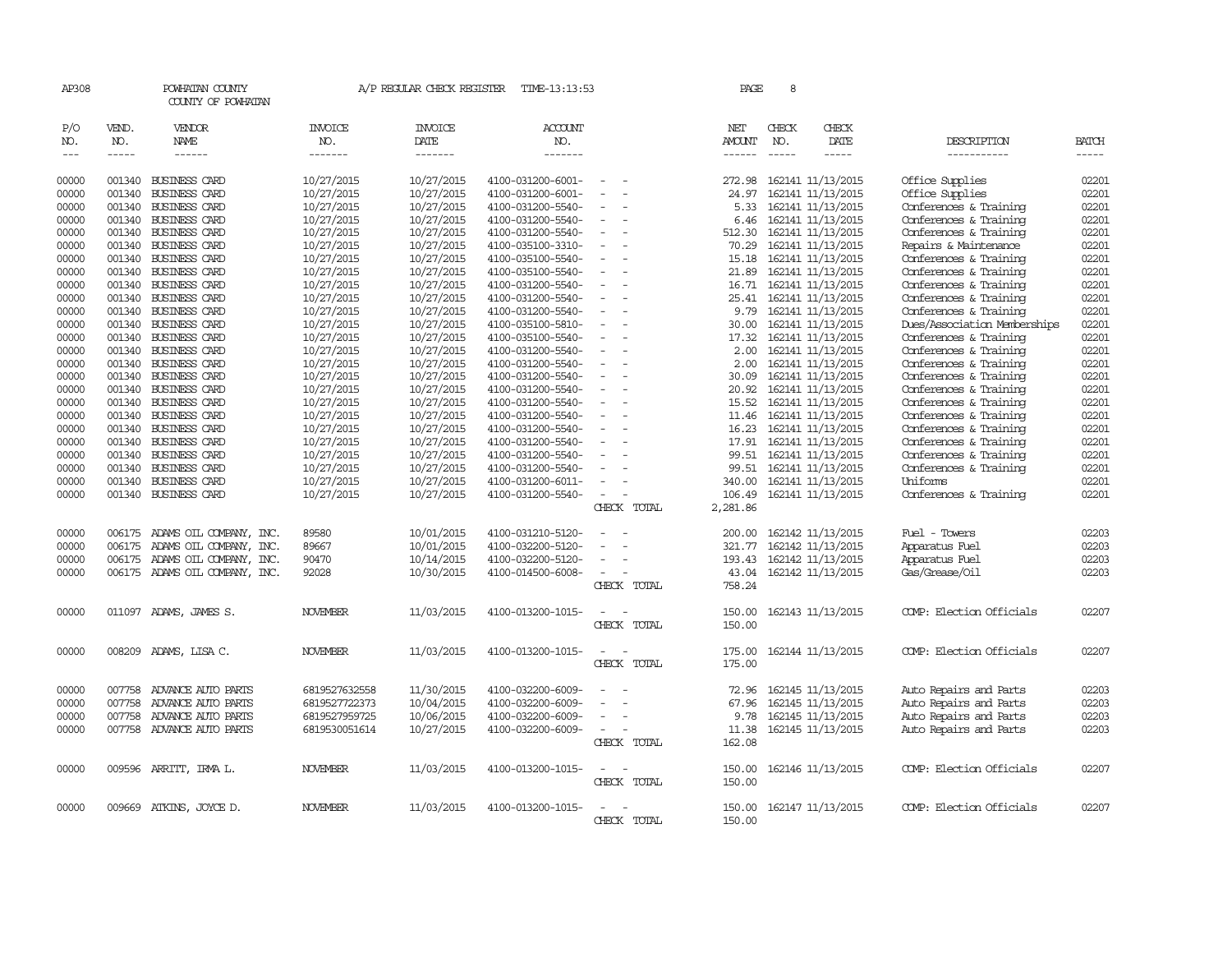AP308 POWHATAN COUNTY A/P REGULAR CHECK REGISTER TIME-13:13:53 PAGE 8

COUNTY OF POWHATAN

| P/O NO. | VEND. NO. | VENDOR NAME | INVOICE NO. | INVOICE DATE | ACCOUNT NO. | | NET AMOUNT | CHECK NO. | CHECK DATE | DESCRIPTION | BATCH |
|---|---|---|---|---|---|---|---|---|---|---|---|
| --- | ----- | ------ | ------- | ------- | ------- | | ------ | ----- | ----- | ----------- | ----- |
| 00000 | 001340 | BUSINESS CARD | 10/27/2015 | 10/27/2015 | 4100-031200-6001- | - - | 272.98 | 162141 | 11/13/2015 | Office Supplies | 02201 |
| 00000 | 001340 | BUSINESS CARD | 10/27/2015 | 10/27/2015 | 4100-031200-6001- | - - | 24.97 | 162141 | 11/13/2015 | Office Supplies | 02201 |
| 00000 | 001340 | BUSINESS CARD | 10/27/2015 | 10/27/2015 | 4100-031200-5540- | - - | 5.33 | 162141 | 11/13/2015 | Conferences & Training | 02201 |
| 00000 | 001340 | BUSINESS CARD | 10/27/2015 | 10/27/2015 | 4100-031200-5540- | - - | 6.46 | 162141 | 11/13/2015 | Conferences & Training | 02201 |
| 00000 | 001340 | BUSINESS CARD | 10/27/2015 | 10/27/2015 | 4100-031200-5540- | - - | 512.30 | 162141 | 11/13/2015 | Conferences & Training | 02201 |
| 00000 | 001340 | BUSINESS CARD | 10/27/2015 | 10/27/2015 | 4100-035100-3310- | - - | 70.29 | 162141 | 11/13/2015 | Repairs & Maintenance | 02201 |
| 00000 | 001340 | BUSINESS CARD | 10/27/2015 | 10/27/2015 | 4100-035100-5540- | - - | 15.18 | 162141 | 11/13/2015 | Conferences & Training | 02201 |
| 00000 | 001340 | BUSINESS CARD | 10/27/2015 | 10/27/2015 | 4100-035100-5540- | - - | 21.89 | 162141 | 11/13/2015 | Conferences & Training | 02201 |
| 00000 | 001340 | BUSINESS CARD | 10/27/2015 | 10/27/2015 | 4100-031200-5540- | - - | 16.71 | 162141 | 11/13/2015 | Conferences & Training | 02201 |
| 00000 | 001340 | BUSINESS CARD | 10/27/2015 | 10/27/2015 | 4100-031200-5540- | - - | 25.41 | 162141 | 11/13/2015 | Conferences & Training | 02201 |
| 00000 | 001340 | BUSINESS CARD | 10/27/2015 | 10/27/2015 | 4100-031200-5540- | - - | 9.79 | 162141 | 11/13/2015 | Conferences & Training | 02201 |
| 00000 | 001340 | BUSINESS CARD | 10/27/2015 | 10/27/2015 | 4100-035100-5810- | - - | 30.00 | 162141 | 11/13/2015 | Dues/Association Memberships | 02201 |
| 00000 | 001340 | BUSINESS CARD | 10/27/2015 | 10/27/2015 | 4100-035100-5540- | - - | 17.32 | 162141 | 11/13/2015 | Conferences & Training | 02201 |
| 00000 | 001340 | BUSINESS CARD | 10/27/2015 | 10/27/2015 | 4100-031200-5540- | - - | 2.00 | 162141 | 11/13/2015 | Conferences & Training | 02201 |
| 00000 | 001340 | BUSINESS CARD | 10/27/2015 | 10/27/2015 | 4100-031200-5540- | - - | 2.00 | 162141 | 11/13/2015 | Conferences & Training | 02201 |
| 00000 | 001340 | BUSINESS CARD | 10/27/2015 | 10/27/2015 | 4100-031200-5540- | - - | 30.09 | 162141 | 11/13/2015 | Conferences & Training | 02201 |
| 00000 | 001340 | BUSINESS CARD | 10/27/2015 | 10/27/2015 | 4100-031200-5540- | - - | 20.92 | 162141 | 11/13/2015 | Conferences & Training | 02201 |
| 00000 | 001340 | BUSINESS CARD | 10/27/2015 | 10/27/2015 | 4100-031200-5540- | - - | 15.52 | 162141 | 11/13/2015 | Conferences & Training | 02201 |
| 00000 | 001340 | BUSINESS CARD | 10/27/2015 | 10/27/2015 | 4100-031200-5540- | - - | 11.46 | 162141 | 11/13/2015 | Conferences & Training | 02201 |
| 00000 | 001340 | BUSINESS CARD | 10/27/2015 | 10/27/2015 | 4100-031200-5540- | - - | 16.23 | 162141 | 11/13/2015 | Conferences & Training | 02201 |
| 00000 | 001340 | BUSINESS CARD | 10/27/2015 | 10/27/2015 | 4100-031200-5540- | - - | 17.91 | 162141 | 11/13/2015 | Conferences & Training | 02201 |
| 00000 | 001340 | BUSINESS CARD | 10/27/2015 | 10/27/2015 | 4100-031200-5540- | - - | 99.51 | 162141 | 11/13/2015 | Conferences & Training | 02201 |
| 00000 | 001340 | BUSINESS CARD | 10/27/2015 | 10/27/2015 | 4100-031200-5540- | - - | 99.51 | 162141 | 11/13/2015 | Conferences & Training | 02201 |
| 00000 | 001340 | BUSINESS CARD | 10/27/2015 | 10/27/2015 | 4100-031200-6011- | - - | 340.00 | 162141 | 11/13/2015 | Uniforms | 02201 |
| 00000 | 001340 | BUSINESS CARD | 10/27/2015 | 10/27/2015 | 4100-031200-5540- | - - | 106.49 | 162141 | 11/13/2015 | Conferences & Training | 02201 |
| | | | | | | CHECK TOTAL | 2,281.86 | | | | |
| 00000 | 006175 | ADAMS OIL COMPANY, INC. | 89580 | 10/01/2015 | 4100-031210-5120- | - - | 200.00 | 162142 | 11/13/2015 | Fuel - Towers | 02203 |
| 00000 | 006175 | ADAMS OIL COMPANY, INC. | 89667 | 10/01/2015 | 4100-032200-5120- | - - | 321.77 | 162142 | 11/13/2015 | Apparatus Fuel | 02203 |
| 00000 | 006175 | ADAMS OIL COMPANY, INC. | 90470 | 10/14/2015 | 4100-032200-5120- | - - | 193.43 | 162142 | 11/13/2015 | Apparatus Fuel | 02203 |
| 00000 | 006175 | ADAMS OIL COMPANY, INC. | 92028 | 10/30/2015 | 4100-014500-6008- | - - | 43.04 | 162142 | 11/13/2015 | Gas/Grease/Oil | 02203 |
| | | | | | | CHECK TOTAL | 758.24 | | | | |
| 00000 | 011097 | ADAMS, JAMES S. | NOVEMBER | 11/03/2015 | 4100-013200-1015- | - - | 150.00 | 162143 | 11/13/2015 | COMP: Election Officials | 02207 |
| | | | | | | CHECK TOTAL | 150.00 | | | | |
| 00000 | 008209 | ADAMS, LISA C. | NOVEMBER | 11/03/2015 | 4100-013200-1015- | - - | 175.00 | 162144 | 11/13/2015 | COMP: Election Officials | 02207 |
| | | | | | | CHECK TOTAL | 175.00 | | | | |
| 00000 | 007758 | ADVANCE AUTO PARTS | 6819527632558 | 11/30/2015 | 4100-032200-6009- | - - | 72.96 | 162145 | 11/13/2015 | Auto Repairs and Parts | 02203 |
| 00000 | 007758 | ADVANCE AUTO PARTS | 6819527722373 | 10/04/2015 | 4100-032200-6009- | - - | 67.96 | 162145 | 11/13/2015 | Auto Repairs and Parts | 02203 |
| 00000 | 007758 | ADVANCE AUTO PARTS | 6819527959725 | 10/06/2015 | 4100-032200-6009- | - - | 9.78 | 162145 | 11/13/2015 | Auto Repairs and Parts | 02203 |
| 00000 | 007758 | ADVANCE AUTO PARTS | 6819530051614 | 10/27/2015 | 4100-032200-6009- | - - | 11.38 | 162145 | 11/13/2015 | Auto Repairs and Parts | 02203 |
| | | | | | | CHECK TOTAL | 162.08 | | | | |
| 00000 | 009596 | ARRITT, IRMA L. | NOVEMBER | 11/03/2015 | 4100-013200-1015- | - - | 150.00 | 162146 | 11/13/2015 | COMP: Election Officials | 02207 |
| | | | | | | CHECK TOTAL | 150.00 | | | | |
| 00000 | 009669 | ATKINS, JOYCE D. | NOVEMBER | 11/03/2015 | 4100-013200-1015- | - - | 150.00 | 162147 | 11/13/2015 | COMP: Election Officials | 02207 |
| | | | | | | CHECK TOTAL | 150.00 | | | | |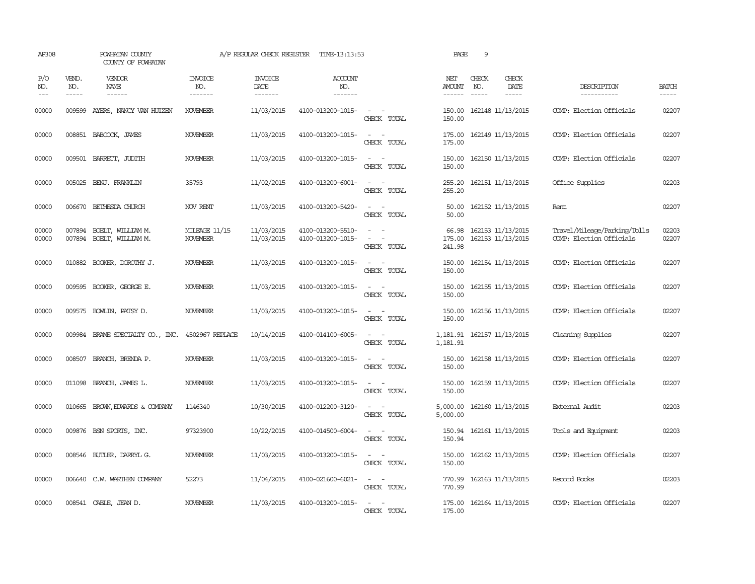AP308 POWHATAN COUNTY A/P REGULAR CHECK REGISTER TIME-13:13:53

COUNTY OF POWHATAN

| P/O NO. | VEND. NO. | VENDOR NAME | INVOICE NO. | INVOICE DATE | ACCOUNT NO. | | NET AMOUNT | CHECK NO. | CHECK DATE | DESCRIPTION | BATCH |
|---|---|---|---|---|---|---|---|---|---|---|---|
| 00000 | 009599 | AYERS, NANCY VAN HUIZEN | NOVEMBER | 11/03/2015 | 4100-013200-1015- | - - | 150.00 | 162148 | 11/13/2015 | COMP: Election Officials | 02207 |
| | | | | | | CHECK TOTAL | 150.00 | | | | |
| 00000 | 008851 | BABCOCK, JAMES | NOVEMBER | 11/03/2015 | 4100-013200-1015- | - - | 175.00 | 162149 | 11/13/2015 | COMP: Election Officials | 02207 |
| | | | | | | CHECK TOTAL | 175.00 | | | | |
| 00000 | 009501 | BARRETT, JUDITH | NOVEMBER | 11/03/2015 | 4100-013200-1015- | - - | 150.00 | 162150 | 11/13/2015 | COMP: Election Officials | 02207 |
| | | | | | | CHECK TOTAL | 150.00 | | | | |
| 00000 | 005025 | BENJ. FRANKLIN | 35793 | 11/02/2015 | 4100-013200-6001- | - - | 255.20 | 162151 | 11/13/2015 | Office Supplies | 02203 |
| | | | | | | CHECK TOTAL | 255.20 | | | | |
| 00000 | 006670 | BETHESDA CHURCH | NOV RENT | 11/03/2015 | 4100-013200-5420- | - - | 50.00 | 162152 | 11/13/2015 | Rent | 02207 |
| | | | | | | CHECK TOTAL | 50.00 | | | | |
| 00000 | 007894 | BOELT, WILLIAM M. | MILEAGE 11/15 | 11/03/2015 | 4100-013200-5510- | - - | 66.98 | 162153 | 11/13/2015 | Travel/Mileage/Parking/Tolls | 02203 |
| 00000 | 007894 | BOELT, WILLIAM M. | NOVEMBER | 11/03/2015 | 4100-013200-1015- | - - | 175.00 | 162153 | 11/13/2015 | COMP: Election Officials | 02207 |
| | | | | | | CHECK TOTAL | 241.98 | | | | |
| 00000 | 010882 | BOOKER, DOROTHY J. | NOVEMBER | 11/03/2015 | 4100-013200-1015- | - - | 150.00 | 162154 | 11/13/2015 | COMP: Election Officials | 02207 |
| | | | | | | CHECK TOTAL | 150.00 | | | | |
| 00000 | 009595 | BOOKER, GEORGE E. | NOVEMBER | 11/03/2015 | 4100-013200-1015- | - - | 150.00 | 162155 | 11/13/2015 | COMP: Election Officials | 02207 |
| | | | | | | CHECK TOTAL | 150.00 | | | | |
| 00000 | 009575 | BOWLIN, PATSY D. | NOVEMBER | 11/03/2015 | 4100-013200-1015- | - - | 150.00 | 162156 | 11/13/2015 | COMP: Election Officials | 02207 |
| | | | | | | CHECK TOTAL | 150.00 | | | | |
| 00000 | 009984 | BRAME SPECIALTY CO., INC. | 4502967 REPLACE | 10/14/2015 | 4100-014100-6005- | - - | 1,181.91 | 162157 | 11/13/2015 | Cleaning Supplies | 02207 |
| | | | | | | CHECK TOTAL | 1,181.91 | | | | |
| 00000 | 008507 | BRANCH, BRENDA P. | NOVEMBER | 11/03/2015 | 4100-013200-1015- | - - | 150.00 | 162158 | 11/13/2015 | COMP: Election Officials | 02207 |
| | | | | | | CHECK TOTAL | 150.00 | | | | |
| 00000 | 011098 | BRANCH, JAMES L. | NOVEMBER | 11/03/2015 | 4100-013200-1015- | - - | 150.00 | 162159 | 11/13/2015 | COMP: Election Officials | 02207 |
| | | | | | | CHECK TOTAL | 150.00 | | | | |
| 00000 | 010665 | BROWN,EDWARDS & COMPANY | 1146340 | 10/30/2015 | 4100-012200-3120- | - - | 5,000.00 | 162160 | 11/13/2015 | External Audit | 02203 |
| | | | | | | CHECK TOTAL | 5,000.00 | | | | |
| 00000 | 009876 | BSN SPORTS, INC. | 97323900 | 10/22/2015 | 4100-014500-6004- | - - | 150.94 | 162161 | 11/13/2015 | Tools and Equipment | 02203 |
| | | | | | | CHECK TOTAL | 150.94 | | | | |
| 00000 | 008546 | BUTLER, DARRYL G. | NOVEMBER | 11/03/2015 | 4100-013200-1015- | - - | 150.00 | 162162 | 11/13/2015 | COMP: Election Officials | 02207 |
| | | | | | | CHECK TOTAL | 150.00 | | | | |
| 00000 | 006640 | C.W. WARTHEN COMPANY | 52273 | 11/04/2015 | 4100-021600-6021- | - - | 770.99 | 162163 | 11/13/2015 | Record Books | 02203 |
| | | | | | | CHECK TOTAL | 770.99 | | | | |
| 00000 | 008541 | CABLE, JEAN D. | NOVEMBER | 11/03/2015 | 4100-013200-1015- | - - | 175.00 | 162164 | 11/13/2015 | COMP: Election Officials | 02207 |
| | | | | | | CHECK TOTAL | 175.00 | | | | |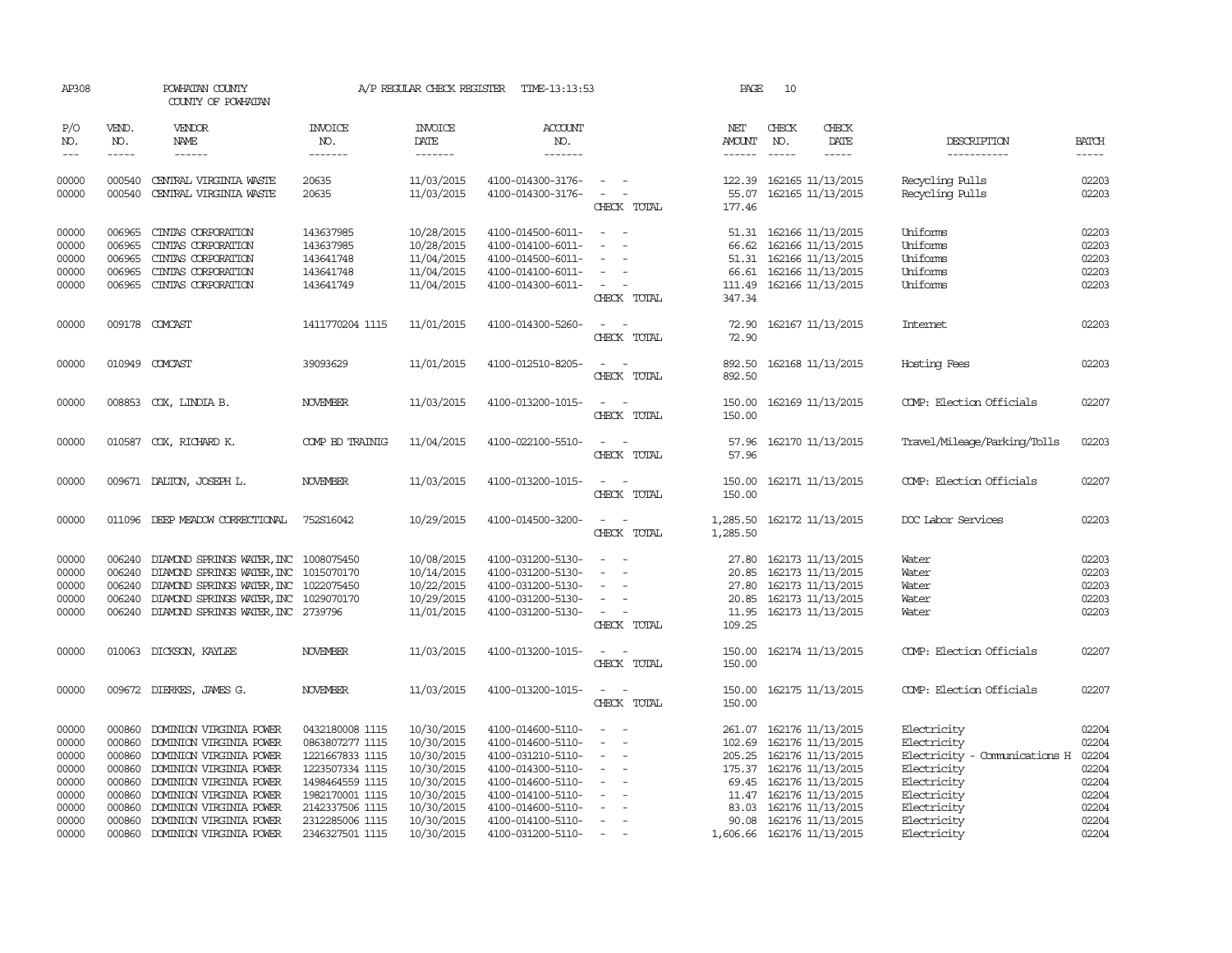AP308 POWHATAN COUNTY A/P REGULAR CHECK REGISTER TIME-13:13:53 PAGE 10
COUNTY OF POWHATAN

| P/O NO. | VEND. NO. | VENDOR NAME | INVOICE NO. | INVOICE DATE | ACCOUNT NO. | | NET AMOUNT | CHECK NO. | CHECK DATE | DESCRIPTION | BATCH |
|---|---|---|---|---|---|---|---|---|---|---|---|
| 00000 | 000540 | CENTRAL VIRGINIA WASTE | 20635 | 11/03/2015 | 4100-014300-3176- | - - | 122.39 | 162165 | 11/13/2015 | Recycling Pulls | 02203 |
| 00000 | 000540 | CENTRAL VIRGINIA WASTE | 20635 | 11/03/2015 | 4100-014300-3176- | - - | 55.07 | 162165 | 11/13/2015 | Recycling Pulls | 02203 |
| | | | | | | CHECK TOTAL | 177.46 | | | | |
| 00000 | 006965 | CINTAS CORPORATION | 143637985 | 10/28/2015 | 4100-014500-6011- | - - | 51.31 | 162166 | 11/13/2015 | Uniforms | 02203 |
| 00000 | 006965 | CINTAS CORPORATION | 143637985 | 10/28/2015 | 4100-014100-6011- | - - | 66.62 | 162166 | 11/13/2015 | Uniforms | 02203 |
| 00000 | 006965 | CINTAS CORPORATION | 143641748 | 11/04/2015 | 4100-014500-6011- | - - | 51.31 | 162166 | 11/13/2015 | Uniforms | 02203 |
| 00000 | 006965 | CINTAS CORPORATION | 143641748 | 11/04/2015 | 4100-014100-6011- | - - | 66.61 | 162166 | 11/13/2015 | Uniforms | 02203 |
| 00000 | 006965 | CINTAS CORPORATION | 143641749 | 11/04/2015 | 4100-014300-6011- | - - | 111.49 | 162166 | 11/13/2015 | Uniforms | 02203 |
| | | | | | | CHECK TOTAL | 347.34 | | | | |
| 00000 | 009178 | COMCAST | 1411770204 1115 | 11/01/2015 | 4100-014300-5260- | - - | 72.90 | 162167 | 11/13/2015 | Internet | 02203 |
| | | | | | | CHECK TOTAL | 72.90 | | | | |
| 00000 | 010949 | COMCAST | 39093629 | 11/01/2015 | 4100-012510-8205- | - - | 892.50 | 162168 | 11/13/2015 | Hosting Fees | 02203 |
| | | | | | | CHECK TOTAL | 892.50 | | | | |
| 00000 | 008853 | COX, LINDIA B. | NOVEMBER | 11/03/2015 | 4100-013200-1015- | - - | 150.00 | 162169 | 11/13/2015 | COMP: Election Officials | 02207 |
| | | | | | | CHECK TOTAL | 150.00 | | | | |
| 00000 | 010587 | COX, RICHARD K. | COMP BD TRAINIG | 11/04/2015 | 4100-022100-5510- | - - | 57.96 | 162170 | 11/13/2015 | Travel/Mileage/Parking/Tolls | 02203 |
| | | | | | | CHECK TOTAL | 57.96 | | | | |
| 00000 | 009671 | DALTON, JOSEPH L. | NOVEMBER | 11/03/2015 | 4100-013200-1015- | - - | 150.00 | 162171 | 11/13/2015 | COMP: Election Officials | 02207 |
| | | | | | | CHECK TOTAL | 150.00 | | | | |
| 00000 | 011096 | DEEP MEADOW CORRECTIONAL | 752S16042 | 10/29/2015 | 4100-014500-3200- | - - | 1,285.50 | 162172 | 11/13/2015 | DOC Labor Services | 02203 |
| | | | | | | CHECK TOTAL | 1,285.50 | | | | |
| 00000 | 006240 | DIAMOND SPRINGS WATER,INC | 1008075450 | 10/08/2015 | 4100-031200-5130- | - - | 27.80 | 162173 | 11/13/2015 | Water | 02203 |
| 00000 | 006240 | DIAMOND SPRINGS WATER,INC | 1015070170 | 10/14/2015 | 4100-031200-5130- | - - | 20.85 | 162173 | 11/13/2015 | Water | 02203 |
| 00000 | 006240 | DIAMOND SPRINGS WATER,INC | 1022075450 | 10/22/2015 | 4100-031200-5130- | - - | 27.80 | 162173 | 11/13/2015 | Water | 02203 |
| 00000 | 006240 | DIAMOND SPRINGS WATER,INC | 1029070170 | 10/29/2015 | 4100-031200-5130- | - - | 20.85 | 162173 | 11/13/2015 | Water | 02203 |
| 00000 | 006240 | DIAMOND SPRINGS WATER,INC | 2739796 | 11/01/2015 | 4100-031200-5130- | - - | 11.95 | 162173 | 11/13/2015 | Water | 02203 |
| | | | | | | CHECK TOTAL | 109.25 | | | | |
| 00000 | 010063 | DICKSON, KAYLEE | NOVEMBER | 11/03/2015 | 4100-013200-1015- | - - | 150.00 | 162174 | 11/13/2015 | COMP: Election Officials | 02207 |
| | | | | | | CHECK TOTAL | 150.00 | | | | |
| 00000 | 009672 | DIERKES, JAMES G. | NOVEMBER | 11/03/2015 | 4100-013200-1015- | - - | 150.00 | 162175 | 11/13/2015 | COMP: Election Officials | 02207 |
| | | | | | | CHECK TOTAL | 150.00 | | | | |
| 00000 | 000860 | DOMINION VIRGINIA POWER | 0432180008 1115 | 10/30/2015 | 4100-014600-5110- | - - | 261.07 | 162176 | 11/13/2015 | Electricity | 02204 |
| 00000 | 000860 | DOMINION VIRGINIA POWER | 0863807277 1115 | 10/30/2015 | 4100-014600-5110- | - - | 102.69 | 162176 | 11/13/2015 | Electricity | 02204 |
| 00000 | 000860 | DOMINION VIRGINIA POWER | 1221667833 1115 | 10/30/2015 | 4100-031210-5110- | - - | 205.25 | 162176 | 11/13/2015 | Electricity - Communications H | 02204 |
| 00000 | 000860 | DOMINION VIRGINIA POWER | 1223507334 1115 | 10/30/2015 | 4100-014300-5110- | - - | 175.37 | 162176 | 11/13/2015 | Electricity | 02204 |
| 00000 | 000860 | DOMINION VIRGINIA POWER | 1498464559 1115 | 10/30/2015 | 4100-014600-5110- | - - | 69.45 | 162176 | 11/13/2015 | Electricity | 02204 |
| 00000 | 000860 | DOMINION VIRGINIA POWER | 1982170001 1115 | 10/30/2015 | 4100-014100-5110- | - - | 11.47 | 162176 | 11/13/2015 | Electricity | 02204 |
| 00000 | 000860 | DOMINION VIRGINIA POWER | 2142337506 1115 | 10/30/2015 | 4100-014600-5110- | - - | 83.03 | 162176 | 11/13/2015 | Electricity | 02204 |
| 00000 | 000860 | DOMINION VIRGINIA POWER | 2312285006 1115 | 10/30/2015 | 4100-014100-5110- | - - | 90.08 | 162176 | 11/13/2015 | Electricity | 02204 |
| 00000 | 000860 | DOMINION VIRGINIA POWER | 2346327501 1115 | 10/30/2015 | 4100-031200-5110- | - - | 1,606.66 | 162176 | 11/13/2015 | Electricity | 02204 |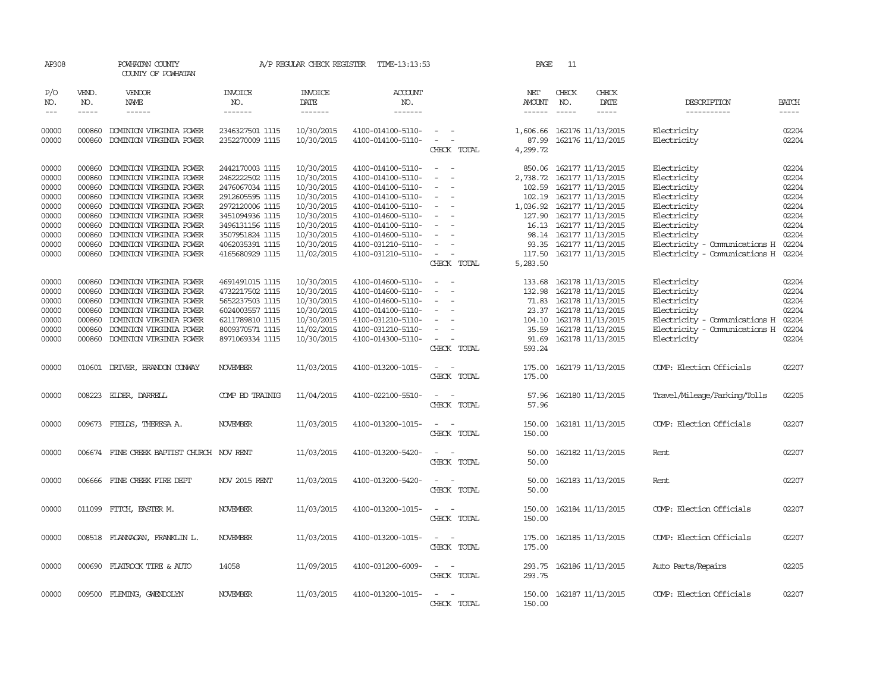AP308 POWHATAN COUNTY A/P REGULAR CHECK REGISTER TIME-13:13:53 PAGE 11

COUNTY OF POWHATAN

| P/O NO. | VEND. NO. | VENDOR NAME | INVOICE NO. | INVOICE DATE | ACCOUNT NO. | | NET AMOUNT | CHECK NO. | CHECK DATE | DESCRIPTION | BATCH |
|---|---|---|---|---|---|---|---|---|---|---|---|
| 00000 | 000860 | DOMINION VIRGINIA POWER | 2346327501 1115 | 10/30/2015 | 4100-014100-5110- | - - | 1,606.66 | 162176 | 11/13/2015 | Electricity | 02204 |
| 00000 | 000860 | DOMINION VIRGINIA POWER | 2352270009 1115 | 10/30/2015 | 4100-014100-5110- | - - | 87.99 | 162176 | 11/13/2015 | Electricity | 02204 |
| | | | | | | CHECK TOTAL | 4,299.72 | | | | |
| 00000 | 000860 | DOMINION VIRGINIA POWER | 2442170003 1115 | 10/30/2015 | 4100-014100-5110- | - - | 850.06 | 162177 | 11/13/2015 | Electricity | 02204 |
| 00000 | 000860 | DOMINION VIRGINIA POWER | 2462222502 1115 | 10/30/2015 | 4100-014100-5110- | - - | 2,738.72 | 162177 | 11/13/2015 | Electricity | 02204 |
| 00000 | 000860 | DOMINION VIRGINIA POWER | 2476067034 1115 | 10/30/2015 | 4100-014100-5110- | - - | 102.59 | 162177 | 11/13/2015 | Electricity | 02204 |
| 00000 | 000860 | DOMINION VIRGINIA POWER | 2912605595 1115 | 10/30/2015 | 4100-014100-5110- | - - | 102.19 | 162177 | 11/13/2015 | Electricity | 02204 |
| 00000 | 000860 | DOMINION VIRGINIA POWER | 2972120006 1115 | 10/30/2015 | 4100-014100-5110- | - - | 1,036.92 | 162177 | 11/13/2015 | Electricity | 02204 |
| 00000 | 000860 | DOMINION VIRGINIA POWER | 3451094936 1115 | 10/30/2015 | 4100-014600-5110- | - - | 127.90 | 162177 | 11/13/2015 | Electricity | 02204 |
| 00000 | 000860 | DOMINION VIRGINIA POWER | 3496131156 1115 | 10/30/2015 | 4100-014100-5110- | - - | 16.13 | 162177 | 11/13/2015 | Electricity | 02204 |
| 00000 | 000860 | DOMINION VIRGINIA POWER | 3507951824 1115 | 10/30/2015 | 4100-014600-5110- | - - | 98.14 | 162177 | 11/13/2015 | Electricity | 02204 |
| 00000 | 000860 | DOMINION VIRGINIA POWER | 4062035391 1115 | 10/30/2015 | 4100-031210-5110- | - - | 93.35 | 162177 | 11/13/2015 | Electricity - Communications H | 02204 |
| 00000 | 000860 | DOMINION VIRGINIA POWER | 4165680929 1115 | 11/02/2015 | 4100-031210-5110- | - - | 117.50 | 162177 | 11/13/2015 | Electricity - Communications H | 02204 |
| | | | | | | CHECK TOTAL | 5,283.50 | | | | |
| 00000 | 000860 | DOMINION VIRGINIA POWER | 4691491015 1115 | 10/30/2015 | 4100-014600-5110- | - - | 133.68 | 162178 | 11/13/2015 | Electricity | 02204 |
| 00000 | 000860 | DOMINION VIRGINIA POWER | 4732217502 1115 | 10/30/2015 | 4100-014600-5110- | - - | 132.98 | 162178 | 11/13/2015 | Electricity | 02204 |
| 00000 | 000860 | DOMINION VIRGINIA POWER | 5652237503 1115 | 10/30/2015 | 4100-014600-5110- | - - | 71.83 | 162178 | 11/13/2015 | Electricity | 02204 |
| 00000 | 000860 | DOMINION VIRGINIA POWER | 6024003557 1115 | 10/30/2015 | 4100-014100-5110- | - - | 23.37 | 162178 | 11/13/2015 | Electricity | 02204 |
| 00000 | 000860 | DOMINION VIRGINIA POWER | 6211789810 1115 | 10/30/2015 | 4100-031210-5110- | - - | 104.10 | 162178 | 11/13/2015 | Electricity - Communications H | 02204 |
| 00000 | 000860 | DOMINION VIRGINIA POWER | 8009370571 1115 | 11/02/2015 | 4100-031210-5110- | - - | 35.59 | 162178 | 11/13/2015 | Electricity - Communications H | 02204 |
| 00000 | 000860 | DOMINION VIRGINIA POWER | 8971069334 1115 | 10/30/2015 | 4100-014300-5110- | - - | 91.69 | 162178 | 11/13/2015 | Electricity | 02204 |
| | | | | | | CHECK TOTAL | 593.24 | | | | |
| 00000 | 010601 | DRIVER, BRANDON CONWAY | NOVEMBER | 11/03/2015 | 4100-013200-1015- | - - | 175.00 | 162179 | 11/13/2015 | COMP: Election Officials | 02207 |
| | | | | | | CHECK TOTAL | 175.00 | | | | |
| 00000 | 008223 | ELDER, DARRELL | COMP BD TRAINIG | 11/04/2015 | 4100-022100-5510- | - - | 57.96 | 162180 | 11/13/2015 | Travel/Mileage/Parking/Tolls | 02205 |
| | | | | | | CHECK TOTAL | 57.96 | | | | |
| 00000 | 009673 | FIELDS, THERESA A. | NOVEMBER | 11/03/2015 | 4100-013200-1015- | - - | 150.00 | 162181 | 11/13/2015 | COMP: Election Officials | 02207 |
| | | | | | | CHECK TOTAL | 150.00 | | | | |
| 00000 | 006674 | FINE CREEK BAPTIST CHURCH | NOV RENT | 11/03/2015 | 4100-013200-5420- | - - | 50.00 | 162182 | 11/13/2015 | Rent | 02207 |
| | | | | | | CHECK TOTAL | 50.00 | | | | |
| 00000 | 006666 | FINE CREEK FIRE DEPT | NOV 2015 RENT | 11/03/2015 | 4100-013200-5420- | - - | 50.00 | 162183 | 11/13/2015 | Rent | 02207 |
| | | | | | | CHECK TOTAL | 50.00 | | | | |
| 00000 | 011099 | FITCH, EASTER M. | NOVEMBER | 11/03/2015 | 4100-013200-1015- | - - | 150.00 | 162184 | 11/13/2015 | COMP: Election Officials | 02207 |
| | | | | | | CHECK TOTAL | 150.00 | | | | |
| 00000 | 008518 | FLANNAGAN, FRANKLIN L. | NOVEMBER | 11/03/2015 | 4100-013200-1015- | - - | 175.00 | 162185 | 11/13/2015 | COMP: Election Officials | 02207 |
| | | | | | | CHECK TOTAL | 175.00 | | | | |
| 00000 | 000690 | FLATROCK TIRE & AUTO | 14058 | 11/09/2015 | 4100-031200-6009- | - - | 293.75 | 162186 | 11/13/2015 | Auto Parts/Repairs | 02205 |
| | | | | | | CHECK TOTAL | 293.75 | | | | |
| 00000 | 009500 | FLEMING, GWENDOLYN | NOVEMBER | 11/03/2015 | 4100-013200-1015- | - - | 150.00 | 162187 | 11/13/2015 | COMP: Election Officials | 02207 |
| | | | | | | CHECK TOTAL | 150.00 | | | | |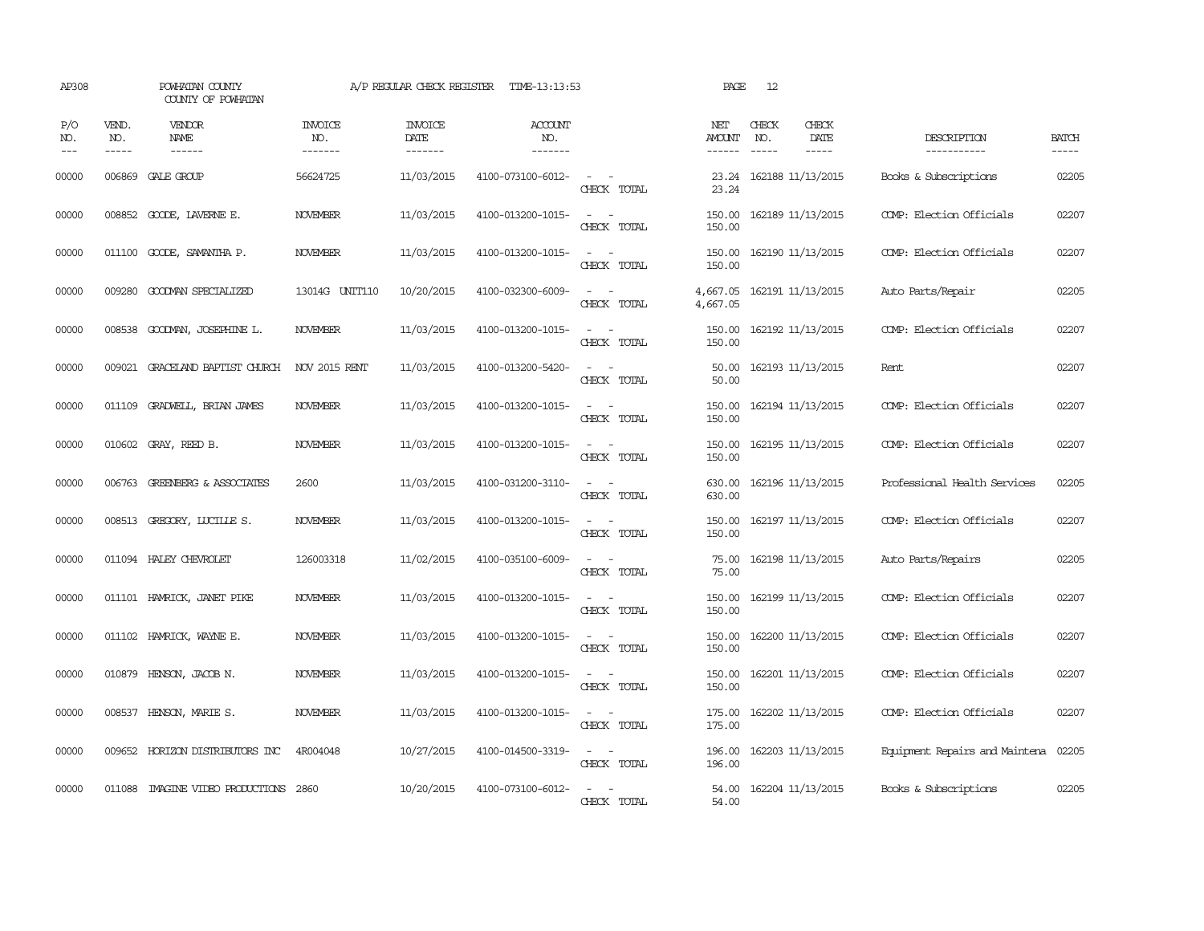AP308 POWHATAN COUNTY A/P REGULAR CHECK REGISTER TIME-13:13:53 PAGE 12

COUNTY OF POWHATAN

| P/O NO. | VEND. NO. | VENDOR NAME | INVOICE NO. | INVOICE DATE | ACCOUNT NO. | | NET AMOUNT | CHECK NO. | CHECK DATE | DESCRIPTION | BATCH |
|---|---|---|---|---|---|---|---|---|---|---|---|
| 00000 | 006869 | GALE GROUP | 56624725 | 11/03/2015 | 4100-073100-6012- | - - | 23.24 | 162188 | 11/13/2015 | Books & Subscriptions | 02205 |
| | | | | | | CHECK TOTAL | 23.24 | | | | |
| 00000 | 008852 | GOODE, LAVERNE E. | NOVEMBER | 11/03/2015 | 4100-013200-1015- | - - | 150.00 | 162189 | 11/13/2015 | COMP: Election Officials | 02207 |
| | | | | | | CHECK TOTAL | 150.00 | | | | |
| 00000 | 011100 | GOODE, SAMANTHA P. | NOVEMBER | 11/03/2015 | 4100-013200-1015- | - - | 150.00 | 162190 | 11/13/2015 | COMP: Election Officials | 02207 |
| | | | | | | CHECK TOTAL | 150.00 | | | | |
| 00000 | 009280 | GOODMAN SPECIALIZED | 13014G UNIT110 | 10/20/2015 | 4100-032300-6009- | - - | 4,667.05 | 162191 | 11/13/2015 | Auto Parts/Repair | 02205 |
| | | | | | | CHECK TOTAL | 4,667.05 | | | | |
| 00000 | 008538 | GOODMAN, JOSEPHINE L. | NOVEMBER | 11/03/2015 | 4100-013200-1015- | - - | 150.00 | 162192 | 11/13/2015 | COMP: Election Officials | 02207 |
| | | | | | | CHECK TOTAL | 150.00 | | | | |
| 00000 | 009021 | GRACELAND BAPTIST CHURCH | NOV 2015 RENT | 11/03/2015 | 4100-013200-5420- | - - | 50.00 | 162193 | 11/13/2015 | Rent | 02207 |
| | | | | | | CHECK TOTAL | 50.00 | | | | |
| 00000 | 011109 | GRADWELL, BRIAN JAMES | NOVEMBER | 11/03/2015 | 4100-013200-1015- | - - | 150.00 | 162194 | 11/13/2015 | COMP: Election Officials | 02207 |
| | | | | | | CHECK TOTAL | 150.00 | | | | |
| 00000 | 010602 | GRAY, REED B. | NOVEMBER | 11/03/2015 | 4100-013200-1015- | - - | 150.00 | 162195 | 11/13/2015 | COMP: Election Officials | 02207 |
| | | | | | | CHECK TOTAL | 150.00 | | | | |
| 00000 | 006763 | GREENBERG & ASSOCIATES | 2600 | 11/03/2015 | 4100-031200-3110- | - - | 630.00 | 162196 | 11/13/2015 | Professional Health Services | 02205 |
| | | | | | | CHECK TOTAL | 630.00 | | | | |
| 00000 | 008513 | GREGORY, LUCILLE S. | NOVEMBER | 11/03/2015 | 4100-013200-1015- | - - | 150.00 | 162197 | 11/13/2015 | COMP: Election Officials | 02207 |
| | | | | | | CHECK TOTAL | 150.00 | | | | |
| 00000 | 011094 | HALEY CHEVROLET | 126003318 | 11/02/2015 | 4100-035100-6009- | - - | 75.00 | 162198 | 11/13/2015 | Auto Parts/Repairs | 02205 |
| | | | | | | CHECK TOTAL | 75.00 | | | | |
| 00000 | 011101 | HAMRICK, JANET PIKE | NOVEMBER | 11/03/2015 | 4100-013200-1015- | - - | 150.00 | 162199 | 11/13/2015 | COMP: Election Officials | 02207 |
| | | | | | | CHECK TOTAL | 150.00 | | | | |
| 00000 | 011102 | HAMRICK, WAYNE E. | NOVEMBER | 11/03/2015 | 4100-013200-1015- | - - | 150.00 | 162200 | 11/13/2015 | COMP: Election Officials | 02207 |
| | | | | | | CHECK TOTAL | 150.00 | | | | |
| 00000 | 010879 | HENSON, JACOB N. | NOVEMBER | 11/03/2015 | 4100-013200-1015- | - - | 150.00 | 162201 | 11/13/2015 | COMP: Election Officials | 02207 |
| | | | | | | CHECK TOTAL | 150.00 | | | | |
| 00000 | 008537 | HENSON, MARIE S. | NOVEMBER | 11/03/2015 | 4100-013200-1015- | - - | 175.00 | 162202 | 11/13/2015 | COMP: Election Officials | 02207 |
| | | | | | | CHECK TOTAL | 175.00 | | | | |
| 00000 | 009652 | HORIZON DISTRIBUTORS INC | 4R004048 | 10/27/2015 | 4100-014500-3319- | - - | 196.00 | 162203 | 11/13/2015 | Equipment Repairs and Maintena | 02205 |
| | | | | | | CHECK TOTAL | 196.00 | | | | |
| 00000 | 011088 | IMAGINE VIDEO PRODUCTIONS | 2860 | 10/20/2015 | 4100-073100-6012- | - - | 54.00 | 162204 | 11/13/2015 | Books & Subscriptions | 02205 |
| | | | | | | CHECK TOTAL | 54.00 | | | | |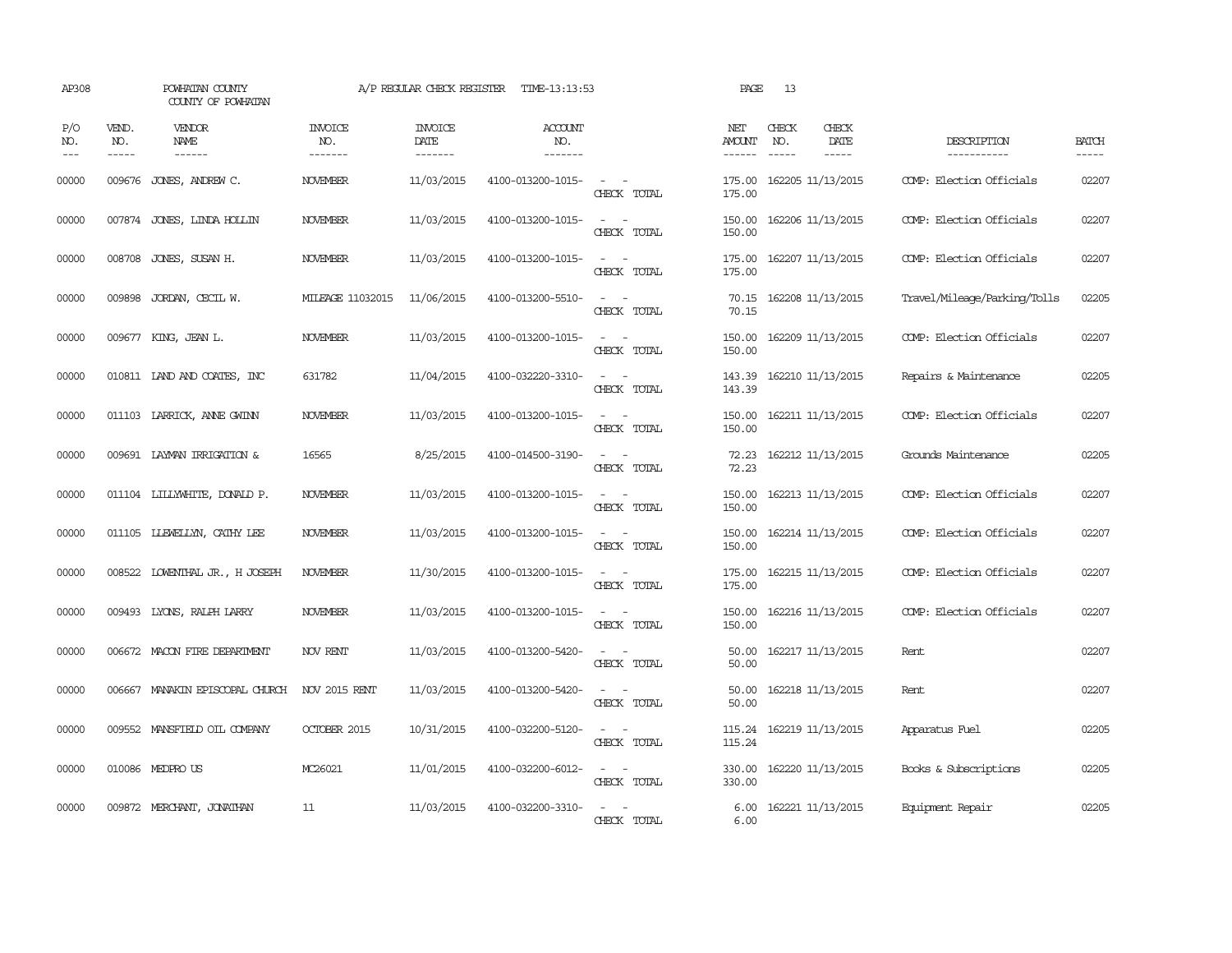AP308 POWHATAN COUNTY COUNTY OF POWHATAN A/P REGULAR CHECK REGISTER TIME-13:13:53

| P/O NO. | VEND. NO. | VENDOR NAME | INVOICE NO. | INVOICE DATE | ACCOUNT NO. | | NET AMOUNT | CHECK NO. | CHECK DATE | DESCRIPTION | BATCH |
|---|---|---|---|---|---|---|---|---|---|---|---|
| 00000 | 009676 | JONES, ANDREW C. | NOVEMBER | 11/03/2015 | 4100-013200-1015- | - - | 175.00 | 162205 | 11/13/2015 | COMP: Election Officials | 02207 |
| | | | | | | CHECK TOTAL | 175.00 | | | | |
| 00000 | 007874 | JONES, LINDA HOLLIN | NOVEMBER | 11/03/2015 | 4100-013200-1015- | - - | 150.00 | 162206 | 11/13/2015 | COMP: Election Officials | 02207 |
| | | | | | | CHECK TOTAL | 150.00 | | | | |
| 00000 | 008708 | JONES, SUSAN H. | NOVEMBER | 11/03/2015 | 4100-013200-1015- | - - | 175.00 | 162207 | 11/13/2015 | COMP: Election Officials | 02207 |
| | | | | | | CHECK TOTAL | 175.00 | | | | |
| 00000 | 009898 | JORDAN, CECIL W. | MILEAGE 11032015 | 11/06/2015 | 4100-013200-5510- | - - | 70.15 | 162208 | 11/13/2015 | Travel/Mileage/Parking/Tolls | 02205 |
| | | | | | | CHECK TOTAL | 70.15 | | | | |
| 00000 | 009677 | KING, JEAN L. | NOVEMBER | 11/03/2015 | 4100-013200-1015- | - - | 150.00 | 162209 | 11/13/2015 | COMP: Election Officials | 02207 |
| | | | | | | CHECK TOTAL | 150.00 | | | | |
| 00000 | 010811 | LAND AND COATES, INC | 631782 | 11/04/2015 | 4100-032220-3310- | - - | 143.39 | 162210 | 11/13/2015 | Repairs & Maintenance | 02205 |
| | | | | | | CHECK TOTAL | 143.39 | | | | |
| 00000 | 011103 | LARRICK, ANNE GWINN | NOVEMBER | 11/03/2015 | 4100-013200-1015- | - - | 150.00 | 162211 | 11/13/2015 | COMP: Election Officials | 02207 |
| | | | | | | CHECK TOTAL | 150.00 | | | | |
| 00000 | 009691 | LAYMAN IRRIGATION & | 16565 | 8/25/2015 | 4100-014500-3190- | - - | 72.23 | 162212 | 11/13/2015 | Grounds Maintenance | 02205 |
| | | | | | | CHECK TOTAL | 72.23 | | | | |
| 00000 | 011104 | LILLYWHITE, DONALD P. | NOVEMBER | 11/03/2015 | 4100-013200-1015- | - - | 150.00 | 162213 | 11/13/2015 | COMP: Election Officials | 02207 |
| | | | | | | CHECK TOTAL | 150.00 | | | | |
| 00000 | 011105 | LLEWELLYN, CATHY LEE | NOVEMBER | 11/03/2015 | 4100-013200-1015- | - - | 150.00 | 162214 | 11/13/2015 | COMP: Election Officials | 02207 |
| | | | | | | CHECK TOTAL | 150.00 | | | | |
| 00000 | 008522 | LOWENTHAL JR., H JOSEPH | NOVEMBER | 11/30/2015 | 4100-013200-1015- | - - | 175.00 | 162215 | 11/13/2015 | COMP: Election Officials | 02207 |
| | | | | | | CHECK TOTAL | 175.00 | | | | |
| 00000 | 009493 | LYONS, RALPH LARRY | NOVEMBER | 11/03/2015 | 4100-013200-1015- | - - | 150.00 | 162216 | 11/13/2015 | COMP: Election Officials | 02207 |
| | | | | | | CHECK TOTAL | 150.00 | | | | |
| 00000 | 006672 | MACON FIRE DEPARTMENT | NOV RENT | 11/03/2015 | 4100-013200-5420- | - - | 50.00 | 162217 | 11/13/2015 | Rent | 02207 |
| | | | | | | CHECK TOTAL | 50.00 | | | | |
| 00000 | 006667 | MANAKIN EPISCOPAL CHURCH | NOV 2015 RENT | 11/03/2015 | 4100-013200-5420- | - - | 50.00 | 162218 | 11/13/2015 | Rent | 02207 |
| | | | | | | CHECK TOTAL | 50.00 | | | | |
| 00000 | 009552 | MANSFIELD OIL COMPANY | OCTOBER 2015 | 10/31/2015 | 4100-032200-5120- | - - | 115.24 | 162219 | 11/13/2015 | Apparatus Fuel | 02205 |
| | | | | | | CHECK TOTAL | 115.24 | | | | |
| 00000 | 010086 | MEDPRO US | MC26021 | 11/01/2015 | 4100-032200-6012- | - - | 330.00 | 162220 | 11/13/2015 | Books & Subscriptions | 02205 |
| | | | | | | CHECK TOTAL | 330.00 | | | | |
| 00000 | 009872 | MERCHANT, JONATHAN | 11 | 11/03/2015 | 4100-032200-3310- | - - | 6.00 | 162221 | 11/13/2015 | Equipment Repair | 02205 |
| | | | | | | CHECK TOTAL | 6.00 | | | | |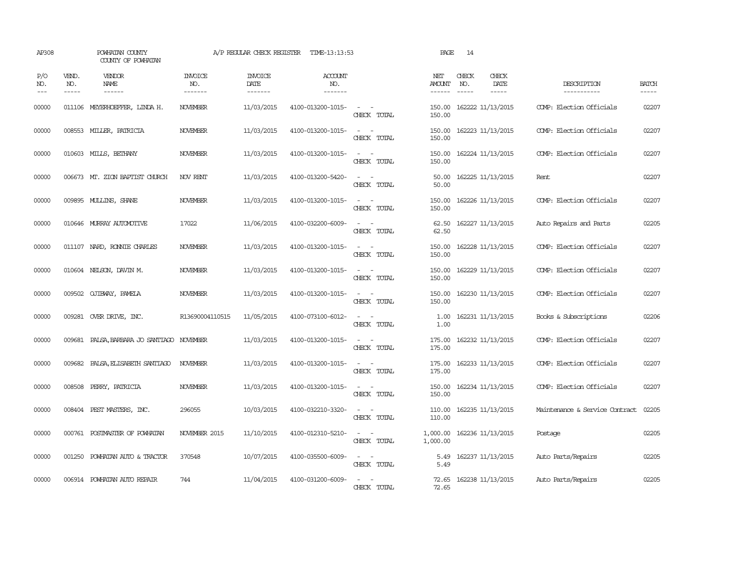AP308 POWHATAN COUNTY A/P REGULAR CHECK REGISTER TIME-13:13:53 PAGE 14

COUNTY OF POWHATAN

| P/O NO. | VEND. NO. | VENDOR NAME | INVOICE NO. | INVOICE DATE | ACCOUNT NO. | | NET AMOUNT | CHECK NO. | CHECK DATE | DESCRIPTION | BATCH |
|---|---|---|---|---|---|---|---|---|---|---|---|
| 00000 | 011106 | MEYERHOEFFER, LINDA H. | NOVEMBER | 11/03/2015 | 4100-013200-1015- | - - | 150.00 | 162222 | 11/13/2015 | COMP: Election Officials | 02207 |
| | | | | | | CHECK TOTAL | 150.00 | | | | |
| 00000 | 008553 | MILLER, PATRICIA | NOVEMBER | 11/03/2015 | 4100-013200-1015- | - - | 150.00 | 162223 | 11/13/2015 | COMP: Election Officials | 02207 |
| | | | | | | CHECK TOTAL | 150.00 | | | | |
| 00000 | 010603 | MILLS, BETHANY | NOVEMBER | 11/03/2015 | 4100-013200-1015- | - - | 150.00 | 162224 | 11/13/2015 | COMP: Election Officials | 02207 |
| | | | | | | CHECK TOTAL | 150.00 | | | | |
| 00000 | 006673 | MT. ZION BAPTIST CHURCH | NOV RENT | 11/03/2015 | 4100-013200-5420- | - - | 50.00 | 162225 | 11/13/2015 | Rent | 02207 |
| | | | | | | CHECK TOTAL | 50.00 | | | | |
| 00000 | 009895 | MULLINS, SHANE | NOVEMBER | 11/03/2015 | 4100-013200-1015- | - - | 150.00 | 162226 | 11/13/2015 | COMP: Election Officials | 02207 |
| | | | | | | CHECK TOTAL | 150.00 | | | | |
| 00000 | 010646 | MURRAY AUTOMOTIVE | 17022 | 11/06/2015 | 4100-032200-6009- | - - | 62.50 | 162227 | 11/13/2015 | Auto Repairs and Parts | 02205 |
| | | | | | | CHECK TOTAL | 62.50 | | | | |
| 00000 | 011107 | NARD, RONNIE CHARLES | NOVEMBER | 11/03/2015 | 4100-013200-1015- | - - | 150.00 | 162228 | 11/13/2015 | COMP: Election Officials | 02207 |
| | | | | | | CHECK TOTAL | 150.00 | | | | |
| 00000 | 010604 | NELSON, DAVIN M. | NOVEMBER | 11/03/2015 | 4100-013200-1015- | - - | 150.00 | 162229 | 11/13/2015 | COMP: Election Officials | 02207 |
| | | | | | | CHECK TOTAL | 150.00 | | | | |
| 00000 | 009502 | OJIBWAY, PAMELA | NOVEMBER | 11/03/2015 | 4100-013200-1015- | - - | 150.00 | 162230 | 11/13/2015 | COMP: Election Officials | 02207 |
| | | | | | | CHECK TOTAL | 150.00 | | | | |
| 00000 | 009281 | OVER DRIVE, INC. | R13690004110515 | 11/05/2015 | 4100-073100-6012- | - - | 1.00 | 162231 | 11/13/2015 | Books & Subscriptions | 02206 |
| | | | | | | CHECK TOTAL | 1.00 | | | | |
| 00000 | 009681 | PALSA,BARBARA JO SANTIAGO | NOVEMBER | 11/03/2015 | 4100-013200-1015- | - - | 175.00 | 162232 | 11/13/2015 | COMP: Election Officials | 02207 |
| | | | | | | CHECK TOTAL | 175.00 | | | | |
| 00000 | 009682 | PALSA,ELISABETH SANTIAGO | NOVEMBER | 11/03/2015 | 4100-013200-1015- | - - | 175.00 | 162233 | 11/13/2015 | COMP: Election Officials | 02207 |
| | | | | | | CHECK TOTAL | 175.00 | | | | |
| 00000 | 008508 | PERRY, PATRICIA | NOVEMBER | 11/03/2015 | 4100-013200-1015- | - - | 150.00 | 162234 | 11/13/2015 | COMP: Election Officials | 02207 |
| | | | | | | CHECK TOTAL | 150.00 | | | | |
| 00000 | 008404 | PEST MASTERS, INC. | 296055 | 10/03/2015 | 4100-032210-3320- | - - | 110.00 | 162235 | 11/13/2015 | Maintenance & Service Contract | 02205 |
| | | | | | | CHECK TOTAL | 110.00 | | | | |
| 00000 | 000761 | POSTMASTER OF POWHATAN | NOVEMBER 2015 | 11/10/2015 | 4100-012310-5210- | - - | 1,000.00 | 162236 | 11/13/2015 | Postage | 02205 |
| | | | | | | CHECK TOTAL | 1,000.00 | | | | |
| 00000 | 001250 | POWHATAN AUTO & TRACTOR | 370548 | 10/07/2015 | 4100-035500-6009- | - - | 5.49 | 162237 | 11/13/2015 | Auto Parts/Repairs | 02205 |
| | | | | | | CHECK TOTAL | 5.49 | | | | |
| 00000 | 006914 | POWHATAN AUTO REPAIR | 744 | 11/04/2015 | 4100-031200-6009- | - - | 72.65 | 162238 | 11/13/2015 | Auto Parts/Repairs | 02205 |
| | | | | | | CHECK TOTAL | 72.65 | | | | |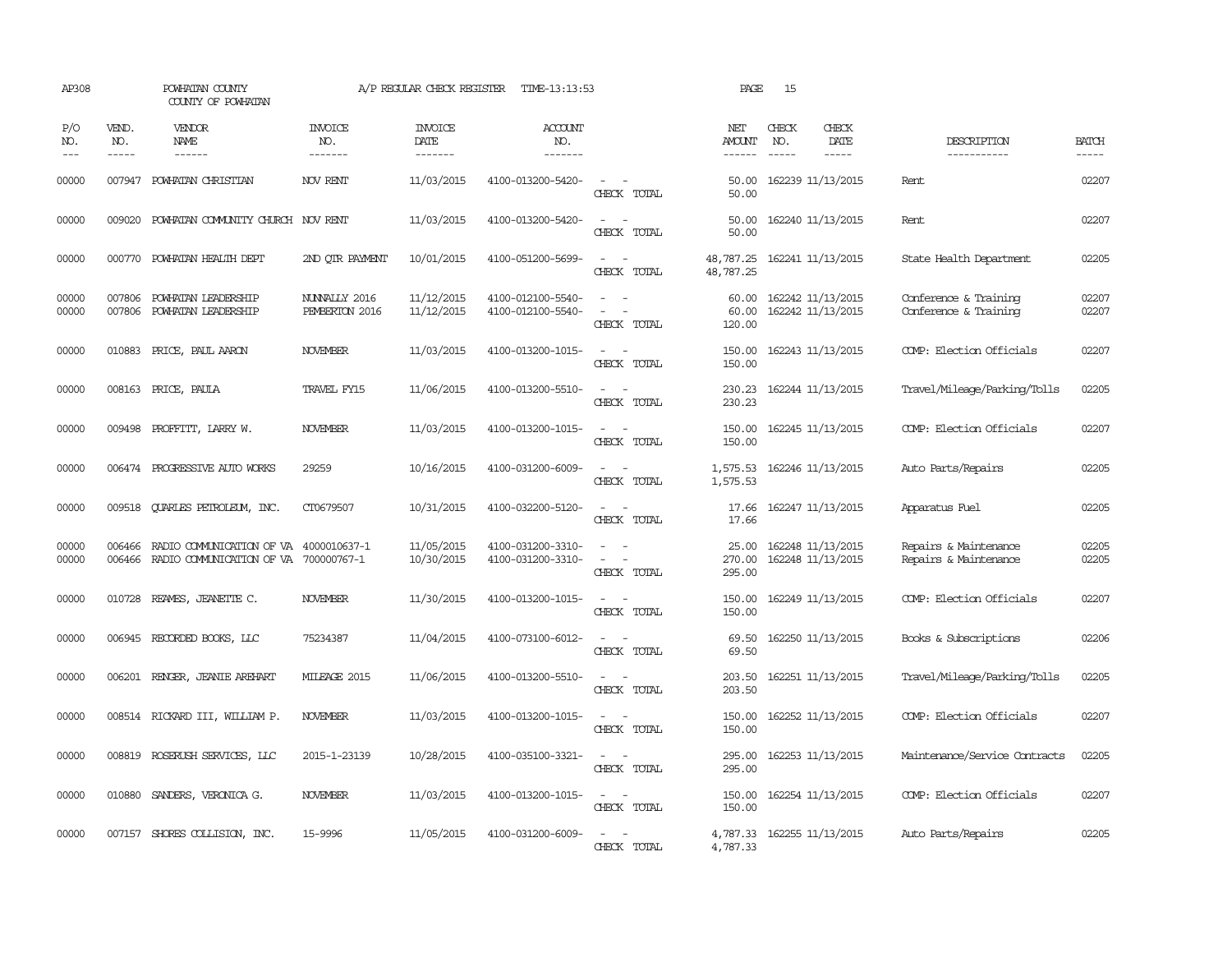AP308 POWHATAN COUNTY A/P REGULAR CHECK REGISTER TIME-13:13:53 PAGE 15

COUNTY OF POWHATAN

| P/O NO. | VEND. NO. | VENDOR NAME | INVOICE NO. | INVOICE DATE | ACCOUNT NO. | | NET AMOUNT | CHECK NO. | CHECK DATE | DESCRIPTION | BATCH |
|---|---|---|---|---|---|---|---|---|---|---|---|
| 00000 | 007947 | POWHATAN CHRISTIAN | NOV RENT | 11/03/2015 | 4100-013200-5420- | - - | 50.00 | 162239 | 11/13/2015 | Rent | 02207 |
| | | | | | | CHECK TOTAL | 50.00 | | | | |
| 00000 | 009020 | POWHATAN COMMUNITY CHURCH | NOV RENT | 11/03/2015 | 4100-013200-5420- | - - | 50.00 | 162240 | 11/13/2015 | Rent | 02207 |
| | | | | | | CHECK TOTAL | 50.00 | | | | |
| 00000 | 000770 | POWHATAN HEALTH DEPT | 2ND QTR PAYMENT | 10/01/2015 | 4100-051200-5699- | - - | 48,787.25 | 162241 | 11/13/2015 | State Health Department | 02205 |
| | | | | | | CHECK TOTAL | 48,787.25 | | | | |
| 00000 | 007806 | POWHATAN LEADERSHIP | NUNNALLY 2016 | 11/12/2015 | 4100-012100-5540- | - - | 60.00 | 162242 | 11/13/2015 | Conference & Training | 02207 |
| 00000 | 007806 | POWHATAN LEADERSHIP | PEMBERTON 2016 | 11/12/2015 | 4100-012100-5540- | - - | 60.00 | 162242 | 11/13/2015 | Conference & Training | 02207 |
| | | | | | | CHECK TOTAL | 120.00 | | | | |
| 00000 | 010883 | PRICE, PAUL AARON | NOVEMBER | 11/03/2015 | 4100-013200-1015- | - - | 150.00 | 162243 | 11/13/2015 | COMP: Election Officials | 02207 |
| | | | | | | CHECK TOTAL | 150.00 | | | | |
| 00000 | 008163 | PRICE, PAULA | TRAVEL FY15 | 11/06/2015 | 4100-013200-5510- | - - | 230.23 | 162244 | 11/13/2015 | Travel/Mileage/Parking/Tolls | 02205 |
| | | | | | | CHECK TOTAL | 230.23 | | | | |
| 00000 | 009498 | PROFFITT, LARRY W. | NOVEMBER | 11/03/2015 | 4100-013200-1015- | - - | 150.00 | 162245 | 11/13/2015 | COMP: Election Officials | 02207 |
| | | | | | | CHECK TOTAL | 150.00 | | | | |
| 00000 | 006474 | PROGRESSIVE AUTO WORKS | 29259 | 10/16/2015 | 4100-031200-6009- | - - | 1,575.53 | 162246 | 11/13/2015 | Auto Parts/Repairs | 02205 |
| | | | | | | CHECK TOTAL | 1,575.53 | | | | |
| 00000 | 009518 | QUARLES PETROLEUM, INC. | CT0679507 | 10/31/2015 | 4100-032200-5120- | - - | 17.66 | 162247 | 11/13/2015 | Apparatus Fuel | 02205 |
| | | | | | | CHECK TOTAL | 17.66 | | | | |
| 00000 | 006466 | RADIO COMMUNICATION OF VA | 4000010637-1 | 11/05/2015 | 4100-031200-3310- | - - | 25.00 | 162248 | 11/13/2015 | Repairs & Maintenance | 02205 |
| 00000 | 006466 | RADIO COMMUNICATION OF VA | 700000767-1 | 10/30/2015 | 4100-031200-3310- | - - | 270.00 | 162248 | 11/13/2015 | Repairs & Maintenance | 02205 |
| | | | | | | CHECK TOTAL | 295.00 | | | | |
| 00000 | 010728 | REAMES, JEANETTE C. | NOVEMBER | 11/30/2015 | 4100-013200-1015- | - - | 150.00 | 162249 | 11/13/2015 | COMP: Election Officials | 02207 |
| | | | | | | CHECK TOTAL | 150.00 | | | | |
| 00000 | 006945 | RECORDED BOOKS, LLC | 75234387 | 11/04/2015 | 4100-073100-6012- | - - | 69.50 | 162250 | 11/13/2015 | Books & Subscriptions | 02206 |
| | | | | | | CHECK TOTAL | 69.50 | | | | |
| 00000 | 006201 | RENGER, JEANIE AREHART | MILEAGE 2015 | 11/06/2015 | 4100-013200-5510- | - - | 203.50 | 162251 | 11/13/2015 | Travel/Mileage/Parking/Tolls | 02205 |
| | | | | | | CHECK TOTAL | 203.50 | | | | |
| 00000 | 008514 | RICKARD III, WILLIAM P. | NOVEMBER | 11/03/2015 | 4100-013200-1015- | - - | 150.00 | 162252 | 11/13/2015 | COMP: Election Officials | 02207 |
| | | | | | | CHECK TOTAL | 150.00 | | | | |
| 00000 | 008819 | ROSEBUSH SERVICES, LLC | 2015-1-23139 | 10/28/2015 | 4100-035100-3321- | - - | 295.00 | 162253 | 11/13/2015 | Maintenance/Service Contracts | 02205 |
| | | | | | | CHECK TOTAL | 295.00 | | | | |
| 00000 | 010880 | SANDERS, VERONICA G. | NOVEMBER | 11/03/2015 | 4100-013200-1015- | - - | 150.00 | 162254 | 11/13/2015 | COMP: Election Officials | 02207 |
| | | | | | | CHECK TOTAL | 150.00 | | | | |
| 00000 | 007157 | SHORES COLLISION, INC. | 15-9996 | 11/05/2015 | 4100-031200-6009- | - - | 4,787.33 | 162255 | 11/13/2015 | Auto Parts/Repairs | 02205 |
| | | | | | | CHECK TOTAL | 4,787.33 | | | | |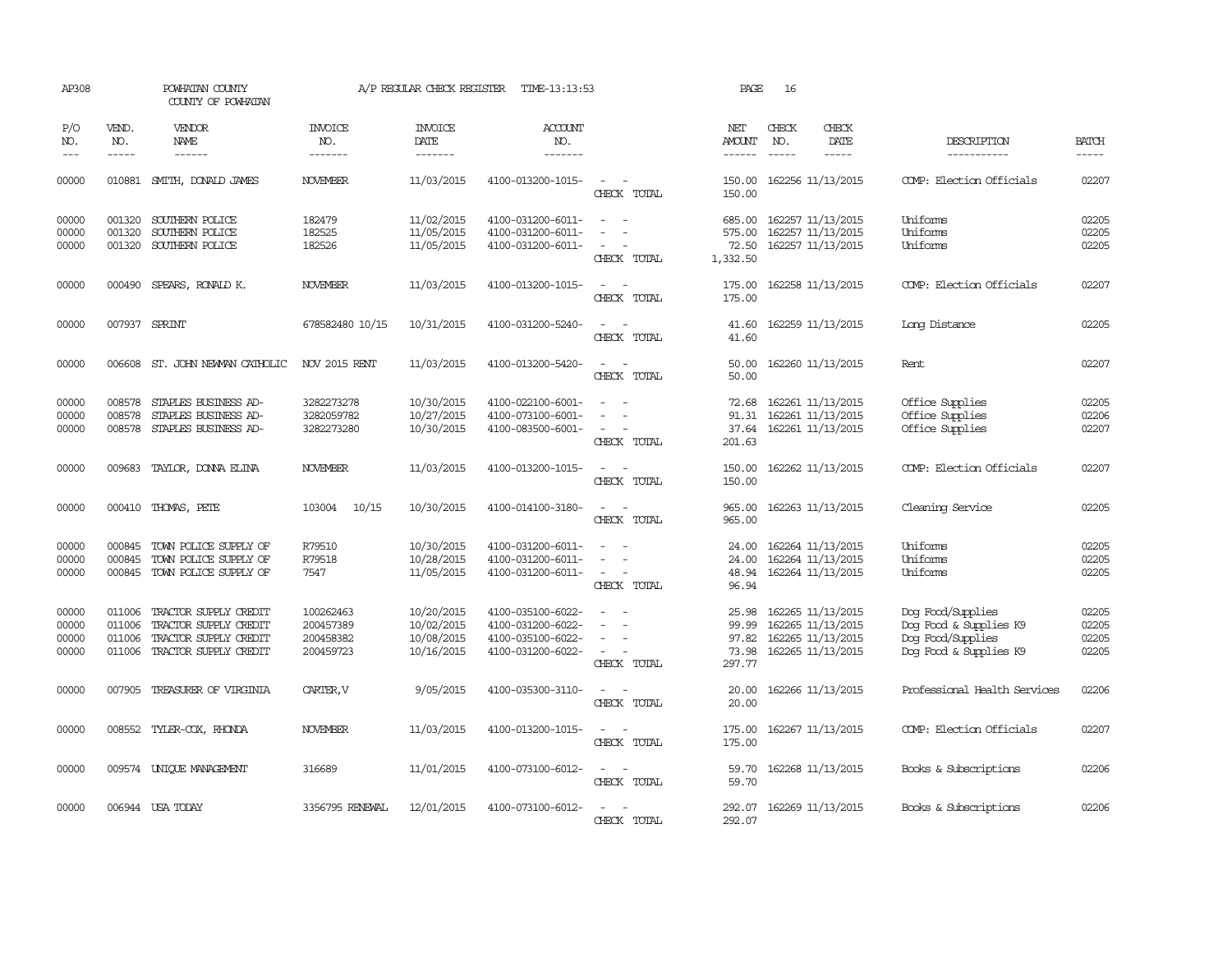AP308 POWHATAN COUNTY A/P REGULAR CHECK REGISTER TIME-13:13:53 PAGE 16

COUNTY OF POWHATAN

| P/O NO. | VEND. NO. | VENDOR NAME | INVOICE NO. | INVOICE DATE | ACCOUNT NO. | | NET AMOUNT | CHECK NO. | CHECK DATE | DESCRIPTION | BATCH |
|---|---|---|---|---|---|---|---|---|---|---|---|
| --- | ----- | ------ | ------- | ------- | ------- | | ------ | ----- | ----- | ----------- | ----- |
| 00000 | 010881 | SMITH, DONALD JAMES | NOVEMBER | 11/03/2015 | 4100-013200-1015- | - - | 150.00 | 162256 | 11/13/2015 | COMP: Election Officials | 02207 |
| | | | | | | CHECK TOTAL | 150.00 | | | | |
| 00000 | 001320 | SOUTHERN POLICE | 182479 | 11/02/2015 | 4100-031200-6011- | - - | 685.00 | 162257 | 11/13/2015 | Uniforms | 02205 |
| 00000 | 001320 | SOUTHERN POLICE | 182525 | 11/05/2015 | 4100-031200-6011- | - - | 575.00 | 162257 | 11/13/2015 | Uniforms | 02205 |
| 00000 | 001320 | SOUTHERN POLICE | 182526 | 11/05/2015 | 4100-031200-6011- | - - | 72.50 | 162257 | 11/13/2015 | Uniforms | 02205 |
| | | | | | | CHECK TOTAL | 1,332.50 | | | | |
| 00000 | 000490 | SPEARS, RONALD K. | NOVEMBER | 11/03/2015 | 4100-013200-1015- | - - | 175.00 | 162258 | 11/13/2015 | COMP: Election Officials | 02207 |
| | | | | | | CHECK TOTAL | 175.00 | | | | |
| 00000 | 007937 | SPRINT | 678582480 10/15 | 10/31/2015 | 4100-031200-5240- | - - | 41.60 | 162259 | 11/13/2015 | Long Distance | 02205 |
| | | | | | | CHECK TOTAL | 41.60 | | | | |
| 00000 | 006608 | ST. JOHN NEWMAN CATHOLIC | NOV 2015 RENT | 11/03/2015 | 4100-013200-5420- | - - | 50.00 | 162260 | 11/13/2015 | Rent | 02207 |
| | | | | | | CHECK TOTAL | 50.00 | | | | |
| 00000 | 008578 | STAPLES BUSINESS AD- | 3282273278 | 10/30/2015 | 4100-022100-6001- | - - | 72.68 | 162261 | 11/13/2015 | Office Supplies | 02205 |
| 00000 | 008578 | STAPLES BUSINESS AD- | 3282059782 | 10/27/2015 | 4100-073100-6001- | - - | 91.31 | 162261 | 11/13/2015 | Office Supplies | 02206 |
| 00000 | 008578 | STAPLES BUSINESS AD- | 3282273280 | 10/30/2015 | 4100-083500-6001- | - - | 37.64 | 162261 | 11/13/2015 | Office Supplies | 02207 |
| | | | | | | CHECK TOTAL | 201.63 | | | | |
| 00000 | 009683 | TAYLOR, DONNA ELINA | NOVEMBER | 11/03/2015 | 4100-013200-1015- | - - | 150.00 | 162262 | 11/13/2015 | COMP: Election Officials | 02207 |
| | | | | | | CHECK TOTAL | 150.00 | | | | |
| 00000 | 000410 | THOMAS, PETE | 103004 10/15 | 10/30/2015 | 4100-014100-3180- | - - | 965.00 | 162263 | 11/13/2015 | Cleaning Service | 02205 |
| | | | | | | CHECK TOTAL | 965.00 | | | | |
| 00000 | 000845 | TOWN POLICE SUPPLY OF | R79510 | 10/30/2015 | 4100-031200-6011- | - - | 24.00 | 162264 | 11/13/2015 | Uniforms | 02205 |
| 00000 | 000845 | TOWN POLICE SUPPLY OF | R79518 | 10/28/2015 | 4100-031200-6011- | - - | 24.00 | 162264 | 11/13/2015 | Uniforms | 02205 |
| 00000 | 000845 | TOWN POLICE SUPPLY OF | 7547 | 11/05/2015 | 4100-031200-6011- | - - | 48.94 | 162264 | 11/13/2015 | Uniforms | 02205 |
| | | | | | | CHECK TOTAL | 96.94 | | | | |
| 00000 | 011006 | TRACTOR SUPPLY CREDIT | 100262463 | 10/20/2015 | 4100-035100-6022- | - - | 25.98 | 162265 | 11/13/2015 | Dog Food/Supplies | 02205 |
| 00000 | 011006 | TRACTOR SUPPLY CREDIT | 200457389 | 10/02/2015 | 4100-031200-6022- | - - | 99.99 | 162265 | 11/13/2015 | Dog Food & Supplies K9 | 02205 |
| 00000 | 011006 | TRACTOR SUPPLY CREDIT | 200458382 | 10/08/2015 | 4100-035100-6022- | - - | 97.82 | 162265 | 11/13/2015 | Dog Food/Supplies | 02205 |
| 00000 | 011006 | TRACTOR SUPPLY CREDIT | 200459723 | 10/16/2015 | 4100-031200-6022- | - - | 73.98 | 162265 | 11/13/2015 | Dog Food & Supplies K9 | 02205 |
| | | | | | | CHECK TOTAL | 297.77 | | | | |
| 00000 | 007905 | TREASURER OF VIRGINIA | CARTER,V | 9/05/2015 | 4100-035300-3110- | - - | 20.00 | 162266 | 11/13/2015 | Professional Health Services | 02206 |
| | | | | | | CHECK TOTAL | 20.00 | | | | |
| 00000 | 008552 | TYLER-COX, RHONDA | NOVEMBER | 11/03/2015 | 4100-013200-1015- | - - | 175.00 | 162267 | 11/13/2015 | COMP: Election Officials | 02207 |
| | | | | | | CHECK TOTAL | 175.00 | | | | |
| 00000 | 009574 | UNIQUE MANAGEMENT | 316689 | 11/01/2015 | 4100-073100-6012- | - - | 59.70 | 162268 | 11/13/2015 | Books & Subscriptions | 02206 |
| | | | | | | CHECK TOTAL | 59.70 | | | | |
| 00000 | 006944 | USA TODAY | 3356795 RENEWAL | 12/01/2015 | 4100-073100-6012- | - - | 292.07 | 162269 | 11/13/2015 | Books & Subscriptions | 02206 |
| | | | | | | CHECK TOTAL | 292.07 | | | | |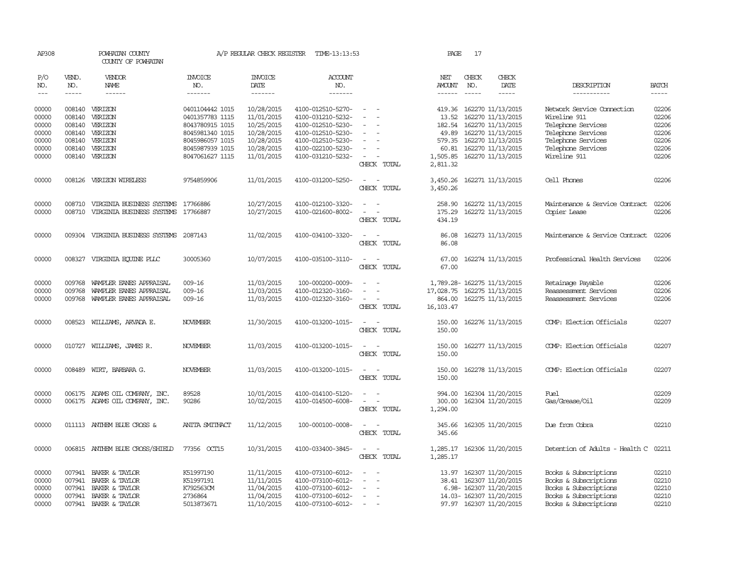AP308 POWHATAN COUNTY A/P REGULAR CHECK REGISTER TIME-13:13:53 PAGE 17

COUNTY OF POWHATAN

| P/O NO. | VEND. NO. | VENDOR NAME | INVOICE NO. | INVOICE DATE | ACCOUNT NO. | | NET AMOUNT | CHECK NO. | CHECK DATE | DESCRIPTION | BATCH |
|---|---|---|---|---|---|---|---|---|---|---|---|
| 00000 | 008140 | VERIZON | 0401104442 1015 | 10/28/2015 | 4100-012510-5270- | - - | 419.36 | 162270 | 11/13/2015 | Network Service Connection | 02206 |
| 00000 | 008140 | VERIZON | 0401357783 1115 | 11/01/2015 | 4100-031210-5232- | - - | 13.52 | 162270 | 11/13/2015 | Wireline 911 | 02206 |
| 00000 | 008140 | VERIZON | 8043780915 1015 | 10/25/2015 | 4100-012510-5230- | - - | 182.54 | 162270 | 11/13/2015 | Telephone Services | 02206 |
| 00000 | 008140 | VERIZON | 8045981340 1015 | 10/28/2015 | 4100-012510-5230- | - - | 49.89 | 162270 | 11/13/2015 | Telephone Services | 02206 |
| 00000 | 008140 | VERIZON | 8045986057 1015 | 10/28/2015 | 4100-012510-5230- | - - | 579.35 | 162270 | 11/13/2015 | Telephone Services | 02206 |
| 00000 | 008140 | VERIZON | 8045987939 1015 | 10/28/2015 | 4100-022100-5230- | - - | 60.81 | 162270 | 11/13/2015 | Telephone Services | 02206 |
| 00000 | 008140 | VERIZON | 8047061627 1115 | 11/01/2015 | 4100-031210-5232- | - - | 1,505.85 | 162270 | 11/13/2015 | Wireline 911 | 02206 |
| | | | | | | CHECK TOTAL | 2,811.32 | | | | |
| 00000 | 008126 | VERIZON WIRELESS | 9754859906 | 11/01/2015 | 4100-031200-5250- | - - | 3,450.26 | 162271 | 11/13/2015 | Cell Phones | 02206 |
| | | | | | | CHECK TOTAL | 3,450.26 | | | | |
| 00000 | 008710 | VIRGINIA BUSINESS SYSTEMS | 17766886 | 10/27/2015 | 4100-012100-3320- | - - | 258.90 | 162272 | 11/13/2015 | Maintenance & Service Contract | 02206 |
| 00000 | 008710 | VIRGINIA BUSINESS SYSTEMS | 17766887 | 10/27/2015 | 4100-021600-8002- | - - | 175.29 | 162272 | 11/13/2015 | Copier Lease | 02206 |
| | | | | | | CHECK TOTAL | 434.19 | | | | |
| 00000 | 009304 | VIRGINIA BUSINESS SYSTEMS | 2087143 | 11/02/2015 | 4100-034100-3320- | - - | 86.08 | 162273 | 11/13/2015 | Maintenance & Service Contract | 02206 |
| | | | | | | CHECK TOTAL | 86.08 | | | | |
| 00000 | 008327 | VIRGINIA EQUINE PLLC | 30005360 | 10/07/2015 | 4100-035100-3110- | - - | 67.00 | 162274 | 11/13/2015 | Professional Health Services | 02206 |
| | | | | | | CHECK TOTAL | 67.00 | | | | |
| 00000 | 009768 | WAMPLER EANES APPRAISAL | 009-16 | 11/03/2015 | 100-000200-0009- | - - | 1,789.28- | 162275 | 11/13/2015 | Retainage Payable | 02206 |
| 00000 | 009768 | WAMPLER EANES APPRAISAL | 009-16 | 11/03/2015 | 4100-012320-3160- | - - | 17,028.75 | 162275 | 11/13/2015 | Reassessment Services | 02206 |
| 00000 | 009768 | WAMPLER EANES APPRAISAL | 009-16 | 11/03/2015 | 4100-012320-3160- | - - | 864.00 | 162275 | 11/13/2015 | Reassessment Services | 02206 |
| | | | | | | CHECK TOTAL | 16,103.47 | | | | |
| 00000 | 008523 | WILLIAMS, ARVADA E. | NOVEMBER | 11/30/2015 | 4100-013200-1015- | - - | 150.00 | 162276 | 11/13/2015 | COMP: Election Officials | 02207 |
| | | | | | | CHECK TOTAL | 150.00 | | | | |
| 00000 | 010727 | WILLIAMS, JAMES R. | NOVEMBER | 11/03/2015 | 4100-013200-1015- | - - | 150.00 | 162277 | 11/13/2015 | COMP: Election Officials | 02207 |
| | | | | | | CHECK TOTAL | 150.00 | | | | |
| 00000 | 008489 | WIRT, BARBARA G. | NOVEMBER | 11/03/2015 | 4100-013200-1015- | - - | 150.00 | 162278 | 11/13/2015 | COMP: Election Officials | 02207 |
| | | | | | | CHECK TOTAL | 150.00 | | | | |
| 00000 | 006175 | ADAMS OIL COMPANY, INC. | 89528 | 10/01/2015 | 4100-014100-5120- | - - | 994.00 | 162304 | 11/20/2015 | Fuel | 02209 |
| 00000 | 006175 | ADAMS OIL COMPANY, INC. | 90286 | 10/02/2015 | 4100-014500-6008- | - - | 300.00 | 162304 | 11/20/2015 | Gas/Grease/Oil | 02209 |
| | | | | | | CHECK TOTAL | 1,294.00 | | | | |
| 00000 | 011113 | ANTHEM BLUE CROSS & | ANITA SMITHACT | 11/12/2015 | 100-000100-0008- | - - | 345.66 | 162305 | 11/20/2015 | Due from Cobra | 02210 |
| | | | | | | CHECK TOTAL | 345.66 | | | | |
| 00000 | 006815 | ANTHEM BLUE CROSS/SHIELD | 77356 OCT15 | 10/31/2015 | 4100-033400-3845- | - - | 1,285.17 | 162306 | 11/20/2015 | Detention of Adults - Health C | 02211 |
| | | | | | | CHECK TOTAL | 1,285.17 | | | | |
| 00000 | 007941 | BAKER & TAYLOR | K51997190 | 11/11/2015 | 4100-073100-6012- | - - | 13.97 | 162307 | 11/20/2015 | Books & Subscriptions | 02210 |
| 00000 | 007941 | BAKER & TAYLOR | K51997191 | 11/11/2015 | 4100-073100-6012- | - - | 38.41 | 162307 | 11/20/2015 | Books & Subscriptions | 02210 |
| 00000 | 007941 | BAKER & TAYLOR | K792563CM | 11/04/2015 | 4100-073100-6012- | - - | 6.98- | 162307 | 11/20/2015 | Books & Subscriptions | 02210 |
| 00000 | 007941 | BAKER & TAYLOR | 2736864 | 11/04/2015 | 4100-073100-6012- | - - | 14.03- | 162307 | 11/20/2015 | Books & Subscriptions | 02210 |
| 00000 | 007941 | BAKER & TAYLOR | 5013873671 | 11/10/2015 | 4100-073100-6012- | - - | 97.97 | 162307 | 11/20/2015 | Books & Subscriptions | 02210 |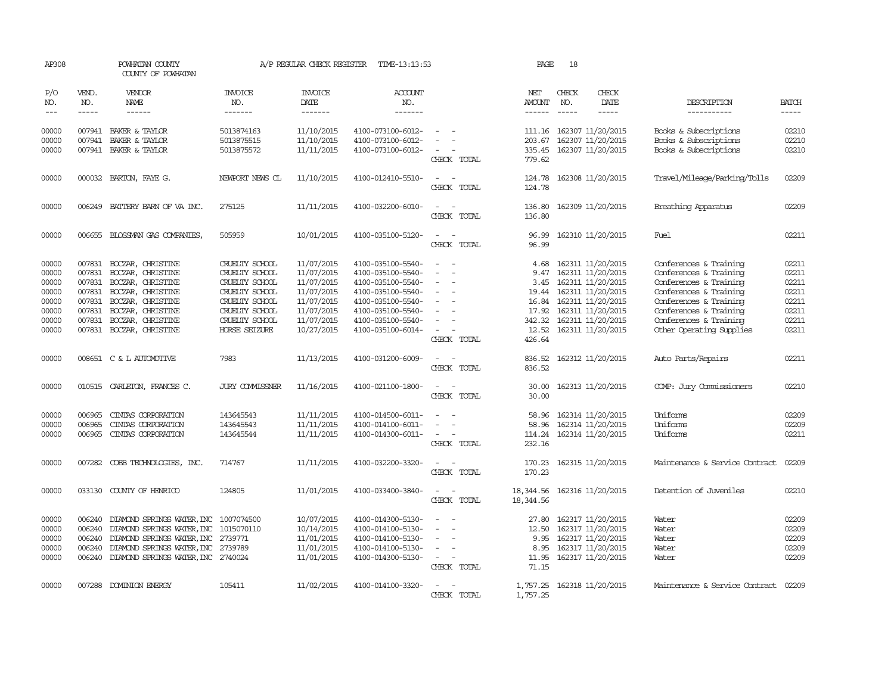AP308 POWHATAN COUNTY COUNTY OF POWHATAN A/P REGULAR CHECK REGISTER TIME-13:13:53 PAGE 18

| P/O NO. | VEND. NO. | VENDOR NAME | INVOICE NO. | INVOICE DATE | ACCOUNT NO. | | NET AMOUNT | CHECK NO. | CHECK DATE | DESCRIPTION | BATCH |
|---|---|---|---|---|---|---|---|---|---|---|---|
| 00000 | 007941 | BAKER & TAYLOR | 5013874163 | 11/10/2015 | 4100-073100-6012- | - - | 111.16 | 162307 | 11/20/2015 | Books & Subscriptions | 02210 |
| 00000 | 007941 | BAKER & TAYLOR | 5013875515 | 11/10/2015 | 4100-073100-6012- | - - | 203.67 | 162307 | 11/20/2015 | Books & Subscriptions | 02210 |
| 00000 | 007941 | BAKER & TAYLOR | 5013875572 | 11/11/2015 | 4100-073100-6012- | - - | 335.45 | 162307 | 11/20/2015 | Books & Subscriptions | 02210 |
| | | | | | | CHECK TOTAL | 779.62 | | | | |
| 00000 | 000032 | BARTON, FAYE G. | NEWPORT NEWS CL | 11/10/2015 | 4100-012410-5510- | - - | 124.78 | 162308 | 11/20/2015 | Travel/Mileage/Parking/Tolls | 02209 |
| | | | | | | CHECK TOTAL | 124.78 | | | | |
| 00000 | 006249 | BATTERY BARN OF VA INC. | 275125 | 11/11/2015 | 4100-032200-6010- | - - | 136.80 | 162309 | 11/20/2015 | Breathing Apparatus | 02209 |
| | | | | | | CHECK TOTAL | 136.80 | | | | |
| 00000 | 006655 | BLOSSMAN GAS COMPANIES, | 505959 | 10/01/2015 | 4100-035100-5120- | - - | 96.99 | 162310 | 11/20/2015 | Fuel | 02211 |
| | | | | | | CHECK TOTAL | 96.99 | | | | |
| 00000 | 007831 | BOCZAR, CHRISTINE | CRUELTY SCHOOL | 11/07/2015 | 4100-035100-5540- | - - | 4.68 | 162311 | 11/20/2015 | Conferences & Training | 02211 |
| 00000 | 007831 | BOCZAR, CHRISTINE | CRUELTY SCHOOL | 11/07/2015 | 4100-035100-5540- | - - | 9.47 | 162311 | 11/20/2015 | Conferences & Training | 02211 |
| 00000 | 007831 | BOCZAR, CHRISTINE | CRUELTY SCHOOL | 11/07/2015 | 4100-035100-5540- | - - | 3.45 | 162311 | 11/20/2015 | Conferences & Training | 02211 |
| 00000 | 007831 | BOCZAR, CHRISTINE | CRUELTY SCHOOL | 11/07/2015 | 4100-035100-5540- | - - | 19.44 | 162311 | 11/20/2015 | Conferences & Training | 02211 |
| 00000 | 007831 | BOCZAR, CHRISTINE | CRUELTY SCHOOL | 11/07/2015 | 4100-035100-5540- | - - | 16.84 | 162311 | 11/20/2015 | Conferences & Training | 02211 |
| 00000 | 007831 | BOCZAR, CHRISTINE | CRUELTY SCHOOL | 11/07/2015 | 4100-035100-5540- | - - | 17.92 | 162311 | 11/20/2015 | Conferences & Training | 02211 |
| 00000 | 007831 | BOCZAR, CHRISTINE | CRUELTY SCHOOL | 11/07/2015 | 4100-035100-5540- | - - | 342.32 | 162311 | 11/20/2015 | Conferences & Training | 02211 |
| 00000 | 007831 | BOCZAR, CHRISTINE | HORSE SEIZURE | 10/27/2015 | 4100-035100-6014- | - - | 12.52 | 162311 | 11/20/2015 | Other Operating Supplies | 02211 |
| | | | | | | CHECK TOTAL | 426.64 | | | | |
| 00000 | 008651 | C & L AUTOMOTIVE | 7983 | 11/13/2015 | 4100-031200-6009- | - - | 836.52 | 162312 | 11/20/2015 | Auto Parts/Repairs | 02211 |
| | | | | | | CHECK TOTAL | 836.52 | | | | |
| 00000 | 010515 | CARLETON, FRANCES C. | JURY COMMISSNER | 11/16/2015 | 4100-021100-1800- | - - | 30.00 | 162313 | 11/20/2015 | COMP: Jury Commissioners | 02210 |
| | | | | | | CHECK TOTAL | 30.00 | | | | |
| 00000 | 006965 | CINTAS CORPORATION | 143645543 | 11/11/2015 | 4100-014500-6011- | - - | 58.96 | 162314 | 11/20/2015 | Uniforms | 02209 |
| 00000 | 006965 | CINTAS CORPORATION | 143645543 | 11/11/2015 | 4100-014100-6011- | - - | 58.96 | 162314 | 11/20/2015 | Uniforms | 02209 |
| 00000 | 006965 | CINTAS CORPORATION | 143645544 | 11/11/2015 | 4100-014300-6011- | - - | 114.24 | 162314 | 11/20/2015 | Uniforms | 02211 |
| | | | | | | CHECK TOTAL | 232.16 | | | | |
| 00000 | 007282 | COBB TECHNOLOGIES, INC. | 714767 | 11/11/2015 | 4100-032200-3320- | - - | 170.23 | 162315 | 11/20/2015 | Maintenance & Service Contract | 02209 |
| | | | | | | CHECK TOTAL | 170.23 | | | | |
| 00000 | 033130 | COUNTY OF HENRICO | 124805 | 11/01/2015 | 4100-033400-3840- | - - | 18,344.56 | 162316 | 11/20/2015 | Detention of Juveniles | 02210 |
| | | | | | | CHECK TOTAL | 18,344.56 | | | | |
| 00000 | 006240 | DIAMOND SPRINGS WATER, INC | 1007074500 | 10/07/2015 | 4100-014300-5130- | - - | 27.80 | 162317 | 11/20/2015 | Water | 02209 |
| 00000 | 006240 | DIAMOND SPRINGS WATER, INC | 1015070110 | 10/14/2015 | 4100-014100-5130- | - - | 12.50 | 162317 | 11/20/2015 | Water | 02209 |
| 00000 | 006240 | DIAMOND SPRINGS WATER, INC | 2739771 | 11/01/2015 | 4100-014100-5130- | - - | 9.95 | 162317 | 11/20/2015 | Water | 02209 |
| 00000 | 006240 | DIAMOND SPRINGS WATER, INC | 2739789 | 11/01/2015 | 4100-014100-5130- | - - | 8.95 | 162317 | 11/20/2015 | Water | 02209 |
| 00000 | 006240 | DIAMOND SPRINGS WATER, INC | 2740024 | 11/01/2015 | 4100-014300-5130- | - - | 11.95 | 162317 | 11/20/2015 | Water | 02209 |
| | | | | | | CHECK TOTAL | 71.15 | | | | |
| 00000 | 007288 | DOMINION ENERGY | 105411 | 11/02/2015 | 4100-014100-3320- | - - | 1,757.25 | 162318 | 11/20/2015 | Maintenance & Service Contract | 02209 |
| | | | | | | CHECK TOTAL | 1,757.25 | | | | |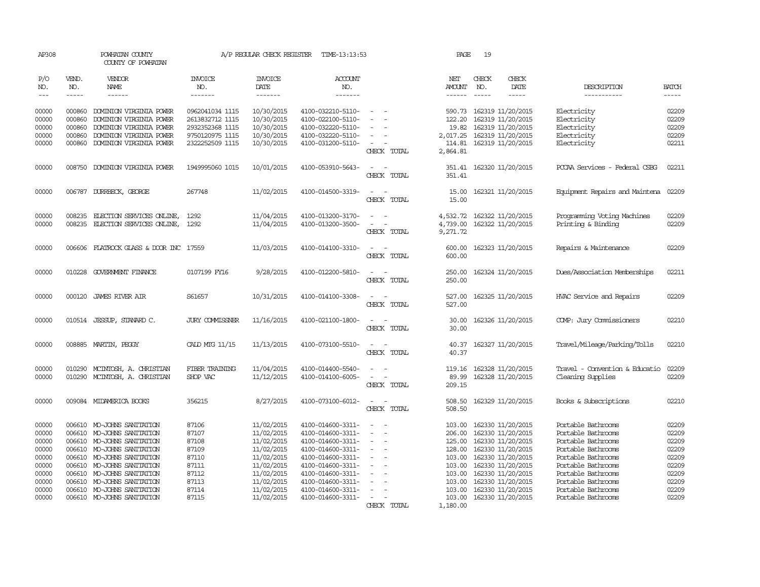AP308 POWHATAN COUNTY A/P REGULAR CHECK REGISTER TIME-13:13:53 PAGE 19

COUNTY OF POWHATAN

| P/O NO. | VEND. NO. | VENDOR NAME | INVOICE NO. | INVOICE DATE | ACCOUNT NO. | | NET AMOUNT | CHECK NO. | CHECK DATE | DESCRIPTION | BATCH |
|---|---|---|---|---|---|---|---|---|---|---|---|
| --- | ----- | ------ | ------- | ------- | ------- | | ------ | ----- | ----- | ----------- | ----- |
| 00000 | 000860 | DOMINION VIRGINIA POWER | 0962041034 1115 | 10/30/2015 | 4100-032210-5110- | - - | 590.73 | 162319 | 11/20/2015 | Electricity | 02209 |
| 00000 | 000860 | DOMINION VIRGINIA POWER | 2613832712 1115 | 10/30/2015 | 4100-022100-5110- | - - | 122.20 | 162319 | 11/20/2015 | Electricity | 02209 |
| 00000 | 000860 | DOMINION VIRGINIA POWER | 2932352368 1115 | 10/30/2015 | 4100-032220-5110- | - - | 19.82 | 162319 | 11/20/2015 | Electricity | 02209 |
| 00000 | 000860 | DOMINION VIRGINIA POWER | 9750120975 1115 | 10/30/2015 | 4100-032220-5110- | - - | 2,017.25 | 162319 | 11/20/2015 | Electricity | 02209 |
| 00000 | 000860 | DOMINION VIRGINIA POWER | 2322252509 1115 | 10/30/2015 | 4100-031200-5110- | - - | 114.81 | 162319 | 11/20/2015 | Electricity | 02211 |
| | | | | | | CHECK TOTAL | 2,864.81 | | | | |
| 00000 | 008750 | DOMINION VIRGINIA POWER | 1949995060 1015 | 10/01/2015 | 4100-053910-5643- | - - | 351.41 | 162320 | 11/20/2015 | PCCAA Services - Federal CSBG | 02211 |
| | | | | | | CHECK TOTAL | 351.41 | | | | |
| 00000 | 006787 | DURRBECK, GEORGE | 267748 | 11/02/2015 | 4100-014500-3319- | - - | 15.00 | 162321 | 11/20/2015 | Equipment Repairs and Maintena | 02209 |
| | | | | | | CHECK TOTAL | 15.00 | | | | |
| 00000 | 008235 | ELECTION SERVICES ONLINE, | 1292 | 11/04/2015 | 4100-013200-3170- | - - | 4,532.72 | 162322 | 11/20/2015 | Programming Voting Machines | 02209 |
| 00000 | 008235 | ELECTION SERVICES ONLINE, | 1292 | 11/04/2015 | 4100-013200-3500- | - - | 4,739.00 | 162322 | 11/20/2015 | Printing & Binding | 02209 |
| | | | | | | CHECK TOTAL | 9,271.72 | | | | |
| 00000 | 006606 | FLATROCK GLASS & DOOR INC | 17559 | 11/03/2015 | 4100-014100-3310- | - - | 600.00 | 162323 | 11/20/2015 | Repairs & Maintenance | 02209 |
| | | | | | | CHECK TOTAL | 600.00 | | | | |
| 00000 | 010228 | GOVERNMENT FINANCE | 0107199 FY16 | 9/28/2015 | 4100-012200-5810- | - - | 250.00 | 162324 | 11/20/2015 | Dues/Association Memberships | 02211 |
| | | | | | | CHECK TOTAL | 250.00 | | | | |
| 00000 | 000120 | JAMES RIVER AIR | S61657 | 10/31/2015 | 4100-014100-3308- | - - | 527.00 | 162325 | 11/20/2015 | HVAC Service and Repairs | 02209 |
| | | | | | | CHECK TOTAL | 527.00 | | | | |
| 00000 | 010514 | JESSUP, STANARD C. | JURY COMMISSNER | 11/16/2015 | 4100-021100-1800- | - - | 30.00 | 162326 | 11/20/2015 | COMP: Jury Commissioners | 02210 |
| | | | | | | CHECK TOTAL | 30.00 | | | | |
| 00000 | 008885 | MARTIN, PEGGY | CALD MTG 11/15 | 11/13/2015 | 4100-073100-5510- | - - | 40.37 | 162327 | 11/20/2015 | Travel/Mileage/Parking/Tolls | 02210 |
| | | | | | | CHECK TOTAL | 40.37 | | | | |
| 00000 | 010290 | MCINTOSH, A. CHRISTIAN | FIBER TRAINING | 11/04/2015 | 4100-014400-5540- | - - | 119.16 | 162328 | 11/20/2015 | Travel - Convention & Educatio | 02209 |
| 00000 | 010290 | MCINTOSH, A. CHRISTIAN | SHOP VAC | 11/12/2015 | 4100-014100-6005- | - - | 89.99 | 162328 | 11/20/2015 | Cleaning Supplies | 02209 |
| | | | | | | CHECK TOTAL | 209.15 | | | | |
| 00000 | 009084 | MIDAMERICA BOOKS | 356215 | 8/27/2015 | 4100-073100-6012- | - - | 508.50 | 162329 | 11/20/2015 | Books & Subscriptions | 02210 |
| | | | | | | CHECK TOTAL | 508.50 | | | | |
| 00000 | 006610 | MO-JOHNS SANITATION | 87106 | 11/02/2015 | 4100-014600-3311- | - - | 103.00 | 162330 | 11/20/2015 | Portable Bathrooms | 02209 |
| 00000 | 006610 | MO-JOHNS SANITATION | 87107 | 11/02/2015 | 4100-014600-3311- | - - | 206.00 | 162330 | 11/20/2015 | Portable Bathrooms | 02209 |
| 00000 | 006610 | MO-JOHNS SANITATION | 87108 | 11/02/2015 | 4100-014600-3311- | - - | 125.00 | 162330 | 11/20/2015 | Portable Bathrooms | 02209 |
| 00000 | 006610 | MO-JOHNS SANITATION | 87109 | 11/02/2015 | 4100-014600-3311- | - - | 128.00 | 162330 | 11/20/2015 | Portable Bathrooms | 02209 |
| 00000 | 006610 | MO-JOHNS SANITATION | 87110 | 11/02/2015 | 4100-014600-3311- | - - | 103.00 | 162330 | 11/20/2015 | Portable Bathrooms | 02209 |
| 00000 | 006610 | MO-JOHNS SANITATION | 87111 | 11/02/2015 | 4100-014600-3311- | - - | 103.00 | 162330 | 11/20/2015 | Portable Bathrooms | 02209 |
| 00000 | 006610 | MO-JOHNS SANITATION | 87112 | 11/02/2015 | 4100-014600-3311- | - - | 103.00 | 162330 | 11/20/2015 | Portable Bathrooms | 02209 |
| 00000 | 006610 | MO-JOHNS SANITATION | 87113 | 11/02/2015 | 4100-014600-3311- | - - | 103.00 | 162330 | 11/20/2015 | Portable Bathrooms | 02209 |
| 00000 | 006610 | MO-JOHNS SANITATION | 87114 | 11/02/2015 | 4100-014600-3311- | - - | 103.00 | 162330 | 11/20/2015 | Portable Bathrooms | 02209 |
| 00000 | 006610 | MO-JOHNS SANITATION | 87115 | 11/02/2015 | 4100-014600-3311- | - - | 103.00 | 162330 | 11/20/2015 | Portable Bathrooms | 02209 |
| | | | | | | CHECK TOTAL | 1,180.00 | | | | |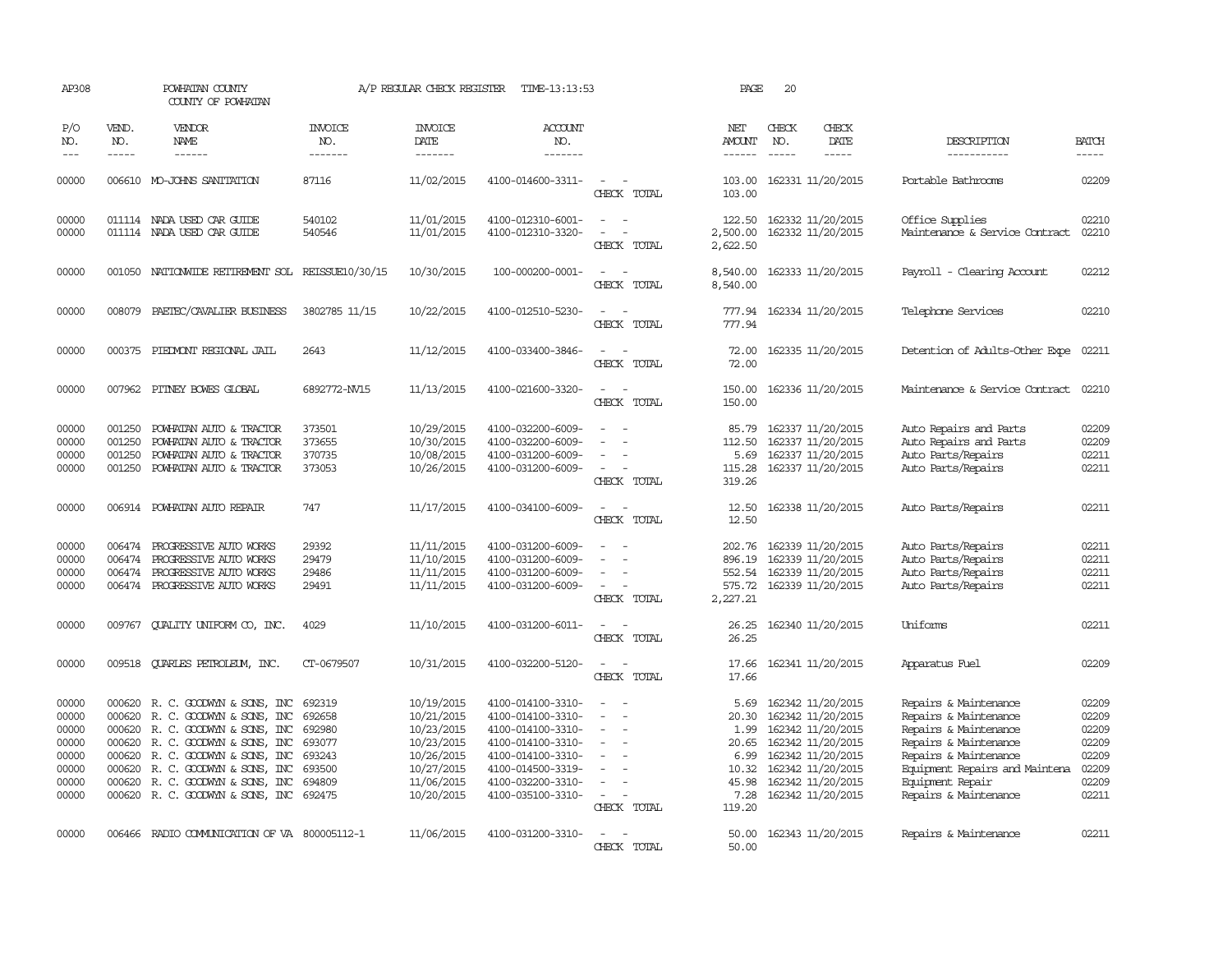AP308 POWHATAN COUNTY A/P REGULAR CHECK REGISTER TIME-13:13:53 PAGE 20

COUNTY OF POWHATAN

| P/O NO. | VEND. NO. | VENDOR NAME | INVOICE NO. | INVOICE DATE | ACCOUNT NO. | | NET AMOUNT | CHECK NO. | CHECK DATE | DESCRIPTION | BATCH |
|---|---|---|---|---|---|---|---|---|---|---|---|
| --- | ----- | ------ | ------- | ------- | ------- | | ------ | ----- | ----- | ----------- | ----- |
| 00000 | 006610 | MO-JOHNS SANITATION | 87116 | 11/02/2015 | 4100-014600-3311- | - - | 103.00 | 162331 | 11/20/2015 | Portable Bathrooms | 02209 |
| | | | | | | CHECK TOTAL | 103.00 | | | | |
| 00000 | 011114 | NADA USED CAR GUIDE | 540102 | 11/01/2015 | 4100-012310-6001- | - - | 122.50 | 162332 | 11/20/2015 | Office Supplies | 02210 |
| 00000 | 011114 | NADA USED CAR GUIDE | 540546 | 11/01/2015 | 4100-012310-3320- | - - | 2,500.00 | 162332 | 11/20/2015 | Maintenance & Service Contract | 02210 |
| | | | | | | CHECK TOTAL | 2,622.50 | | | | |
| 00000 | 001050 | NATIONWIDE RETIREMENT SOL | REISSUE10/30/15 | 10/30/2015 | 100-000200-0001- | - - | 8,540.00 | 162333 | 11/20/2015 | Payroll - Clearing Account | 02212 |
| | | | | | | CHECK TOTAL | 8,540.00 | | | | |
| 00000 | 008079 | PAETEC/CAVALIER BUSINESS | 3802785 11/15 | 10/22/2015 | 4100-012510-5230- | - - | 777.94 | 162334 | 11/20/2015 | Telephone Services | 02210 |
| | | | | | | CHECK TOTAL | 777.94 | | | | |
| 00000 | 000375 | PIEDMONT REGIONAL JAIL | 2643 | 11/12/2015 | 4100-033400-3846- | - - | 72.00 | 162335 | 11/20/2015 | Detention of Adults-Other Expe | 02211 |
| | | | | | | CHECK TOTAL | 72.00 | | | | |
| 00000 | 007962 | PITNEY BOWES GLOBAL | 6892772-NV15 | 11/13/2015 | 4100-021600-3320- | - - | 150.00 | 162336 | 11/20/2015 | Maintenance & Service Contract | 02210 |
| | | | | | | CHECK TOTAL | 150.00 | | | | |
| 00000 | 001250 | POWHATAN AUTO & TRACTOR | 373501 | 10/29/2015 | 4100-032200-6009- | - - | 85.79 | 162337 | 11/20/2015 | Auto Repairs and Parts | 02209 |
| 00000 | 001250 | POWHATAN AUTO & TRACTOR | 373655 | 10/30/2015 | 4100-032200-6009- | - - | 112.50 | 162337 | 11/20/2015 | Auto Repairs and Parts | 02209 |
| 00000 | 001250 | POWHATAN AUTO & TRACTOR | 370735 | 10/08/2015 | 4100-031200-6009- | - - | 5.69 | 162337 | 11/20/2015 | Auto Parts/Repairs | 02211 |
| 00000 | 001250 | POWHATAN AUTO & TRACTOR | 373053 | 10/26/2015 | 4100-031200-6009- | - - | 115.28 | 162337 | 11/20/2015 | Auto Parts/Repairs | 02211 |
| | | | | | | CHECK TOTAL | 319.26 | | | | |
| 00000 | 006914 | POWHATAN AUTO REPAIR | 747 | 11/17/2015 | 4100-034100-6009- | - - | 12.50 | 162338 | 11/20/2015 | Auto Parts/Repairs | 02211 |
| | | | | | | CHECK TOTAL | 12.50 | | | | |
| 00000 | 006474 | PROGRESSIVE AUTO WORKS | 29392 | 11/11/2015 | 4100-031200-6009- | - - | 202.76 | 162339 | 11/20/2015 | Auto Parts/Repairs | 02211 |
| 00000 | 006474 | PROGRESSIVE AUTO WORKS | 29479 | 11/10/2015 | 4100-031200-6009- | - - | 896.19 | 162339 | 11/20/2015 | Auto Parts/Repairs | 02211 |
| 00000 | 006474 | PROGRESSIVE AUTO WORKS | 29486 | 11/11/2015 | 4100-031200-6009- | - - | 552.54 | 162339 | 11/20/2015 | Auto Parts/Repairs | 02211 |
| 00000 | 006474 | PROGRESSIVE AUTO WORKS | 29491 | 11/11/2015 | 4100-031200-6009- | - - | 575.72 | 162339 | 11/20/2015 | Auto Parts/Repairs | 02211 |
| | | | | | | CHECK TOTAL | 2,227.21 | | | | |
| 00000 | 009767 | QUALITY UNIFORM CO, INC. | 4029 | 11/10/2015 | 4100-031200-6011- | - - | 26.25 | 162340 | 11/20/2015 | Uniforms | 02211 |
| | | | | | | CHECK TOTAL | 26.25 | | | | |
| 00000 | 009518 | QUARLES PETROLEUM, INC. | CT-0679507 | 10/31/2015 | 4100-032200-5120- | - - | 17.66 | 162341 | 11/20/2015 | Apparatus Fuel | 02209 |
| | | | | | | CHECK TOTAL | 17.66 | | | | |
| 00000 | 000620 | R. C. GOODWYN & SONS, INC | 692319 | 10/19/2015 | 4100-014100-3310- | - - | 5.69 | 162342 | 11/20/2015 | Repairs & Maintenance | 02209 |
| 00000 | 000620 | R. C. GOODWYN & SONS, INC | 692658 | 10/21/2015 | 4100-014100-3310- | - - | 20.30 | 162342 | 11/20/2015 | Repairs & Maintenance | 02209 |
| 00000 | 000620 | R. C. GOODWYN & SONS, INC | 692980 | 10/23/2015 | 4100-014100-3310- | - - | 1.99 | 162342 | 11/20/2015 | Repairs & Maintenance | 02209 |
| 00000 | 000620 | R. C. GOODWYN & SONS, INC | 693077 | 10/23/2015 | 4100-014100-3310- | - - | 20.65 | 162342 | 11/20/2015 | Repairs & Maintenance | 02209 |
| 00000 | 000620 | R. C. GOODWYN & SONS, INC | 693243 | 10/26/2015 | 4100-014100-3310- | - - | 6.99 | 162342 | 11/20/2015 | Repairs & Maintenance | 02209 |
| 00000 | 000620 | R. C. GOODWYN & SONS, INC | 693500 | 10/27/2015 | 4100-014500-3319- | - - | 10.32 | 162342 | 11/20/2015 | Equipment Repairs and Maintena | 02209 |
| 00000 | 000620 | R. C. GOODWYN & SONS, INC | 694809 | 11/06/2015 | 4100-032200-3310- | - - | 45.98 | 162342 | 11/20/2015 | Equipment Repair | 02209 |
| 00000 | 000620 | R. C. GOODWYN & SONS, INC | 692475 | 10/20/2015 | 4100-035100-3310- | - - | 7.28 | 162342 | 11/20/2015 | Repairs & Maintenance | 02211 |
| | | | | | | CHECK TOTAL | 119.20 | | | | |
| 00000 | 006466 | RADIO COMMUNICATION OF VA | 800005112-1 | 11/06/2015 | 4100-031200-3310- | - - | 50.00 | 162343 | 11/20/2015 | Repairs & Maintenance | 02211 |
| | | | | | | CHECK TOTAL | 50.00 | | | | |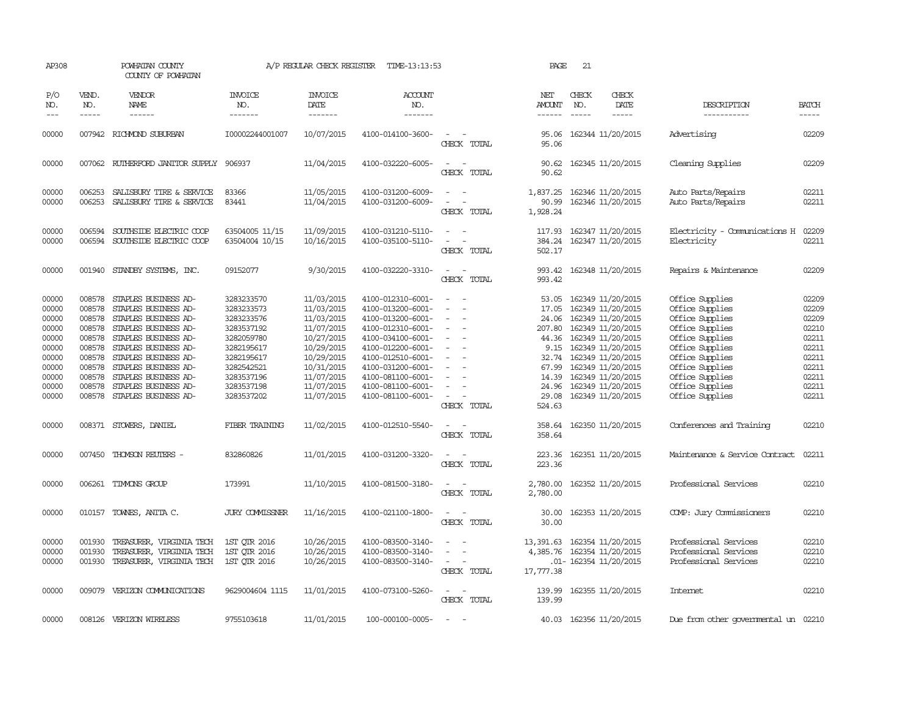AP308 POWHATAN COUNTY A/P REGULAR CHECK REGISTER TIME-13:13:53 PAGE 21

COUNTY OF POWHATAN

| P/O NO. | VEND. NO. | VENDOR NAME | INVOICE NO. | INVOICE DATE | ACCOUNT NO. | | NET AMOUNT | CHECK NO. | CHECK DATE | DESCRIPTION | BATCH |
|---|---|---|---|---|---|---|---|---|---|---|---|
| 00000 | 007942 | RICHMOND SUBURBAN | I00002244001007 | 10/07/2015 | 4100-014100-3600- | - - | 95.06 | 162344 | 11/20/2015 | Advertising | 02209 |
| | | | | | | CHECK TOTAL | 95.06 | | | | |
| 00000 | 007062 | RUTHERFORD JANITOR SUPPLY | 906937 | 11/04/2015 | 4100-032220-6005- | - - | 90.62 | 162345 | 11/20/2015 | Cleaning Supplies | 02209 |
| | | | | | | CHECK TOTAL | 90.62 | | | | |
| 00000 | 006253 | SALISBURY TIRE & SERVICE | 83366 | 11/05/2015 | 4100-031200-6009- | - - | 1,837.25 | 162346 | 11/20/2015 | Auto Parts/Repairs | 02211 |
| 00000 | 006253 | SALISBURY TIRE & SERVICE | 83441 | 11/04/2015 | 4100-031200-6009- | - - | 90.99 | 162346 | 11/20/2015 | Auto Parts/Repairs | 02211 |
| | | | | | | CHECK TOTAL | 1,928.24 | | | | |
| 00000 | 006594 | SOUTHSIDE ELECTRIC COOP | 63504005 11/15 | 11/09/2015 | 4100-031210-5110- | - - | 117.93 | 162347 | 11/20/2015 | Electricity - Communications H | 02209 |
| 00000 | 006594 | SOUTHSIDE ELECTRIC COOP | 63504004 10/15 | 10/16/2015 | 4100-035100-5110- | - - | 384.24 | 162347 | 11/20/2015 | Electricity | 02211 |
| | | | | | | CHECK TOTAL | 502.17 | | | | |
| 00000 | 001940 | STANDBY SYSTEMS, INC. | 09152077 | 9/30/2015 | 4100-032220-3310- | - - | 993.42 | 162348 | 11/20/2015 | Repairs & Maintenance | 02209 |
| | | | | | | CHECK TOTAL | 993.42 | | | | |
| 00000 | 008578 | STAPLES BUSINESS AD- | 3283233570 | 11/03/2015 | 4100-012310-6001- | - - | 53.05 | 162349 | 11/20/2015 | Office Supplies | 02209 |
| 00000 | 008578 | STAPLES BUSINESS AD- | 3283233573 | 11/03/2015 | 4100-013200-6001- | - - | 17.05 | 162349 | 11/20/2015 | Office Supplies | 02209 |
| 00000 | 008578 | STAPLES BUSINESS AD- | 3283233576 | 11/03/2015 | 4100-013200-6001- | - - | 24.06 | 162349 | 11/20/2015 | Office Supplies | 02209 |
| 00000 | 008578 | STAPLES BUSINESS AD- | 3283537192 | 11/07/2015 | 4100-012310-6001- | - - | 207.80 | 162349 | 11/20/2015 | Office Supplies | 02210 |
| 00000 | 008578 | STAPLES BUSINESS AD- | 3282059780 | 10/27/2015 | 4100-034100-6001- | - - | 44.36 | 162349 | 11/20/2015 | Office Supplies | 02211 |
| 00000 | 008578 | STAPLES BUSINESS AD- | 3282195617 | 10/29/2015 | 4100-012200-6001- | - - | 9.15 | 162349 | 11/20/2015 | Office Supplies | 02211 |
| 00000 | 008578 | STAPLES BUSINESS AD- | 3282195617 | 10/29/2015 | 4100-012510-6001- | - - | 32.74 | 162349 | 11/20/2015 | Office Supplies | 02211 |
| 00000 | 008578 | STAPLES BUSINESS AD- | 3282542521 | 10/31/2015 | 4100-031200-6001- | - - | 67.99 | 162349 | 11/20/2015 | Office Supplies | 02211 |
| 00000 | 008578 | STAPLES BUSINESS AD- | 3283537196 | 11/07/2015 | 4100-081100-6001- | - - | 14.39 | 162349 | 11/20/2015 | Office Supplies | 02211 |
| 00000 | 008578 | STAPLES BUSINESS AD- | 3283537198 | 11/07/2015 | 4100-081100-6001- | - - | 24.96 | 162349 | 11/20/2015 | Office Supplies | 02211 |
| 00000 | 008578 | STAPLES BUSINESS AD- | 3283537202 | 11/07/2015 | 4100-081100-6001- | - - | 29.08 | 162349 | 11/20/2015 | Office Supplies | 02211 |
| | | | | | | CHECK TOTAL | 524.63 | | | | |
| 00000 | 008371 | STOWERS, DANIEL | FIBER TRAINING | 11/02/2015 | 4100-012510-5540- | - - | 358.64 | 162350 | 11/20/2015 | Conferences and Training | 02210 |
| | | | | | | CHECK TOTAL | 358.64 | | | | |
| 00000 | 007450 | THOMSON REUTERS - | 832860826 | 11/01/2015 | 4100-031200-3320- | - - | 223.36 | 162351 | 11/20/2015 | Maintenance & Service Contract | 02211 |
| | | | | | | CHECK TOTAL | 223.36 | | | | |
| 00000 | 006261 | TIMMONS GROUP | 173991 | 11/10/2015 | 4100-081500-3180- | - - | 2,780.00 | 162352 | 11/20/2015 | Professional Services | 02210 |
| | | | | | | CHECK TOTAL | 2,780.00 | | | | |
| 00000 | 010157 | TOWNES, ANITA C. | JURY COMMISSNER | 11/16/2015 | 4100-021100-1800- | - - | 30.00 | 162353 | 11/20/2015 | COMP: Jury Commissioners | 02210 |
| | | | | | | CHECK TOTAL | 30.00 | | | | |
| 00000 | 001930 | TREASURER, VIRGINIA TECH | 1ST QTR 2016 | 10/26/2015 | 4100-083500-3140- | - - | 13,391.63 | 162354 | 11/20/2015 | Professional Services | 02210 |
| 00000 | 001930 | TREASURER, VIRGINIA TECH | 1ST QTR 2016 | 10/26/2015 | 4100-083500-3140- | - - | 4,385.76 | 162354 | 11/20/2015 | Professional Services | 02210 |
| 00000 | 001930 | TREASURER, VIRGINIA TECH | 1ST QTR 2016 | 10/26/2015 | 4100-083500-3140- | - - | .01- | 162354 | 11/20/2015 | Professional Services | 02210 |
| | | | | | | CHECK TOTAL | 17,777.38 | | | | |
| 00000 | 009079 | VERIZON COMMUNICATIONS | 9629004604 1115 | 11/01/2015 | 4100-073100-5260- | - - | 139.99 | 162355 | 11/20/2015 | Internet | 02210 |
| | | | | | | CHECK TOTAL | 139.99 | | | | |
| 00000 | 008126 | VERIZON WIRELESS | 9755103618 | 11/01/2015 | 100-000100-0005- | - - | 40.03 | 162356 | 11/20/2015 | Due from other governmental un | 02210 |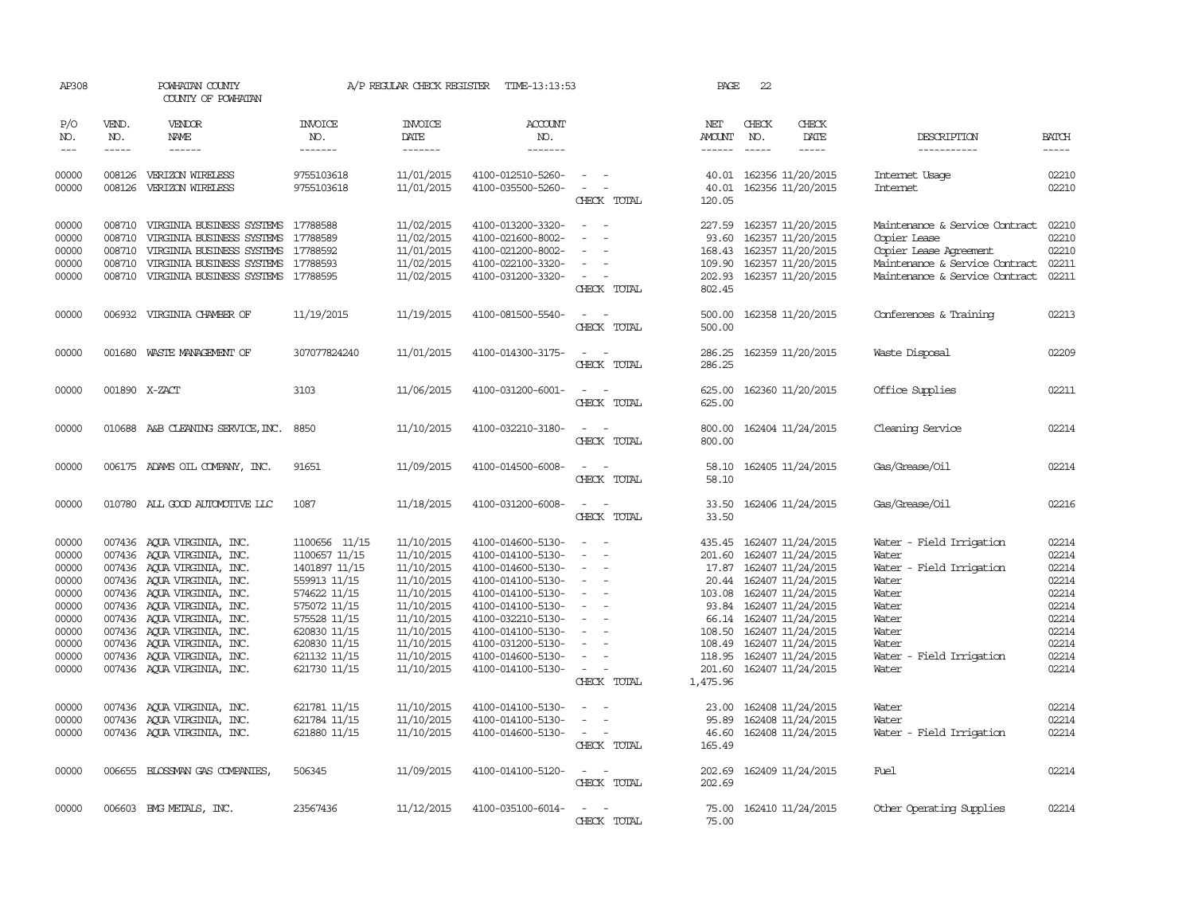AP308 POWHATAN COUNTY A/P REGULAR CHECK REGISTER TIME-13:13:53 PAGE 22
COUNTY OF POWHATAN

| P/O NO. | VEND. NO. | VENDOR NAME | INVOICE NO. | INVOICE DATE | ACCOUNT NO. | | NET AMOUNT | CHECK NO. | CHECK DATE | DESCRIPTION | BATCH |
|---|---|---|---|---|---|---|---|---|---|---|---|
| 00000 | 008126 | VERIZON WIRELESS | 9755103618 | 11/01/2015 | 4100-012510-5260- | - - | 40.01 | 162356 | 11/20/2015 | Internet Usage | 02210 |
| 00000 | 008126 | VERIZON WIRELESS | 9755103618 | 11/01/2015 | 4100-035500-5260- | - - | 40.01 | 162356 | 11/20/2015 | Internet | 02210 |
| | | | | | | CHECK TOTAL | 120.05 | | | | |
| 00000 | 008710 | VIRGINIA BUSINESS SYSTEMS | 17788588 | 11/02/2015 | 4100-013200-3320- | - - | 227.59 | 162357 | 11/20/2015 | Maintenance & Service Contract | 02210 |
| 00000 | 008710 | VIRGINIA BUSINESS SYSTEMS | 17788589 | 11/02/2015 | 4100-021600-8002- | - - | 93.60 | 162357 | 11/20/2015 | Copier Lease | 02210 |
| 00000 | 008710 | VIRGINIA BUSINESS SYSTEMS | 17788592 | 11/01/2015 | 4100-021200-8002- | - - | 168.43 | 162357 | 11/20/2015 | Copier Lease Agreement | 02210 |
| 00000 | 008710 | VIRGINIA BUSINESS SYSTEMS | 17788593 | 11/02/2015 | 4100-022100-3320- | - - | 109.90 | 162357 | 11/20/2015 | Maintenance & Service Contract | 02211 |
| 00000 | 008710 | VIRGINIA BUSINESS SYSTEMS | 17788595 | 11/02/2015 | 4100-031200-3320- | - - | 202.93 | 162357 | 11/20/2015 | Maintenance & Service Contract | 02211 |
| | | | | | | CHECK TOTAL | 802.45 | | | | |
| 00000 | 006932 | VIRGINIA CHAMBER OF | 11/19/2015 | 11/19/2015 | 4100-081500-5540- | - - | 500.00 | 162358 | 11/20/2015 | Conferences & Training | 02213 |
| | | | | | | CHECK TOTAL | 500.00 | | | | |
| 00000 | 001680 | WASTE MANAGEMENT OF | 307077824240 | 11/01/2015 | 4100-014300-3175- | - - | 286.25 | 162359 | 11/20/2015 | Waste Disposal | 02209 |
| | | | | | | CHECK TOTAL | 286.25 | | | | |
| 00000 | 001890 | X-ZACT | 3103 | 11/06/2015 | 4100-031200-6001- | - - | 625.00 | 162360 | 11/20/2015 | Office Supplies | 02211 |
| | | | | | | CHECK TOTAL | 625.00 | | | | |
| 00000 | 010688 | A&B CLEANING SERVICE, INC. | 8850 | 11/10/2015 | 4100-032210-3180- | - - | 800.00 | 162404 | 11/24/2015 | Cleaning Service | 02214 |
| | | | | | | CHECK TOTAL | 800.00 | | | | |
| 00000 | 006175 | ADAMS OIL COMPANY, INC. | 91651 | 11/09/2015 | 4100-014500-6008- | - - | 58.10 | 162405 | 11/24/2015 | Gas/Grease/Oil | 02214 |
| | | | | | | CHECK TOTAL | 58.10 | | | | |
| 00000 | 010780 | ALL GOOD AUTOMOTIVE LLC | 1087 | 11/18/2015 | 4100-031200-6008- | - - | 33.50 | 162406 | 11/24/2015 | Gas/Grease/Oil | 02216 |
| | | | | | | CHECK TOTAL | 33.50 | | | | |
| 00000 | 007436 | AQUA VIRGINIA, INC. | 1100656 11/15 | 11/10/2015 | 4100-014600-5130- | - - | 435.45 | 162407 | 11/24/2015 | Water - Field Irrigation | 02214 |
| 00000 | 007436 | AQUA VIRGINIA, INC. | 1100657 11/15 | 11/10/2015 | 4100-014100-5130- | - - | 201.60 | 162407 | 11/24/2015 | Water | 02214 |
| 00000 | 007436 | AQUA VIRGINIA, INC. | 1401897 11/15 | 11/10/2015 | 4100-014600-5130- | - - | 17.87 | 162407 | 11/24/2015 | Water - Field Irrigation | 02214 |
| 00000 | 007436 | AQUA VIRGINIA, INC. | 559913 11/15 | 11/10/2015 | 4100-014100-5130- | - - | 20.44 | 162407 | 11/24/2015 | Water | 02214 |
| 00000 | 007436 | AQUA VIRGINIA, INC. | 574622 11/15 | 11/10/2015 | 4100-014100-5130- | - - | 103.08 | 162407 | 11/24/2015 | Water | 02214 |
| 00000 | 007436 | AQUA VIRGINIA, INC. | 575072 11/15 | 11/10/2015 | 4100-014100-5130- | - - | 93.84 | 162407 | 11/24/2015 | Water | 02214 |
| 00000 | 007436 | AQUA VIRGINIA, INC. | 575528 11/15 | 11/10/2015 | 4100-032210-5130- | - - | 66.14 | 162407 | 11/24/2015 | Water | 02214 |
| 00000 | 007436 | AQUA VIRGINIA, INC. | 620830 11/15 | 11/10/2015 | 4100-014100-5130- | - - | 108.50 | 162407 | 11/24/2015 | Water | 02214 |
| 00000 | 007436 | AQUA VIRGINIA, INC. | 620830 11/15 | 11/10/2015 | 4100-031200-5130- | - - | 108.49 | 162407 | 11/24/2015 | Water | 02214 |
| 00000 | 007436 | AQUA VIRGINIA, INC. | 621132 11/15 | 11/10/2015 | 4100-014600-5130- | - - | 118.95 | 162407 | 11/24/2015 | Water - Field Irrigation | 02214 |
| 00000 | 007436 | AQUA VIRGINIA, INC. | 621730 11/15 | 11/10/2015 | 4100-014100-5130- | - - | 201.60 | 162407 | 11/24/2015 | Water | 02214 |
| | | | | | | CHECK TOTAL | 1,475.96 | | | | |
| 00000 | 007436 | AQUA VIRGINIA, INC. | 621781 11/15 | 11/10/2015 | 4100-014100-5130- | - - | 23.00 | 162408 | 11/24/2015 | Water | 02214 |
| 00000 | 007436 | AQUA VIRGINIA, INC. | 621784 11/15 | 11/10/2015 | 4100-014100-5130- | - - | 95.89 | 162408 | 11/24/2015 | Water | 02214 |
| 00000 | 007436 | AQUA VIRGINIA, INC. | 621880 11/15 | 11/10/2015 | 4100-014600-5130- | - - | 46.60 | 162408 | 11/24/2015 | Water - Field Irrigation | 02214 |
| | | | | | | CHECK TOTAL | 165.49 | | | | |
| 00000 | 006655 | BLOSSMAN GAS COMPANIES, | 506345 | 11/09/2015 | 4100-014100-5120- | - - | 202.69 | 162409 | 11/24/2015 | Fuel | 02214 |
| | | | | | | CHECK TOTAL | 202.69 | | | | |
| 00000 | 006603 | BMG METALS, INC. | 23567436 | 11/12/2015 | 4100-035100-6014- | - - | 75.00 | 162410 | 11/24/2015 | Other Operating Supplies | 02214 |
| | | | | | | CHECK TOTAL | 75.00 | | | | |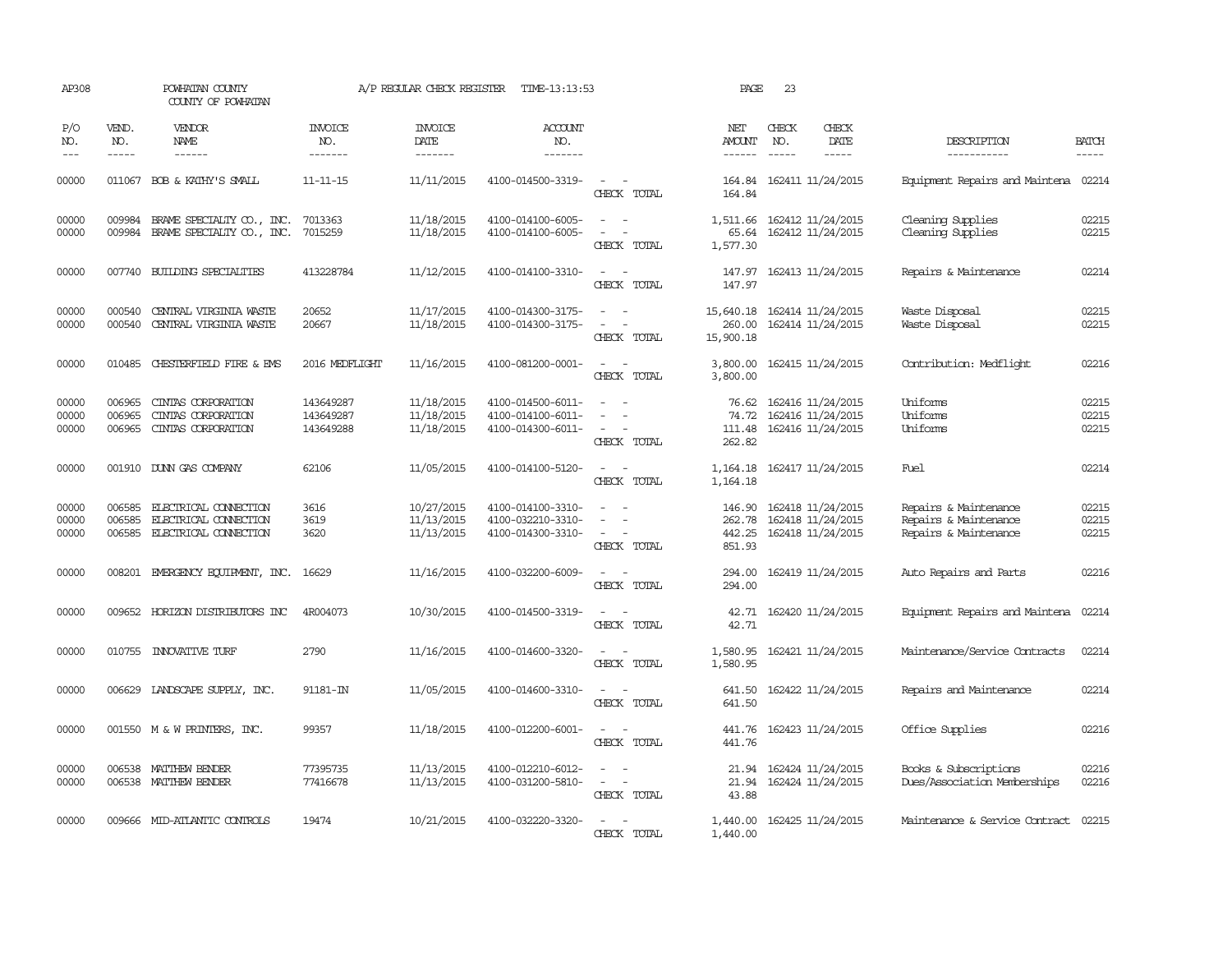AP308 POWHATAN COUNTY COUNTY OF POWHATAN A/P REGULAR CHECK REGISTER TIME-13:13:53

| P/O NO. | VEND. NO. | VENDOR NAME | INVOICE NO. | INVOICE DATE | ACCOUNT NO. | | NET AMOUNT | CHECK NO. | CHECK DATE | DESCRIPTION | BATCH |
|---|---|---|---|---|---|---|---|---|---|---|---|
| 00000 | 011067 | BOB & KATHY'S SMALL | 11-11-15 | 11/11/2015 | 4100-014500-3319- | - - | 164.84 | 162411 | 11/24/2015 | Equipment Repairs and Maintena | 02214 |
| | | | | | | CHECK TOTAL | 164.84 | | | | |
| 00000 | 009984 | BRAME SPECIALTY CO., INC. | 7013363 | 11/18/2015 | 4100-014100-6005- | - - | 1,511.66 | 162412 | 11/24/2015 | Cleaning Supplies | 02215 |
| 00000 | 009984 | BRAME SPECIALTY CO., INC. | 7015259 | 11/18/2015 | 4100-014100-6005- | - - | 65.64 | 162412 | 11/24/2015 | Cleaning Supplies | 02215 |
| | | | | | | CHECK TOTAL | 1,577.30 | | | | |
| 00000 | 007740 | BUILDING SPECIALTIES | 413228784 | 11/12/2015 | 4100-014100-3310- | - - | 147.97 | 162413 | 11/24/2015 | Repairs & Maintenance | 02214 |
| | | | | | | CHECK TOTAL | 147.97 | | | | |
| 00000 | 000540 | CENTRAL VIRGINIA WASTE | 20652 | 11/17/2015 | 4100-014300-3175- | - - | 15,640.18 | 162414 | 11/24/2015 | Waste Disposal | 02215 |
| 00000 | 000540 | CENTRAL VIRGINIA WASTE | 20667 | 11/18/2015 | 4100-014300-3175- | - - | 260.00 | 162414 | 11/24/2015 | Waste Disposal | 02215 |
| | | | | | | CHECK TOTAL | 15,900.18 | | | | |
| 00000 | 010485 | CHESTERFIELD FIRE & EMS | 2016 MEDFLIGHT | 11/16/2015 | 4100-081200-0001- | - - | 3,800.00 | 162415 | 11/24/2015 | Contribution: Medflight | 02216 |
| | | | | | | CHECK TOTAL | 3,800.00 | | | | |
| 00000 | 006965 | CINTAS CORPORATION | 143649287 | 11/18/2015 | 4100-014500-6011- | - - | 76.62 | 162416 | 11/24/2015 | Uniforms | 02215 |
| 00000 | 006965 | CINTAS CORPORATION | 143649287 | 11/18/2015 | 4100-014100-6011- | - - | 74.72 | 162416 | 11/24/2015 | Uniforms | 02215 |
| 00000 | 006965 | CINTAS CORPORATION | 143649288 | 11/18/2015 | 4100-014300-6011- | - - | 111.48 | 162416 | 11/24/2015 | Uniforms | 02215 |
| | | | | | | CHECK TOTAL | 262.82 | | | | |
| 00000 | 001910 | DUNN GAS COMPANY | 62106 | 11/05/2015 | 4100-014100-5120- | - - | 1,164.18 | 162417 | 11/24/2015 | Fuel | 02214 |
| | | | | | | CHECK TOTAL | 1,164.18 | | | | |
| 00000 | 006585 | ELECTRICAL CONNECTION | 3616 | 10/27/2015 | 4100-014100-3310- | - - | 146.90 | 162418 | 11/24/2015 | Repairs & Maintenance | 02215 |
| 00000 | 006585 | ELECTRICAL CONNECTION | 3619 | 11/13/2015 | 4100-032210-3310- | - - | 262.78 | 162418 | 11/24/2015 | Repairs & Maintenance | 02215 |
| 00000 | 006585 | ELECTRICAL CONNECTION | 3620 | 11/13/2015 | 4100-014300-3310- | - - | 442.25 | 162418 | 11/24/2015 | Repairs & Maintenance | 02215 |
| | | | | | | CHECK TOTAL | 851.93 | | | | |
| 00000 | 008201 | EMERGENCY EQUIPMENT, INC. | 16629 | 11/16/2015 | 4100-032200-6009- | - - | 294.00 | 162419 | 11/24/2015 | Auto Repairs and Parts | 02216 |
| | | | | | | CHECK TOTAL | 294.00 | | | | |
| 00000 | 009652 | HORIZON DISTRIBUTORS INC | 4R004073 | 10/30/2015 | 4100-014500-3319- | - - | 42.71 | 162420 | 11/24/2015 | Equipment Repairs and Maintena | 02214 |
| | | | | | | CHECK TOTAL | 42.71 | | | | |
| 00000 | 010755 | INNOVATIVE TURF | 2790 | 11/16/2015 | 4100-014600-3320- | - - | 1,580.95 | 162421 | 11/24/2015 | Maintenance/Service Contracts | 02214 |
| | | | | | | CHECK TOTAL | 1,580.95 | | | | |
| 00000 | 006629 | LANDSCAPE SUPPLY, INC. | 91181-IN | 11/05/2015 | 4100-014600-3310- | - - | 641.50 | 162422 | 11/24/2015 | Repairs and Maintenance | 02214 |
| | | | | | | CHECK TOTAL | 641.50 | | | | |
| 00000 | 001550 | M & W PRINTERS, INC. | 99357 | 11/18/2015 | 4100-012200-6001- | - - | 441.76 | 162423 | 11/24/2015 | Office Supplies | 02216 |
| | | | | | | CHECK TOTAL | 441.76 | | | | |
| 00000 | 006538 | MATTHEW BENDER | 77395735 | 11/13/2015 | 4100-012210-6012- | - - | 21.94 | 162424 | 11/24/2015 | Books & Subscriptions | 02216 |
| 00000 | 006538 | MATTHEW BENDER | 77416678 | 11/13/2015 | 4100-031200-5810- | - - | 21.94 | 162424 | 11/24/2015 | Dues/Association Memberships | 02216 |
| | | | | | | CHECK TOTAL | 43.88 | | | | |
| 00000 | 009666 | MID-ATLANTIC CONTROLS | 19474 | 10/21/2015 | 4100-032220-3320- | - - | 1,440.00 | 162425 | 11/24/2015 | Maintenance & Service Contract | 02215 |
| | | | | | | CHECK TOTAL | 1,440.00 | | | | |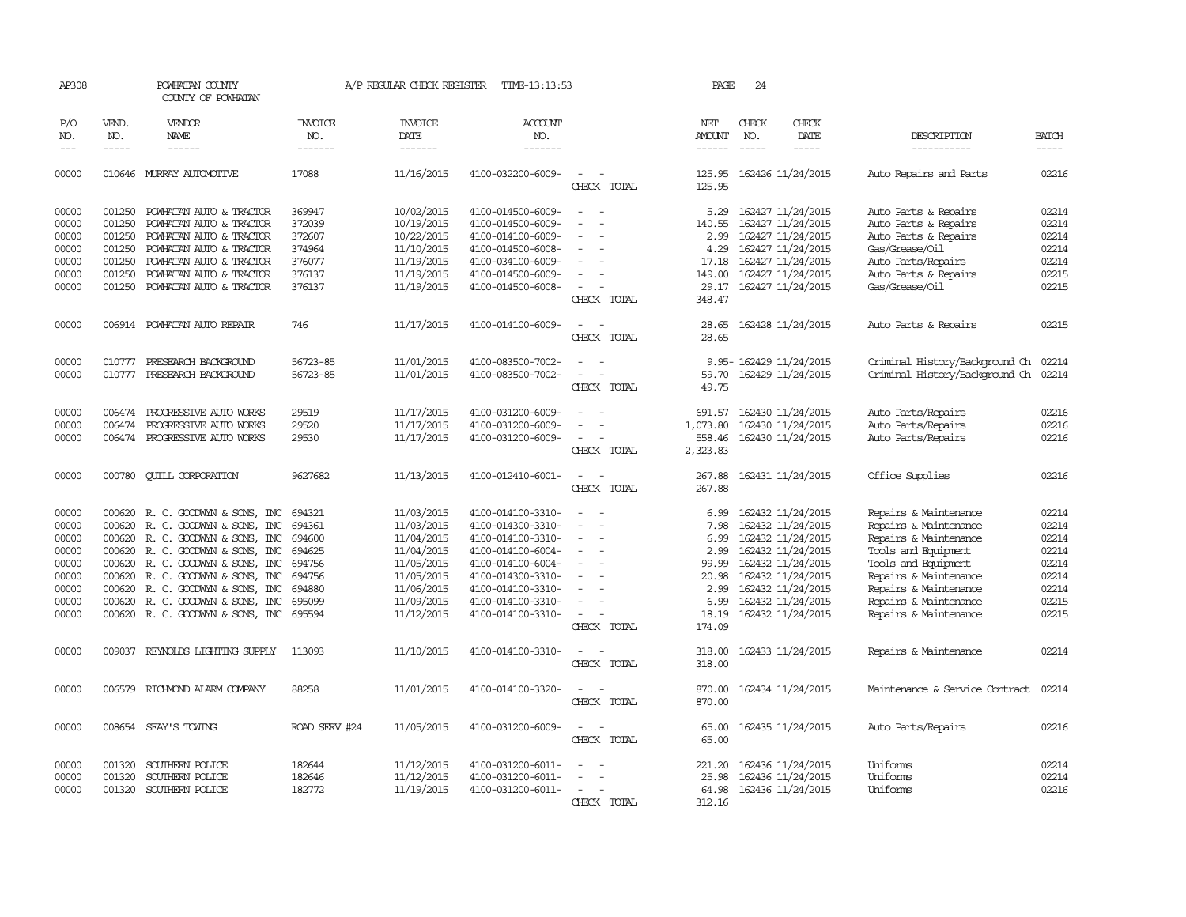AP308 POWHATAN COUNTY A/P REGULAR CHECK REGISTER TIME-13:13:53 PAGE 24

COUNTY OF POWHATAN

| P/O NO. | VEND. NO. | VENDOR NAME | INVOICE NO. | INVOICE DATE | ACCOUNT NO. | | NET AMOUNT | CHECK NO. | CHECK DATE | DESCRIPTION | BATCH |
|---|---|---|---|---|---|---|---|---|---|---|---|
| --- | ----- | ------ | ------- | ------- | ------- | | ------ | ----- | ----- | ----------- | ----- |
| 00000 | 010646 | MURRAY AUTOMOTIVE | 17088 | 11/16/2015 | 4100-032200-6009- | - - | 125.95 | 162426 | 11/24/2015 | Auto Repairs and Parts | 02216 |
| | | | | | | CHECK TOTAL | 125.95 | | | | |
| 00000 | 001250 | POWHATAN AUTO & TRACTOR | 369947 | 10/02/2015 | 4100-014500-6009- | - - | 5.29 | 162427 | 11/24/2015 | Auto Parts & Repairs | 02214 |
| 00000 | 001250 | POWHATAN AUTO & TRACTOR | 372039 | 10/19/2015 | 4100-014500-6009- | - - | 140.55 | 162427 | 11/24/2015 | Auto Parts & Repairs | 02214 |
| 00000 | 001250 | POWHATAN AUTO & TRACTOR | 372607 | 10/22/2015 | 4100-014100-6009- | - - | 2.99 | 162427 | 11/24/2015 | Auto Parts & Repairs | 02214 |
| 00000 | 001250 | POWHATAN AUTO & TRACTOR | 374964 | 11/10/2015 | 4100-014500-6008- | - - | 4.29 | 162427 | 11/24/2015 | Gas/Grease/Oil | 02214 |
| 00000 | 001250 | POWHATAN AUTO & TRACTOR | 376077 | 11/19/2015 | 4100-034100-6009- | - - | 17.18 | 162427 | 11/24/2015 | Auto Parts/Repairs | 02214 |
| 00000 | 001250 | POWHATAN AUTO & TRACTOR | 376137 | 11/19/2015 | 4100-014500-6009- | - - | 149.00 | 162427 | 11/24/2015 | Auto Parts & Repairs | 02215 |
| 00000 | 001250 | POWHATAN AUTO & TRACTOR | 376137 | 11/19/2015 | 4100-014500-6008- | - - | 29.17 | 162427 | 11/24/2015 | Gas/Grease/Oil | 02215 |
| | | | | | | CHECK TOTAL | 348.47 | | | | |
| 00000 | 006914 | POWHATAN AUTO REPAIR | 746 | 11/17/2015 | 4100-014100-6009- | - - | 28.65 | 162428 | 11/24/2015 | Auto Parts & Repairs | 02215 |
| | | | | | | CHECK TOTAL | 28.65 | | | | |
| 00000 | 010777 | PRESEARCH BACKGROUND | 56723-85 | 11/01/2015 | 4100-083500-7002- | - - | 9.95- | 162429 | 11/24/2015 | Criminal History/Background Ch | 02214 |
| 00000 | 010777 | PRESEARCH BACKGROUND | 56723-85 | 11/01/2015 | 4100-083500-7002- | - - | 59.70 | 162429 | 11/24/2015 | Criminal History/Background Ch | 02214 |
| | | | | | | CHECK TOTAL | 49.75 | | | | |
| 00000 | 006474 | PROGRESSIVE AUTO WORKS | 29519 | 11/17/2015 | 4100-031200-6009- | - - | 691.57 | 162430 | 11/24/2015 | Auto Parts/Repairs | 02216 |
| 00000 | 006474 | PROGRESSIVE AUTO WORKS | 29520 | 11/17/2015 | 4100-031200-6009- | - - | 1,073.80 | 162430 | 11/24/2015 | Auto Parts/Repairs | 02216 |
| 00000 | 006474 | PROGRESSIVE AUTO WORKS | 29530 | 11/17/2015 | 4100-031200-6009- | - - | 558.46 | 162430 | 11/24/2015 | Auto Parts/Repairs | 02216 |
| | | | | | | CHECK TOTAL | 2,323.83 | | | | |
| 00000 | 000780 | QUILL CORPORATION | 9627682 | 11/13/2015 | 4100-012410-6001- | - - | 267.88 | 162431 | 11/24/2015 | Office Supplies | 02216 |
| | | | | | | CHECK TOTAL | 267.88 | | | | |
| 00000 | 000620 | R. C. GOODWYN & SONS, INC | 694321 | 11/03/2015 | 4100-014100-3310- | - - | 6.99 | 162432 | 11/24/2015 | Repairs & Maintenance | 02214 |
| 00000 | 000620 | R. C. GOODWYN & SONS, INC | 694361 | 11/03/2015 | 4100-014300-3310- | - - | 7.98 | 162432 | 11/24/2015 | Repairs & Maintenance | 02214 |
| 00000 | 000620 | R. C. GOODWYN & SONS, INC | 694600 | 11/04/2015 | 4100-014100-3310- | - - | 6.99 | 162432 | 11/24/2015 | Repairs & Maintenance | 02214 |
| 00000 | 000620 | R. C. GOODWYN & SONS, INC | 694625 | 11/04/2015 | 4100-014100-6004- | - - | 2.99 | 162432 | 11/24/2015 | Tools and Equipment | 02214 |
| 00000 | 000620 | R. C. GOODWYN & SONS, INC | 694756 | 11/05/2015 | 4100-014100-6004- | - - | 99.99 | 162432 | 11/24/2015 | Tools and Equipment | 02214 |
| 00000 | 000620 | R. C. GOODWYN & SONS, INC | 694756 | 11/05/2015 | 4100-014300-3310- | - - | 20.98 | 162432 | 11/24/2015 | Repairs & Maintenance | 02214 |
| 00000 | 000620 | R. C. GOODWYN & SONS, INC | 694880 | 11/06/2015 | 4100-014100-3310- | - - | 2.99 | 162432 | 11/24/2015 | Repairs & Maintenance | 02214 |
| 00000 | 000620 | R. C. GOODWYN & SONS, INC | 695099 | 11/09/2015 | 4100-014100-3310- | - - | 6.99 | 162432 | 11/24/2015 | Repairs & Maintenance | 02215 |
| 00000 | 000620 | R. C. GOODWYN & SONS, INC | 695594 | 11/12/2015 | 4100-014100-3310- | - - | 18.19 | 162432 | 11/24/2015 | Repairs & Maintenance | 02215 |
| | | | | | | CHECK TOTAL | 174.09 | | | | |
| 00000 | 009037 | REYNOLDS LIGHTING SUPPLY | 113093 | 11/10/2015 | 4100-014100-3310- | - - | 318.00 | 162433 | 11/24/2015 | Repairs & Maintenance | 02214 |
| | | | | | | CHECK TOTAL | 318.00 | | | | |
| 00000 | 006579 | RICHMOND ALARM COMPANY | 88258 | 11/01/2015 | 4100-014100-3320- | - - | 870.00 | 162434 | 11/24/2015 | Maintenance & Service Contract | 02214 |
| | | | | | | CHECK TOTAL | 870.00 | | | | |
| 00000 | 008654 | SEAY'S TOWING | ROAD SERV #24 | 11/05/2015 | 4100-031200-6009- | - - | 65.00 | 162435 | 11/24/2015 | Auto Parts/Repairs | 02216 |
| | | | | | | CHECK TOTAL | 65.00 | | | | |
| 00000 | 001320 | SOUTHERN POLICE | 182644 | 11/12/2015 | 4100-031200-6011- | - - | 221.20 | 162436 | 11/24/2015 | Uniforms | 02214 |
| 00000 | 001320 | SOUTHERN POLICE | 182646 | 11/12/2015 | 4100-031200-6011- | - - | 25.98 | 162436 | 11/24/2015 | Uniforms | 02214 |
| 00000 | 001320 | SOUTHERN POLICE | 182772 | 11/19/2015 | 4100-031200-6011- | - - | 64.98 | 162436 | 11/24/2015 | Uniforms | 02216 |
| | | | | | | CHECK TOTAL | 312.16 | | | | |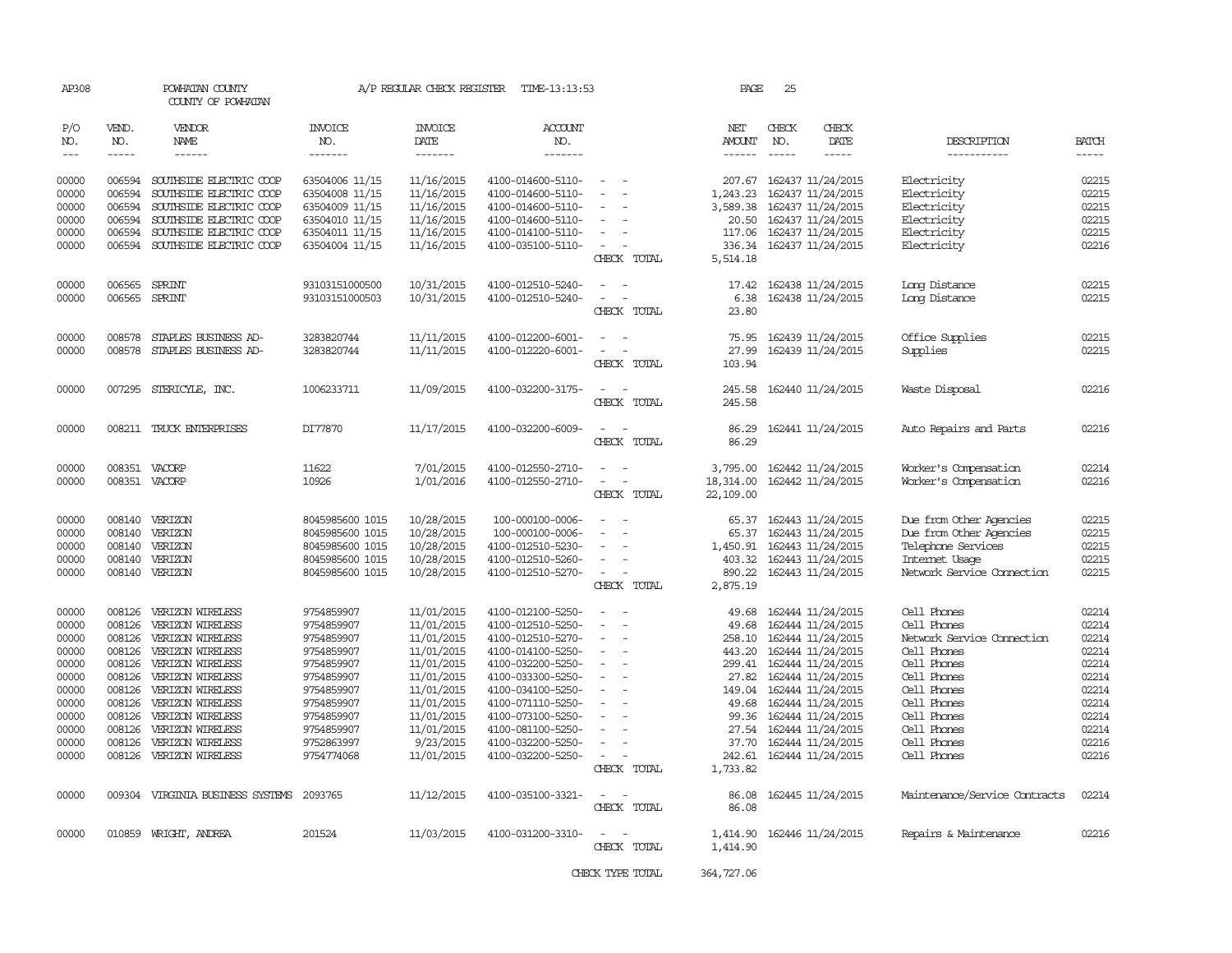AP308 POWHATAN COUNTY A/P REGULAR CHECK REGISTER TIME-13:13:53 PAGE 25
COUNTY OF POWHATAN

| P/O NO. | VEND. NO. | VENDOR NAME | INVOICE NO. | INVOICE DATE | ACCOUNT NO. | | NET AMOUNT | CHECK NO. | CHECK DATE | DESCRIPTION | BATCH |
|---|---|---|---|---|---|---|---|---|---|---|---|
| 00000 | 006594 | SOUTHSIDE ELECTRIC COOP | 63504006 11/15 | 11/16/2015 | 4100-014600-5110- | - - | 207.67 | 162437 | 11/24/2015 | Electricity | 02215 |
| 00000 | 006594 | SOUTHSIDE ELECTRIC COOP | 63504008 11/15 | 11/16/2015 | 4100-014100-5110- | - - | 1,243.23 | 162437 | 11/24/2015 | Electricity | 02215 |
| 00000 | 006594 | SOUTHSIDE ELECTRIC COOP | 63504009 11/15 | 11/16/2015 | 4100-014600-5110- | - - | 3,589.38 | 162437 | 11/24/2015 | Electricity | 02215 |
| 00000 | 006594 | SOUTHSIDE ELECTRIC COOP | 63504010 11/15 | 11/16/2015 | 4100-014600-5110- | - - | 20.50 | 162437 | 11/24/2015 | Electricity | 02215 |
| 00000 | 006594 | SOUTHSIDE ELECTRIC COOP | 63504011 11/15 | 11/16/2015 | 4100-014100-5110- | - - | 117.06 | 162437 | 11/24/2015 | Electricity | 02215 |
| 00000 | 006594 | SOUTHSIDE ELECTRIC COOP | 63504004 11/15 | 11/16/2015 | 4100-035100-5110- | - - | 336.34 | 162437 | 11/24/2015 | Electricity | 02216 |
| | | | | | | CHECK TOTAL | 5,514.18 | | | | |
| 00000 | 006565 | SPRINT | 93103151000500 | 10/31/2015 | 4100-012510-5240- | - - | 17.42 | 162438 | 11/24/2015 | Long Distance | 02215 |
| 00000 | 006565 | SPRINT | 93103151000503 | 10/31/2015 | 4100-012510-5240- | - - | 6.38 | 162438 | 11/24/2015 | Long Distance | 02215 |
| | | | | | | CHECK TOTAL | 23.80 | | | | |
| 00000 | 008578 | STAPLES BUSINESS AD- | 3283820744 | 11/11/2015 | 4100-012200-6001- | - - | 75.95 | 162439 | 11/24/2015 | Office Supplies | 02215 |
| 00000 | 008578 | STAPLES BUSINESS AD- | 3283820744 | 11/11/2015 | 4100-012220-6001- | - - | 27.99 | 162439 | 11/24/2015 | Supplies | 02215 |
| | | | | | | CHECK TOTAL | 103.94 | | | | |
| 00000 | 007295 | STERICYLE, INC. | 1006233711 | 11/09/2015 | 4100-032200-3175- | - - | 245.58 | 162440 | 11/24/2015 | Waste Disposal | 02216 |
| | | | | | | CHECK TOTAL | 245.58 | | | | |
| 00000 | 008211 | TRUCK ENTERPRISES | DI77870 | 11/17/2015 | 4100-032200-6009- | - - | 86.29 | 162441 | 11/24/2015 | Auto Repairs and Parts | 02216 |
| | | | | | | CHECK TOTAL | 86.29 | | | | |
| 00000 | 008351 | VACORP | 11622 | 7/01/2015 | 4100-012550-2710- | - - | 3,795.00 | 162442 | 11/24/2015 | Worker's Compensation | 02214 |
| 00000 | 008351 | VACORP | 10926 | 1/01/2016 | 4100-012550-2710- | - - | 18,314.00 | 162442 | 11/24/2015 | Worker's Compensation | 02216 |
| | | | | | | CHECK TOTAL | 22,109.00 | | | | |
| 00000 | 008140 | VERIZON | 8045985600 1015 | 10/28/2015 | 100-000100-0006- | - - | 65.37 | 162443 | 11/24/2015 | Due from Other Agencies | 02215 |
| 00000 | 008140 | VERIZON | 8045985600 1015 | 10/28/2015 | 100-000100-0006- | - - | 65.37 | 162443 | 11/24/2015 | Due from Other Agencies | 02215 |
| 00000 | 008140 | VERIZON | 8045985600 1015 | 10/28/2015 | 4100-012510-5230- | - - | 1,450.91 | 162443 | 11/24/2015 | Telephone Services | 02215 |
| 00000 | 008140 | VERIZON | 8045985600 1015 | 10/28/2015 | 4100-012510-5260- | - - | 403.32 | 162443 | 11/24/2015 | Internet Usage | 02215 |
| 00000 | 008140 | VERIZON | 8045985600 1015 | 10/28/2015 | 4100-012510-5270- | - - | 890.22 | 162443 | 11/24/2015 | Network Service Connection | 02215 |
| | | | | | | CHECK TOTAL | 2,875.19 | | | | |
| 00000 | 008126 | VERIZON WIRELESS | 9754859907 | 11/01/2015 | 4100-012100-5250- | - - | 49.68 | 162444 | 11/24/2015 | Cell Phones | 02214 |
| 00000 | 008126 | VERIZON WIRELESS | 9754859907 | 11/01/2015 | 4100-012510-5250- | - - | 49.68 | 162444 | 11/24/2015 | Cell Phones | 02214 |
| 00000 | 008126 | VERIZON WIRELESS | 9754859907 | 11/01/2015 | 4100-012510-5270- | - - | 258.10 | 162444 | 11/24/2015 | Network Service Connection | 02214 |
| 00000 | 008126 | VERIZON WIRELESS | 9754859907 | 11/01/2015 | 4100-014100-5250- | - - | 443.20 | 162444 | 11/24/2015 | Cell Phones | 02214 |
| 00000 | 008126 | VERIZON WIRELESS | 9754859907 | 11/01/2015 | 4100-032200-5250- | - - | 299.41 | 162444 | 11/24/2015 | Cell Phones | 02214 |
| 00000 | 008126 | VERIZON WIRELESS | 9754859907 | 11/01/2015 | 4100-033300-5250- | - - | 27.82 | 162444 | 11/24/2015 | Cell Phones | 02214 |
| 00000 | 008126 | VERIZON WIRELESS | 9754859907 | 11/01/2015 | 4100-034100-5250- | - - | 149.04 | 162444 | 11/24/2015 | Cell Phones | 02214 |
| 00000 | 008126 | VERIZON WIRELESS | 9754859907 | 11/01/2015 | 4100-071110-5250- | - - | 49.68 | 162444 | 11/24/2015 | Cell Phones | 02214 |
| 00000 | 008126 | VERIZON WIRELESS | 9754859907 | 11/01/2015 | 4100-073100-5250- | - - | 99.36 | 162444 | 11/24/2015 | Cell Phones | 02214 |
| 00000 | 008126 | VERIZON WIRELESS | 9754859907 | 11/01/2015 | 4100-081100-5250- | - - | 27.54 | 162444 | 11/24/2015 | Cell Phones | 02214 |
| 00000 | 008126 | VERIZON WIRELESS | 9752863997 | 9/23/2015 | 4100-032200-5250- | - - | 37.70 | 162444 | 11/24/2015 | Cell Phones | 02216 |
| 00000 | 008126 | VERIZON WIRELESS | 9754774068 | 11/01/2015 | 4100-032200-5250- | - - | 242.61 | 162444 | 11/24/2015 | Cell Phones | 02216 |
| | | | | | | CHECK TOTAL | 1,733.82 | | | | |
| 00000 | 009304 | VIRGINIA BUSINESS SYSTEMS | 2093765 | 11/12/2015 | 4100-035100-3321- | - - | 86.08 | 162445 | 11/24/2015 | Maintenance/Service Contracts | 02214 |
| | | | | | | CHECK TOTAL | 86.08 | | | | |
| 00000 | 010859 | WRIGHT, ANDREA | 201524 | 11/03/2015 | 4100-031200-3310- | - - | 1,414.90 | 162446 | 11/24/2015 | Repairs & Maintenance | 02216 |
| | | | | | | CHECK TOTAL | 1,414.90 | | | | |
| | | | | | | CHECK TYPE TOTAL | 364,727.06 | | | | |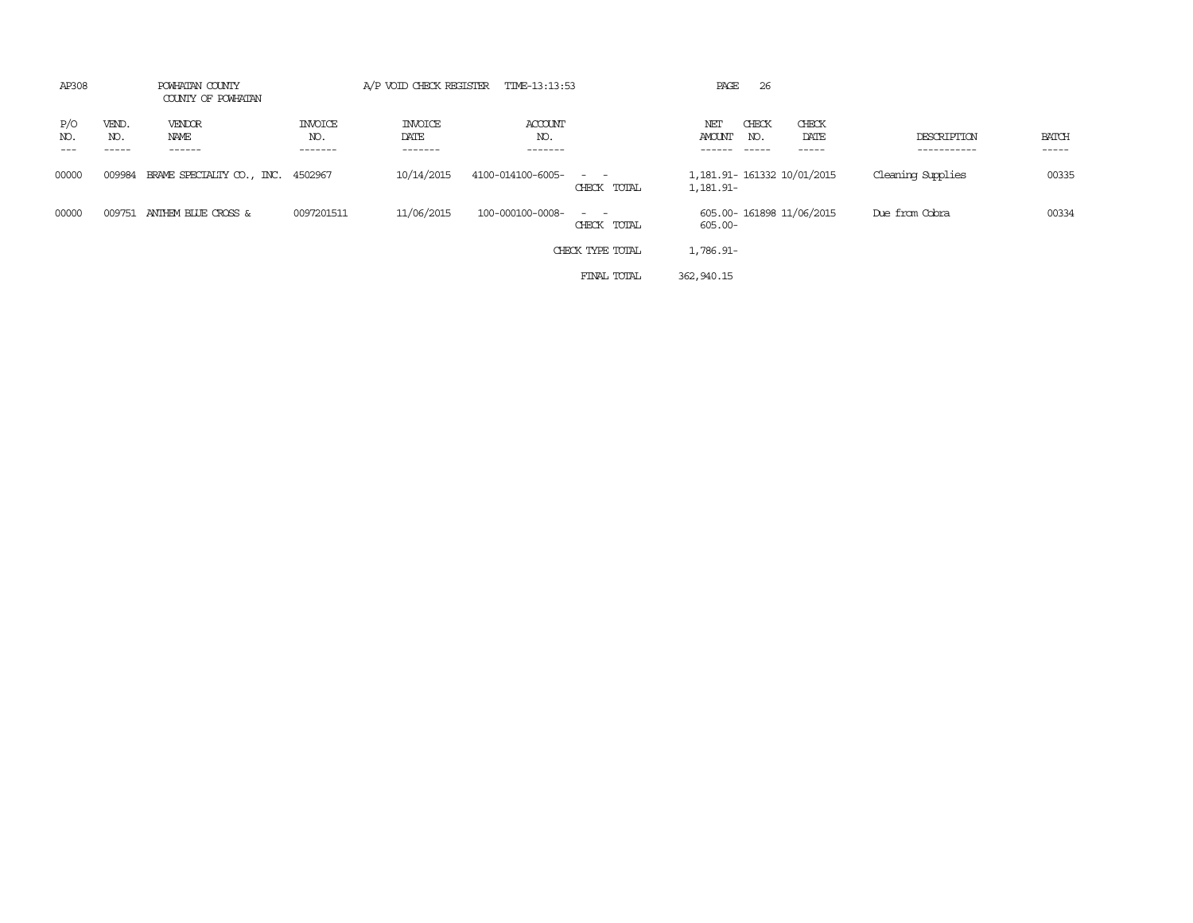AP308 POWHATAN COUNTY A/P VOID CHECK REGISTER TIME-13:13:53

COUNTY OF POWHATAN

| P/O NO. | VEND. NO. | VENDOR NAME | INVOICE NO. | INVOICE DATE | ACCOUNT NO. | | NET AMOUNT | CHECK NO. | CHECK DATE | DESCRIPTION | BATCH |
|---|---|---|---|---|---|---|---|---|---|---|---|
| 00000 | 009984 | BRAME SPECIALTY CO., INC. | 4502967 | 10/14/2015 | 4100-014100-6005- | - - | 1,181.91- | 161332 | 10/01/2015 | Cleaning Supplies | 00335 |
| | | | | | | CHECK TOTAL | 1,181.91- | | | | |
| 00000 | 009751 | ANTHEM BLUE CROSS & | 0097201511 | 11/06/2015 | 100-000100-0008- | - - | 605.00- | 161898 | 11/06/2015 | Due from Cobra | 00334 |
| | | | | | | CHECK TOTAL | 605.00- | | | | |
| | | | | | | CHECK TYPE TOTAL | 1,786.91- | | | | |
| | | | | | | FINAL TOTAL | 362,940.15 | | | | |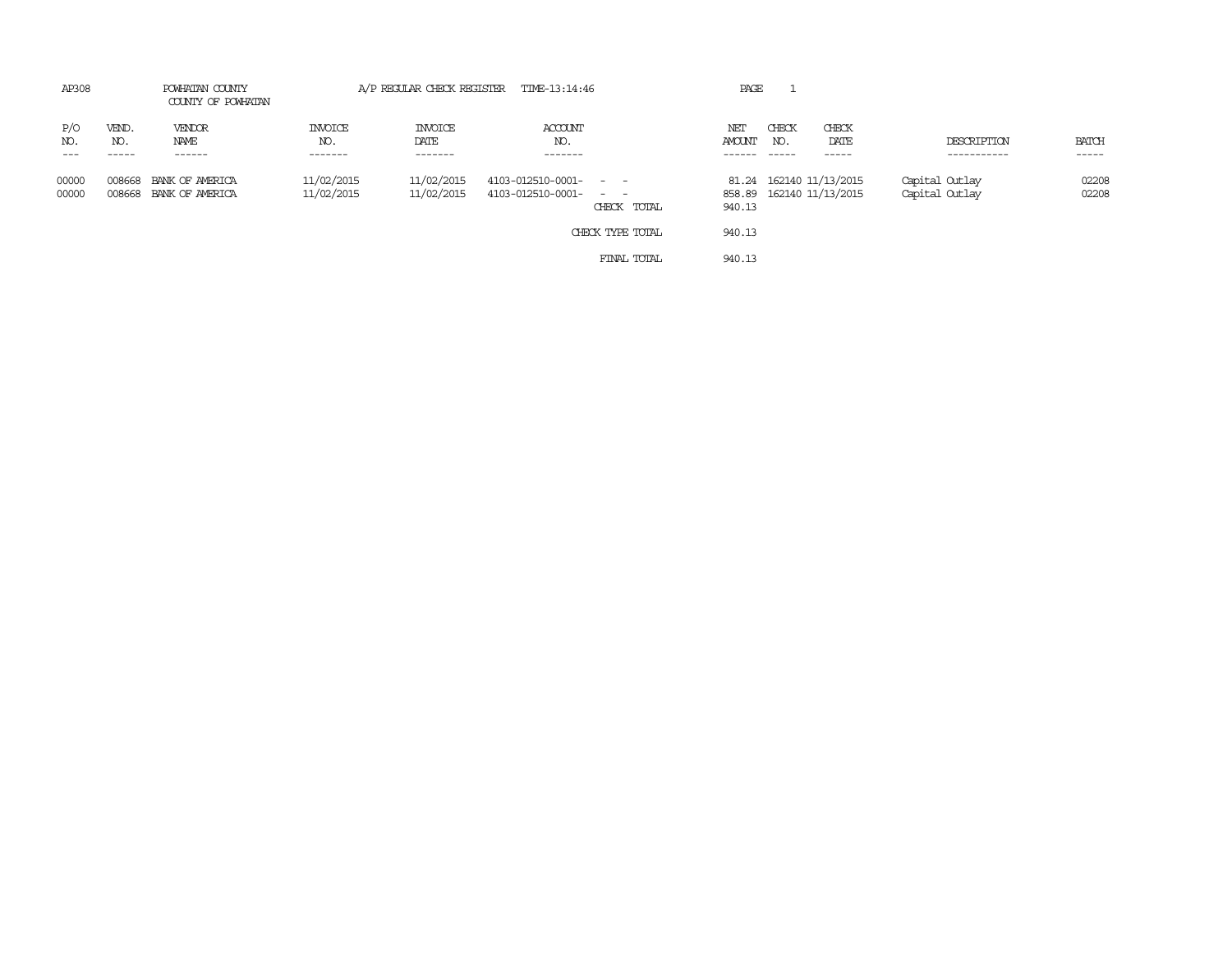AP308 POWHATAN COUNTY A/P REGULAR CHECK REGISTER TIME-13:14:46 PAGE 1

COUNTY OF POWHATAN

| P/O NO. | VEND. NO. | VENDOR NAME | INVOICE NO. | INVOICE DATE | ACCOUNT NO. | | NET AMOUNT | CHECK NO. | CHECK DATE | DESCRIPTION | BATCH |
|---|---|---|---|---|---|---|---|---|---|---|---|
| 00000 | 008668 | BANK OF AMERICA | 11/02/2015 | 11/02/2015 | 4103-012510-0001- | - - | 81.24 | 162140 | 11/13/2015 | Capital Outlay | 02208 |
| 00000 | 008668 | BANK OF AMERICA | 11/02/2015 | 11/02/2015 | 4103-012510-0001- | - - | 858.89 | 162140 | 11/13/2015 | Capital Outlay | 02208 |
| | | | | | | CHECK TOTAL | 940.13 | | | | |
| | | | | | | CHECK TYPE TOTAL | 940.13 | | | | |
| | | | | | | FINAL TOTAL | 940.13 | | | | |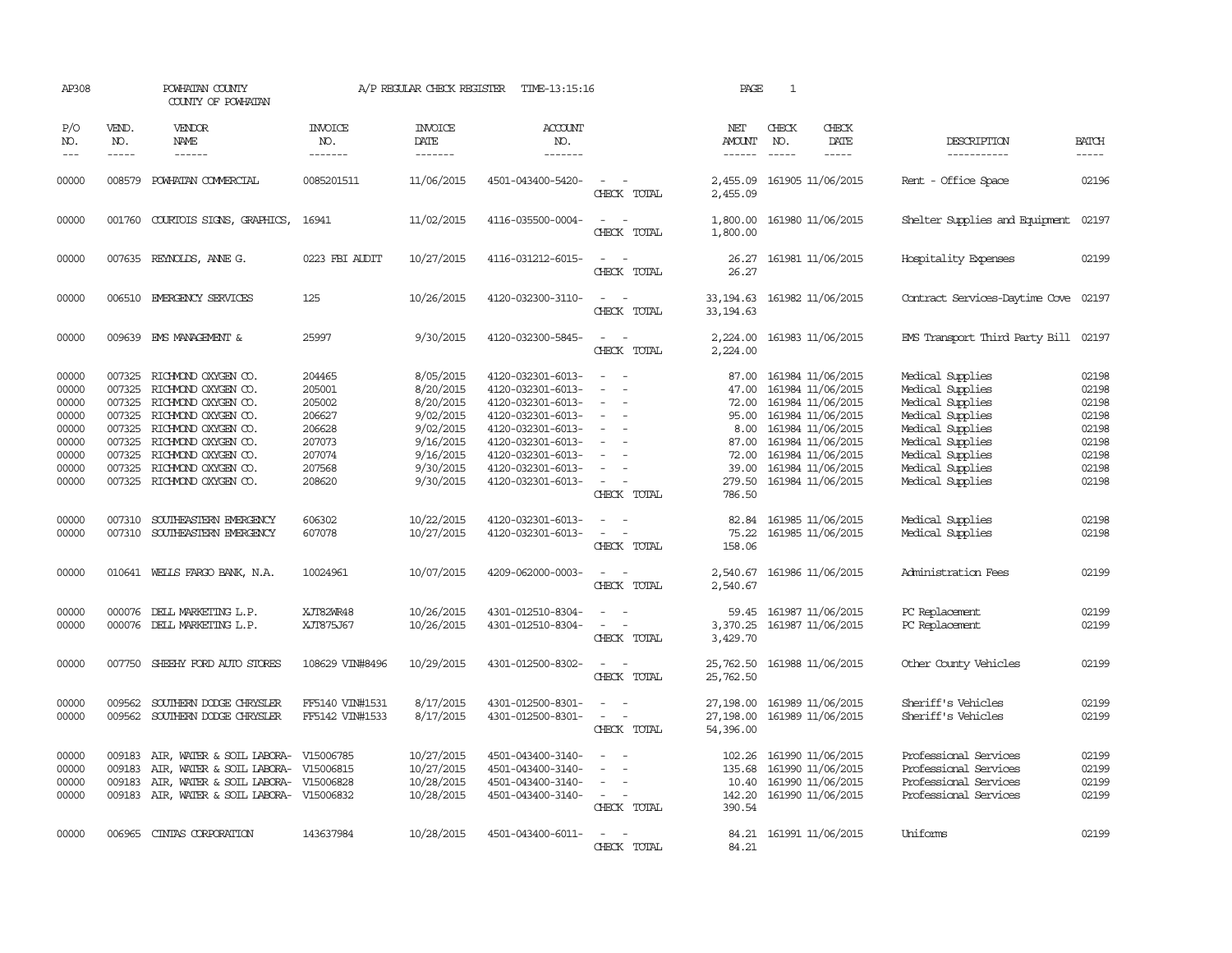AP308 POWHATAN COUNTY A/P REGULAR CHECK REGISTER TIME-13:15:16 PAGE 1

COUNTY OF POWHATAN

| P/O NO. | VEND. NO. | VENDOR NAME | INVOICE NO. | INVOICE DATE | ACCOUNT NO. | | NET AMOUNT | CHECK NO. | CHECK DATE | DESCRIPTION | BATCH |
|---|---|---|---|---|---|---|---|---|---|---|---|
| 00000 | 008579 | POWHATAN COMMERCIAL | 0085201511 | 11/06/2015 | 4501-043400-5420- | - - | 2,455.09 | 161905 | 11/06/2015 | Rent - Office Space | 02196 |
| | | | | | | CHECK TOTAL | 2,455.09 | | | | |
| 00000 | 001760 | COURTOIS SIGNS, GRAPHICS, | 16941 | 11/02/2015 | 4116-035500-0004- | - - | 1,800.00 | 161980 | 11/06/2015 | Shelter Supplies and Equipment | 02197 |
| | | | | | | CHECK TOTAL | 1,800.00 | | | | |
| 00000 | 007635 | REYNOLDS, ANNE G. | 0223 FBI AUDIT | 10/27/2015 | 4116-031212-6015- | - - | 26.27 | 161981 | 11/06/2015 | Hospitality Expenses | 02199 |
| | | | | | | CHECK TOTAL | 26.27 | | | | |
| 00000 | 006510 | EMERGENCY SERVICES | 125 | 10/26/2015 | 4120-032300-3110- | - - | 33,194.63 | 161982 | 11/06/2015 | Contract Services-Daytime Cove | 02197 |
| | | | | | | CHECK TOTAL | 33,194.63 | | | | |
| 00000 | 009639 | EMS MANAGEMENT & | 25997 | 9/30/2015 | 4120-032300-5845- | - - | 2,224.00 | 161983 | 11/06/2015 | EMS Transport Third Party Bill | 02197 |
| | | | | | | CHECK TOTAL | 2,224.00 | | | | |
| 00000 | 007325 | RICHMOND OXYGEN CO. | 204465 | 8/05/2015 | 4120-032301-6013- | - - | 87.00 | 161984 | 11/06/2015 | Medical Supplies | 02198 |
| 00000 | 007325 | RICHMOND OXYGEN CO. | 205001 | 8/20/2015 | 4120-032301-6013- | - - | 47.00 | 161984 | 11/06/2015 | Medical Supplies | 02198 |
| 00000 | 007325 | RICHMOND OXYGEN CO. | 205002 | 8/20/2015 | 4120-032301-6013- | - - | 72.00 | 161984 | 11/06/2015 | Medical Supplies | 02198 |
| 00000 | 007325 | RICHMOND OXYGEN CO. | 206627 | 9/02/2015 | 4120-032301-6013- | - - | 95.00 | 161984 | 11/06/2015 | Medical Supplies | 02198 |
| 00000 | 007325 | RICHMOND OXYGEN CO. | 206628 | 9/02/2015 | 4120-032301-6013- | - - | 8.00 | 161984 | 11/06/2015 | Medical Supplies | 02198 |
| 00000 | 007325 | RICHMOND OXYGEN CO. | 207073 | 9/16/2015 | 4120-032301-6013- | - - | 87.00 | 161984 | 11/06/2015 | Medical Supplies | 02198 |
| 00000 | 007325 | RICHMOND OXYGEN CO. | 207074 | 9/16/2015 | 4120-032301-6013- | - - | 72.00 | 161984 | 11/06/2015 | Medical Supplies | 02198 |
| 00000 | 007325 | RICHMOND OXYGEN CO. | 207568 | 9/30/2015 | 4120-032301-6013- | - - | 39.00 | 161984 | 11/06/2015 | Medical Supplies | 02198 |
| 00000 | 007325 | RICHMOND OXYGEN CO. | 208620 | 9/30/2015 | 4120-032301-6013- | - - | 279.50 | 161984 | 11/06/2015 | Medical Supplies | 02198 |
| | | | | | | CHECK TOTAL | 786.50 | | | | |
| 00000 | 007310 | SOUTHEASTERN EMERGENCY | 606302 | 10/22/2015 | 4120-032301-6013- | - - | 82.84 | 161985 | 11/06/2015 | Medical Supplies | 02198 |
| 00000 | 007310 | SOUTHEASTERN EMERGENCY | 607078 | 10/27/2015 | 4120-032301-6013- | - - | 75.22 | 161985 | 11/06/2015 | Medical Supplies | 02198 |
| | | | | | | CHECK TOTAL | 158.06 | | | | |
| 00000 | 010641 | WELLS FARGO BANK, N.A. | 10024961 | 10/07/2015 | 4209-062000-0003- | - - | 2,540.67 | 161986 | 11/06/2015 | Administration Fees | 02199 |
| | | | | | | CHECK TOTAL | 2,540.67 | | | | |
| 00000 | 000076 | DELL MARKETING L.P. | XJT82WR48 | 10/26/2015 | 4301-012510-8304- | - - | 59.45 | 161987 | 11/06/2015 | PC Replacement | 02199 |
| 00000 | 000076 | DELL MARKETING L.P. | XJT875J67 | 10/26/2015 | 4301-012510-8304- | - - | 3,370.25 | 161987 | 11/06/2015 | PC Replacement | 02199 |
| | | | | | | CHECK TOTAL | 3,429.70 | | | | |
| 00000 | 007750 | SHEEHY FORD AUTO STORES | 108629 VIN#8496 | 10/29/2015 | 4301-012500-8302- | - - | 25,762.50 | 161988 | 11/06/2015 | Other County Vehicles | 02199 |
| | | | | | | CHECK TOTAL | 25,762.50 | | | | |
| 00000 | 009562 | SOUTHERN DODGE CHRYSLER | FF5140 VIN#1531 | 8/17/2015 | 4301-012500-8301- | - - | 27,198.00 | 161989 | 11/06/2015 | Sheriff's Vehicles | 02199 |
| 00000 | 009562 | SOUTHERN DODGE CHRYSLER | FF5142 VIN#1533 | 8/17/2015 | 4301-012500-8301- | - - | 27,198.00 | 161989 | 11/06/2015 | Sheriff's Vehicles | 02199 |
| | | | | | | CHECK TOTAL | 54,396.00 | | | | |
| 00000 | 009183 | AIR, WATER & SOIL LABORA- | V15006785 | 10/27/2015 | 4501-043400-3140- | - - | 102.26 | 161990 | 11/06/2015 | Professional Services | 02199 |
| 00000 | 009183 | AIR, WATER & SOIL LABORA- | V15006815 | 10/27/2015 | 4501-043400-3140- | - - | 135.68 | 161990 | 11/06/2015 | Professional Services | 02199 |
| 00000 | 009183 | AIR, WATER & SOIL LABORA- | V15006828 | 10/28/2015 | 4501-043400-3140- | - - | 10.40 | 161990 | 11/06/2015 | Professional Services | 02199 |
| 00000 | 009183 | AIR, WATER & SOIL LABORA- | V15006832 | 10/28/2015 | 4501-043400-3140- | - - | 142.20 | 161990 | 11/06/2015 | Professional Services | 02199 |
| | | | | | | CHECK TOTAL | 390.54 | | | | |
| 00000 | 006965 | CINTAS CORPORATION | 143637984 | 10/28/2015 | 4501-043400-6011- | - - | 84.21 | 161991 | 11/06/2015 | Uniforms | 02199 |
| | | | | | | CHECK TOTAL | 84.21 | | | | |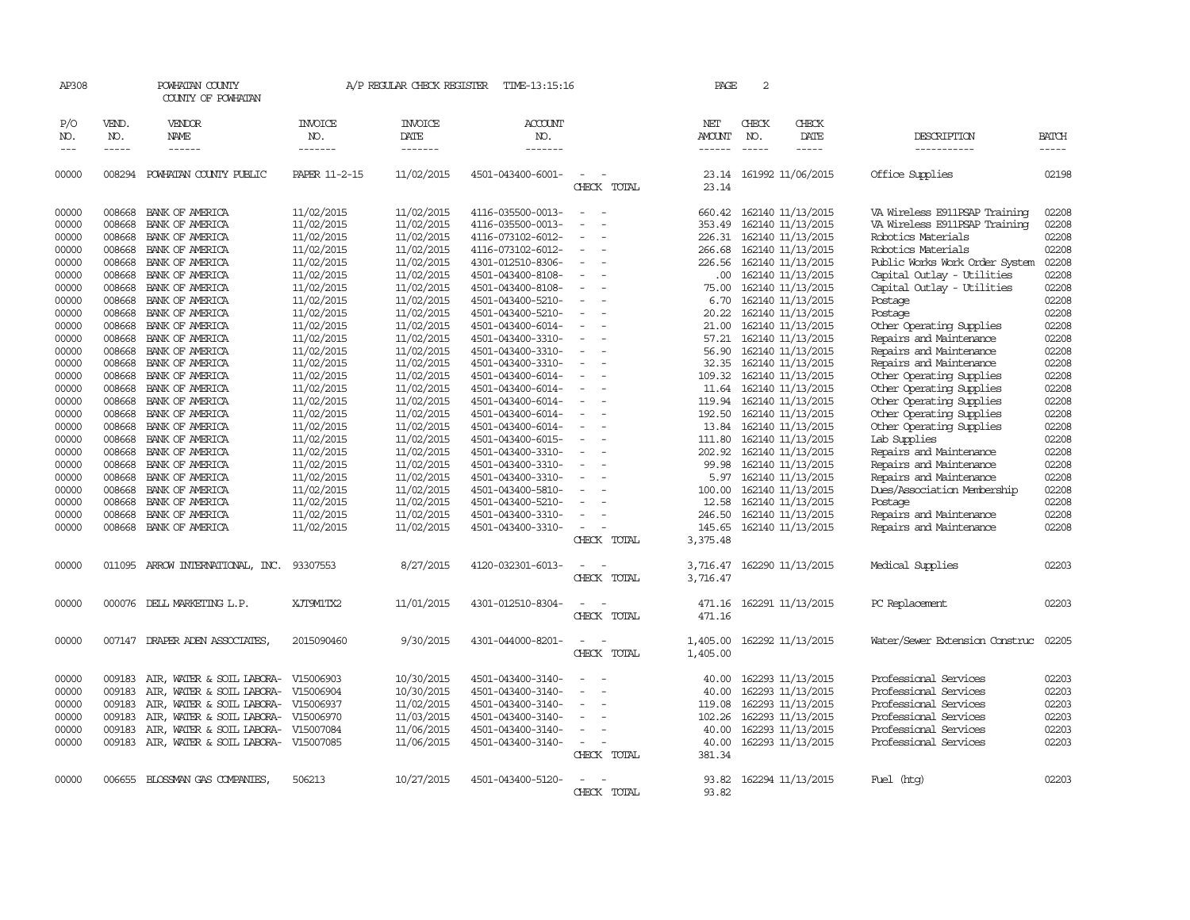AP308 POWHATAN COUNTY A/P REGULAR CHECK REGISTER TIME-13:15:16 PAGE 2

COUNTY OF POWHATAN

| P/O NO. | VEND. NO. | VENDOR NAME | INVOICE NO. | INVOICE DATE | ACCOUNT NO. | | NET AMOUNT | CHECK NO. | CHECK DATE | DESCRIPTION | BATCH |
|---|---|---|---|---|---|---|---|---|---|---|---|
| 00000 | 008294 | POWHATAN COUNTY PUBLIC | PAPER 11-2-15 | 11/02/2015 | 4501-043400-6001- | - - | 23.14 | 161992 | 11/06/2015 | Office Supplies | 02198 |
| | | | | | | CHECK TOTAL | 23.14 | | | | |
| 00000 | 008668 | BANK OF AMERICA | 11/02/2015 | 11/02/2015 | 4116-035500-0013- | - - | 660.42 | 162140 | 11/13/2015 | VA Wireless E911PSAP Training | 02208 |
| 00000 | 008668 | BANK OF AMERICA | 11/02/2015 | 11/02/2015 | 4116-035500-0013- | - - | 353.49 | 162140 | 11/13/2015 | VA Wireless E911PSAP Training | 02208 |
| 00000 | 008668 | BANK OF AMERICA | 11/02/2015 | 11/02/2015 | 4116-073102-6012- | - - | 226.31 | 162140 | 11/13/2015 | Robotics Materials | 02208 |
| 00000 | 008668 | BANK OF AMERICA | 11/02/2015 | 11/02/2015 | 4116-073102-6012- | - - | 266.68 | 162140 | 11/13/2015 | Robotics Materials | 02208 |
| 00000 | 008668 | BANK OF AMERICA | 11/02/2015 | 11/02/2015 | 4301-012510-8306- | - - | 226.56 | 162140 | 11/13/2015 | Public Works Work Order System | 02208 |
| 00000 | 008668 | BANK OF AMERICA | 11/02/2015 | 11/02/2015 | 4501-043400-8108- | - - | .00 | 162140 | 11/13/2015 | Capital Outlay - Utilities | 02208 |
| 00000 | 008668 | BANK OF AMERICA | 11/02/2015 | 11/02/2015 | 4501-043400-8108- | - - | 75.00 | 162140 | 11/13/2015 | Capital Outlay - Utilities | 02208 |
| 00000 | 008668 | BANK OF AMERICA | 11/02/2015 | 11/02/2015 | 4501-043400-5210- | - - | 6.70 | 162140 | 11/13/2015 | Postage | 02208 |
| 00000 | 008668 | BANK OF AMERICA | 11/02/2015 | 11/02/2015 | 4501-043400-5210- | - - | 20.22 | 162140 | 11/13/2015 | Postage | 02208 |
| 00000 | 008668 | BANK OF AMERICA | 11/02/2015 | 11/02/2015 | 4501-043400-6014- | - - | 21.00 | 162140 | 11/13/2015 | Other Operating Supplies | 02208 |
| 00000 | 008668 | BANK OF AMERICA | 11/02/2015 | 11/02/2015 | 4501-043400-3310- | - - | 57.21 | 162140 | 11/13/2015 | Repairs and Maintenance | 02208 |
| 00000 | 008668 | BANK OF AMERICA | 11/02/2015 | 11/02/2015 | 4501-043400-3310- | - - | 56.90 | 162140 | 11/13/2015 | Repairs and Maintenance | 02208 |
| 00000 | 008668 | BANK OF AMERICA | 11/02/2015 | 11/02/2015 | 4501-043400-3310- | - - | 32.35 | 162140 | 11/13/2015 | Repairs and Maintenance | 02208 |
| 00000 | 008668 | BANK OF AMERICA | 11/02/2015 | 11/02/2015 | 4501-043400-6014- | - - | 109.32 | 162140 | 11/13/2015 | Other Operating Supplies | 02208 |
| 00000 | 008668 | BANK OF AMERICA | 11/02/2015 | 11/02/2015 | 4501-043400-6014- | - - | 11.64 | 162140 | 11/13/2015 | Other Operating Supplies | 02208 |
| 00000 | 008668 | BANK OF AMERICA | 11/02/2015 | 11/02/2015 | 4501-043400-6014- | - - | 119.94 | 162140 | 11/13/2015 | Other Operating Supplies | 02208 |
| 00000 | 008668 | BANK OF AMERICA | 11/02/2015 | 11/02/2015 | 4501-043400-6014- | - - | 192.50 | 162140 | 11/13/2015 | Other Operating Supplies | 02208 |
| 00000 | 008668 | BANK OF AMERICA | 11/02/2015 | 11/02/2015 | 4501-043400-6014- | - - | 13.84 | 162140 | 11/13/2015 | Other Operating Supplies | 02208 |
| 00000 | 008668 | BANK OF AMERICA | 11/02/2015 | 11/02/2015 | 4501-043400-6015- | - - | 111.80 | 162140 | 11/13/2015 | Lab Supplies | 02208 |
| 00000 | 008668 | BANK OF AMERICA | 11/02/2015 | 11/02/2015 | 4501-043400-3310- | - - | 202.92 | 162140 | 11/13/2015 | Repairs and Maintenance | 02208 |
| 00000 | 008668 | BANK OF AMERICA | 11/02/2015 | 11/02/2015 | 4501-043400-3310- | - - | 99.98 | 162140 | 11/13/2015 | Repairs and Maintenance | 02208 |
| 00000 | 008668 | BANK OF AMERICA | 11/02/2015 | 11/02/2015 | 4501-043400-3310- | - - | 5.97 | 162140 | 11/13/2015 | Repairs and Maintenance | 02208 |
| 00000 | 008668 | BANK OF AMERICA | 11/02/2015 | 11/02/2015 | 4501-043400-5810- | - - | 100.00 | 162140 | 11/13/2015 | Dues/Association Membership | 02208 |
| 00000 | 008668 | BANK OF AMERICA | 11/02/2015 | 11/02/2015 | 4501-043400-5210- | - - | 12.58 | 162140 | 11/13/2015 | Postage | 02208 |
| 00000 | 008668 | BANK OF AMERICA | 11/02/2015 | 11/02/2015 | 4501-043400-3310- | - - | 246.50 | 162140 | 11/13/2015 | Repairs and Maintenance | 02208 |
| 00000 | 008668 | BANK OF AMERICA | 11/02/2015 | 11/02/2015 | 4501-043400-3310- | - - | 145.65 | 162140 | 11/13/2015 | Repairs and Maintenance | 02208 |
| | | | | | | CHECK TOTAL | 3,375.48 | | | | |
| 00000 | 011095 | ARROW INTERNATIONAL, INC. | 93307553 | 8/27/2015 | 4120-032301-6013- | - - | 3,716.47 | 162290 | 11/13/2015 | Medical Supplies | 02203 |
| | | | | | | CHECK TOTAL | 3,716.47 | | | | |
| 00000 | 000076 | DELL MARKETING L.P. | XJT9M1TX2 | 11/01/2015 | 4301-012510-8304- | - - | 471.16 | 162291 | 11/13/2015 | PC Replacement | 02203 |
| | | | | | | CHECK TOTAL | 471.16 | | | | |
| 00000 | 007147 | DRAPER ADEN ASSOCIATES, | 2015090460 | 9/30/2015 | 4301-044000-8201- | - - | 1,405.00 | 162292 | 11/13/2015 | Water/Sewer Extension Construc | 02205 |
| | | | | | | CHECK TOTAL | 1,405.00 | | | | |
| 00000 | 009183 | AIR, WATER & SOIL LABORA- | V15006903 | 10/30/2015 | 4501-043400-3140- | - - | 40.00 | 162293 | 11/13/2015 | Professional Services | 02203 |
| 00000 | 009183 | AIR, WATER & SOIL LABORA- | V15006904 | 10/30/2015 | 4501-043400-3140- | - - | 40.00 | 162293 | 11/13/2015 | Professional Services | 02203 |
| 00000 | 009183 | AIR, WATER & SOIL LABORA- | V15006937 | 11/02/2015 | 4501-043400-3140- | - - | 119.08 | 162293 | 11/13/2015 | Professional Services | 02203 |
| 00000 | 009183 | AIR, WATER & SOIL LABORA- | V15006970 | 11/03/2015 | 4501-043400-3140- | - - | 102.26 | 162293 | 11/13/2015 | Professional Services | 02203 |
| 00000 | 009183 | AIR, WATER & SOIL LABORA- | V15007084 | 11/06/2015 | 4501-043400-3140- | - - | 40.00 | 162293 | 11/13/2015 | Professional Services | 02203 |
| 00000 | 009183 | AIR, WATER & SOIL LABORA- | V15007085 | 11/06/2015 | 4501-043400-3140- | - - | 40.00 | 162293 | 11/13/2015 | Professional Services | 02203 |
| | | | | | | CHECK TOTAL | 381.34 | | | | |
| 00000 | 006655 | BLOSSMAN GAS COMPANIES, | 506213 | 10/27/2015 | 4501-043400-5120- | - - | 93.82 | 162294 | 11/13/2015 | Fuel (htg) | 02203 |
| | | | | | | CHECK TOTAL | 93.82 | | | | |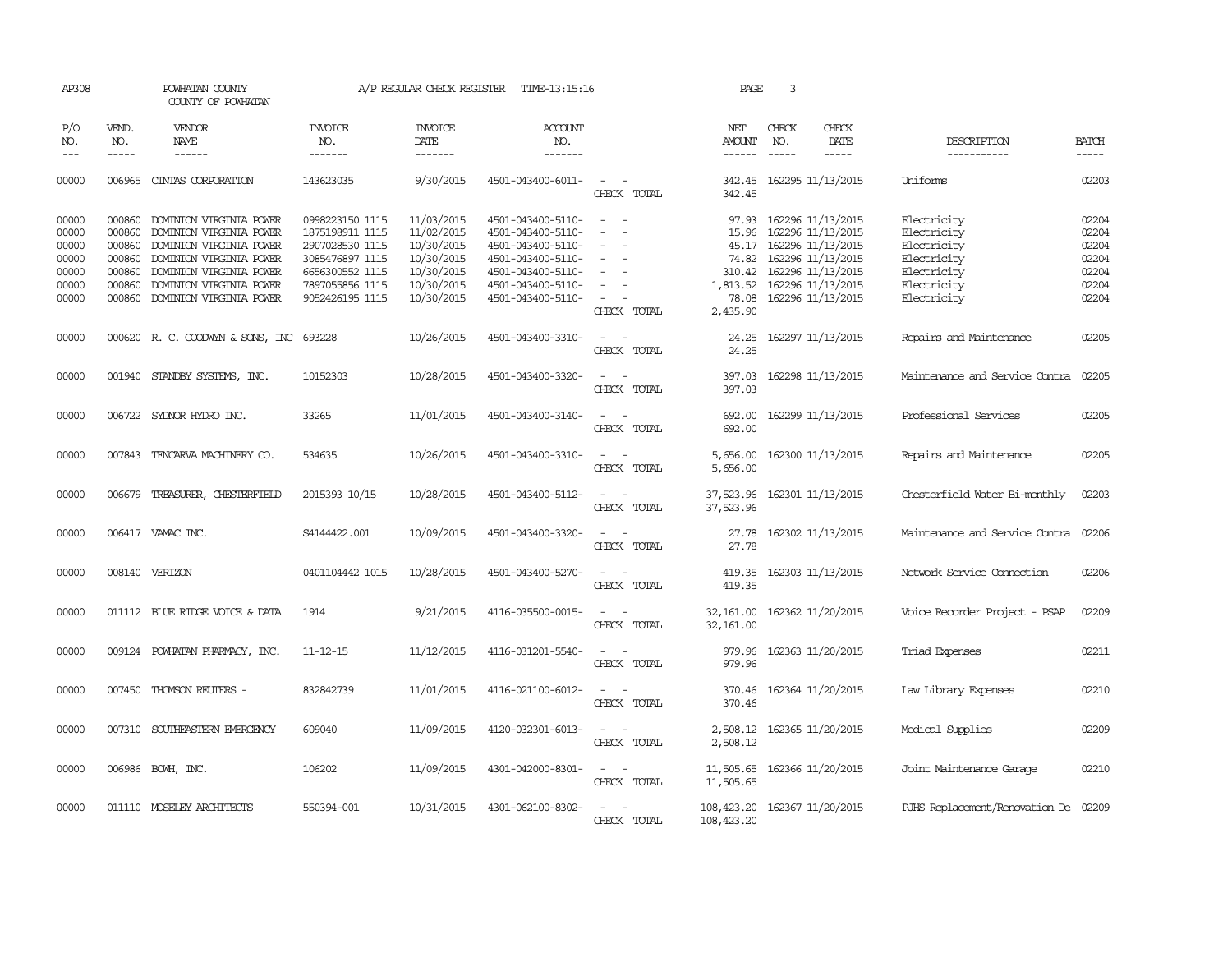AP308 POWHATAN COUNTY A/P REGULAR CHECK REGISTER TIME-13:15:16 PAGE 3

COUNTY OF POWHATAN

| P/O NO. | VEND. NO. | VENDOR NAME | INVOICE NO. | INVOICE DATE | ACCOUNT NO. | | NET AMOUNT | CHECK NO. | CHECK DATE | DESCRIPTION | BATCH |
|---|---|---|---|---|---|---|---|---|---|---|---|
| 00000 | 006965 | CINTAS CORPORATION | 143623035 | 9/30/2015 | 4501-043400-6011- | - - | 342.45 | 162295 | 11/13/2015 | Uniforms | 02203 |
| | | | | | | CHECK TOTAL | 342.45 | | | | |
| 00000 | 000860 | DOMINION VIRGINIA POWER | 0998223150 1115 | 11/03/2015 | 4501-043400-5110- | - - | 97.93 | 162296 | 11/13/2015 | Electricity | 02204 |
| 00000 | 000860 | DOMINION VIRGINIA POWER | 1875198911 1115 | 11/02/2015 | 4501-043400-5110- | - - | 15.96 | 162296 | 11/13/2015 | Electricity | 02204 |
| 00000 | 000860 | DOMINION VIRGINIA POWER | 2907028530 1115 | 10/30/2015 | 4501-043400-5110- | - - | 45.17 | 162296 | 11/13/2015 | Electricity | 02204 |
| 00000 | 000860 | DOMINION VIRGINIA POWER | 3085476897 1115 | 10/30/2015 | 4501-043400-5110- | - - | 74.82 | 162296 | 11/13/2015 | Electricity | 02204 |
| 00000 | 000860 | DOMINION VIRGINIA POWER | 6656300552 1115 | 10/30/2015 | 4501-043400-5110- | - - | 310.42 | 162296 | 11/13/2015 | Electricity | 02204 |
| 00000 | 000860 | DOMINION VIRGINIA POWER | 7897055856 1115 | 10/30/2015 | 4501-043400-5110- | - - | 1,813.52 | 162296 | 11/13/2015 | Electricity | 02204 |
| 00000 | 000860 | DOMINION VIRGINIA POWER | 9052426195 1115 | 10/30/2015 | 4501-043400-5110- | - - | 78.08 | 162296 | 11/13/2015 | Electricity | 02204 |
| | | | | | | CHECK TOTAL | 2,435.90 | | | | |
| 00000 | 000620 | R. C. GOODWYN & SONS, INC | 693228 | 10/26/2015 | 4501-043400-3310- | - - | 24.25 | 162297 | 11/13/2015 | Repairs and Maintenance | 02205 |
| | | | | | | CHECK TOTAL | 24.25 | | | | |
| 00000 | 001940 | STANDBY SYSTEMS, INC. | 10152303 | 10/28/2015 | 4501-043400-3320- | - - | 397.03 | 162298 | 11/13/2015 | Maintenance and Service Contra | 02205 |
| | | | | | | CHECK TOTAL | 397.03 | | | | |
| 00000 | 006722 | SYDNOR HYDRO INC. | 33265 | 11/01/2015 | 4501-043400-3140- | - - | 692.00 | 162299 | 11/13/2015 | Professional Services | 02205 |
| | | | | | | CHECK TOTAL | 692.00 | | | | |
| 00000 | 007843 | TENCARVA MACHINERY CO. | 534635 | 10/26/2015 | 4501-043400-3310- | - - | 5,656.00 | 162300 | 11/13/2015 | Repairs and Maintenance | 02205 |
| | | | | | | CHECK TOTAL | 5,656.00 | | | | |
| 00000 | 006679 | TREASURER, CHESTERFIELD | 2015393 10/15 | 10/28/2015 | 4501-043400-5112- | - - | 37,523.96 | 162301 | 11/13/2015 | Chesterfield Water Bi-monthly | 02203 |
| | | | | | | CHECK TOTAL | 37,523.96 | | | | |
| 00000 | 006417 | VAMAC INC. | S4144422.001 | 10/09/2015 | 4501-043400-3320- | - - | 27.78 | 162302 | 11/13/2015 | Maintenance and Service Contra | 02206 |
| | | | | | | CHECK TOTAL | 27.78 | | | | |
| 00000 | 008140 | VERIZON | 0401104442 1015 | 10/28/2015 | 4501-043400-5270- | - - | 419.35 | 162303 | 11/13/2015 | Network Service Connection | 02206 |
| | | | | | | CHECK TOTAL | 419.35 | | | | |
| 00000 | 011112 | BLUE RIDGE VOICE & DATA | 1914 | 9/21/2015 | 4116-035500-0015- | - - | 32,161.00 | 162362 | 11/20/2015 | Voice Recorder Project - PSAP | 02209 |
| | | | | | | CHECK TOTAL | 32,161.00 | | | | |
| 00000 | 009124 | POWHATAN PHARMACY, INC. | 11-12-15 | 11/12/2015 | 4116-031201-5540- | - - | 979.96 | 162363 | 11/20/2015 | Triad Expenses | 02211 |
| | | | | | | CHECK TOTAL | 979.96 | | | | |
| 00000 | 007450 | THOMSON REUTERS - | 832842739 | 11/01/2015 | 4116-021100-6012- | - - | 370.46 | 162364 | 11/20/2015 | Law Library Expenses | 02210 |
| | | | | | | CHECK TOTAL | 370.46 | | | | |
| 00000 | 007310 | SOUTHEASTERN EMERGENCY | 609040 | 11/09/2015 | 4120-032301-6013- | - - | 2,508.12 | 162365 | 11/20/2015 | Medical Supplies | 02209 |
| | | | | | | CHECK TOTAL | 2,508.12 | | | | |
| 00000 | 006986 | BCWH, INC. | 106202 | 11/09/2015 | 4301-042000-8301- | - - | 11,505.65 | 162366 | 11/20/2015 | Joint Maintenance Garage | 02210 |
| | | | | | | CHECK TOTAL | 11,505.65 | | | | |
| 00000 | 011110 | MOSELEY ARCHITECTS | 550394-001 | 10/31/2015 | 4301-062100-8302- | - - | 108,423.20 | 162367 | 11/20/2015 | PJHS Replacement/Renovation De | 02209 |
| | | | | | | CHECK TOTAL | 108,423.20 | | | | |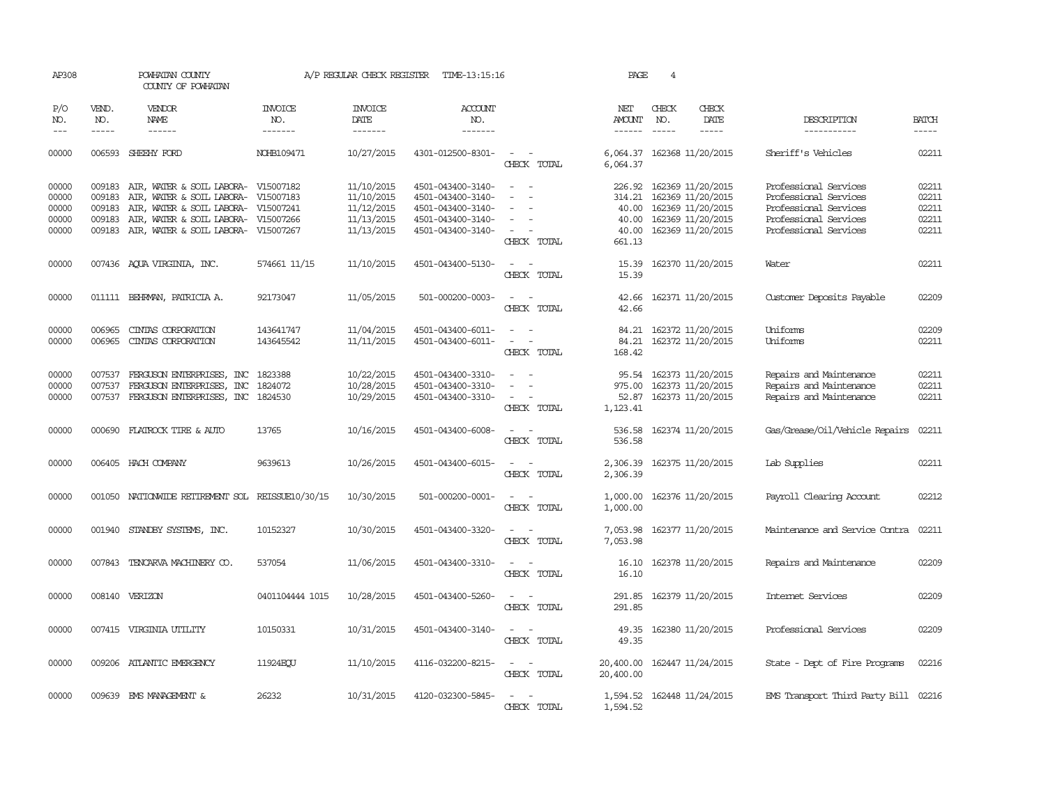AP308 POWHATAN COUNTY A/P REGULAR CHECK REGISTER TIME-13:15:16 PAGE 4

COUNTY OF POWHATAN

| P/O NO. | VEND. NO. | VENDOR NAME | INVOICE NO. | INVOICE DATE | ACCOUNT NO. | | NET AMOUNT | CHECK NO. | CHECK DATE | DESCRIPTION | BATCH |
|---|---|---|---|---|---|---|---|---|---|---|---|
| 00000 | 006593 | SHEEHY FORD | NOHB109471 | 10/27/2015 | 4301-012500-8301- | - - | 6,064.37 | 162368 | 11/20/2015 | Sheriff's Vehicles | 02211 |
| | | | | | | CHECK TOTAL | 6,064.37 | | | | |
| 00000 | 009183 | AIR, WATER & SOIL LABORA- | V15007182 | 11/10/2015 | 4501-043400-3140- | - - | 226.92 | 162369 | 11/20/2015 | Professional Services | 02211 |
| 00000 | 009183 | AIR, WATER & SOIL LABORA- | V15007183 | 11/10/2015 | 4501-043400-3140- | - - | 314.21 | 162369 | 11/20/2015 | Professional Services | 02211 |
| 00000 | 009183 | AIR, WATER & SOIL LABORA- | V15007241 | 11/12/2015 | 4501-043400-3140- | - - | 40.00 | 162369 | 11/20/2015 | Professional Services | 02211 |
| 00000 | 009183 | AIR, WATER & SOIL LABORA- | V15007266 | 11/13/2015 | 4501-043400-3140- | - - | 40.00 | 162369 | 11/20/2015 | Professional Services | 02211 |
| 00000 | 009183 | AIR, WATER & SOIL LABORA- | V15007267 | 11/13/2015 | 4501-043400-3140- | - - | 40.00 | 162369 | 11/20/2015 | Professional Services | 02211 |
| | | | | | | CHECK TOTAL | 661.13 | | | | |
| 00000 | 007436 | AQUA VIRGINIA, INC. | 574661 11/15 | 11/10/2015 | 4501-043400-5130- | - - | 15.39 | 162370 | 11/20/2015 | Water | 02211 |
| | | | | | | CHECK TOTAL | 15.39 | | | | |
| 00000 | 011111 | BEHRMAN, PATRICIA A. | 92173047 | 11/05/2015 | 501-000200-0003- | - - | 42.66 | 162371 | 11/20/2015 | Customer Deposits Payable | 02209 |
| | | | | | | CHECK TOTAL | 42.66 | | | | |
| 00000 | 006965 | CINTAS CORPORATION | 143641747 | 11/04/2015 | 4501-043400-6011- | - - | 84.21 | 162372 | 11/20/2015 | Uniforms | 02209 |
| 00000 | 006965 | CINTAS CORPORATION | 143645542 | 11/11/2015 | 4501-043400-6011- | - - | 84.21 | 162372 | 11/20/2015 | Uniforms | 02211 |
| | | | | | | CHECK TOTAL | 168.42 | | | | |
| 00000 | 007537 | FERGUSON ENTERPRISES, INC | 1823388 | 10/22/2015 | 4501-043400-3310- | - - | 95.54 | 162373 | 11/20/2015 | Repairs and Maintenance | 02211 |
| 00000 | 007537 | FERGUSON ENTERPRISES, INC | 1824072 | 10/28/2015 | 4501-043400-3310- | - - | 975.00 | 162373 | 11/20/2015 | Repairs and Maintenance | 02211 |
| 00000 | 007537 | FERGUSON ENTERPRISES, INC | 1824530 | 10/29/2015 | 4501-043400-3310- | - - | 52.87 | 162373 | 11/20/2015 | Repairs and Maintenance | 02211 |
| | | | | | | CHECK TOTAL | 1,123.41 | | | | |
| 00000 | 000690 | FLATROCK TIRE & AUTO | 13765 | 10/16/2015 | 4501-043400-6008- | - - | 536.58 | 162374 | 11/20/2015 | Gas/Grease/Oil/Vehicle Repairs | 02211 |
| | | | | | | CHECK TOTAL | 536.58 | | | | |
| 00000 | 006405 | HACH COMPANY | 9639613 | 10/26/2015 | 4501-043400-6015- | - - | 2,306.39 | 162375 | 11/20/2015 | Lab Supplies | 02211 |
| | | | | | | CHECK TOTAL | 2,306.39 | | | | |
| 00000 | 001050 | NATIONWIDE RETIREMENT SOL | REISSUE10/30/15 | 10/30/2015 | 501-000200-0001- | - - | 1,000.00 | 162376 | 11/20/2015 | Payroll Clearing Account | 02212 |
| | | | | | | CHECK TOTAL | 1,000.00 | | | | |
| 00000 | 001940 | STANDBY SYSTEMS, INC. | 10152327 | 10/30/2015 | 4501-043400-3320- | - - | 7,053.98 | 162377 | 11/20/2015 | Maintenance and Service Contra | 02211 |
| | | | | | | CHECK TOTAL | 7,053.98 | | | | |
| 00000 | 007843 | TENCARVA MACHINERY CO. | 537054 | 11/06/2015 | 4501-043400-3310- | - - | 16.10 | 162378 | 11/20/2015 | Repairs and Maintenance | 02209 |
| | | | | | | CHECK TOTAL | 16.10 | | | | |
| 00000 | 008140 | VERIZON | 0401104444 1015 | 10/28/2015 | 4501-043400-5260- | - - | 291.85 | 162379 | 11/20/2015 | Internet Services | 02209 |
| | | | | | | CHECK TOTAL | 291.85 | | | | |
| 00000 | 007415 | VIRGINIA UTILITY | 10150331 | 10/31/2015 | 4501-043400-3140- | - - | 49.35 | 162380 | 11/20/2015 | Professional Services | 02209 |
| | | | | | | CHECK TOTAL | 49.35 | | | | |
| 00000 | 009206 | ATLANTIC EMERGENCY | 11924EQU | 11/10/2015 | 4116-032200-8215- | - - | 20,400.00 | 162447 | 11/24/2015 | State - Dept of Fire Programs | 02216 |
| | | | | | | CHECK TOTAL | 20,400.00 | | | | |
| 00000 | 009639 | EMS MANAGEMENT & | 26232 | 10/31/2015 | 4120-032300-5845- | - - | 1,594.52 | 162448 | 11/24/2015 | EMS Transport Third Party Bill | 02216 |
| | | | | | | CHECK TOTAL | 1,594.52 | | | | |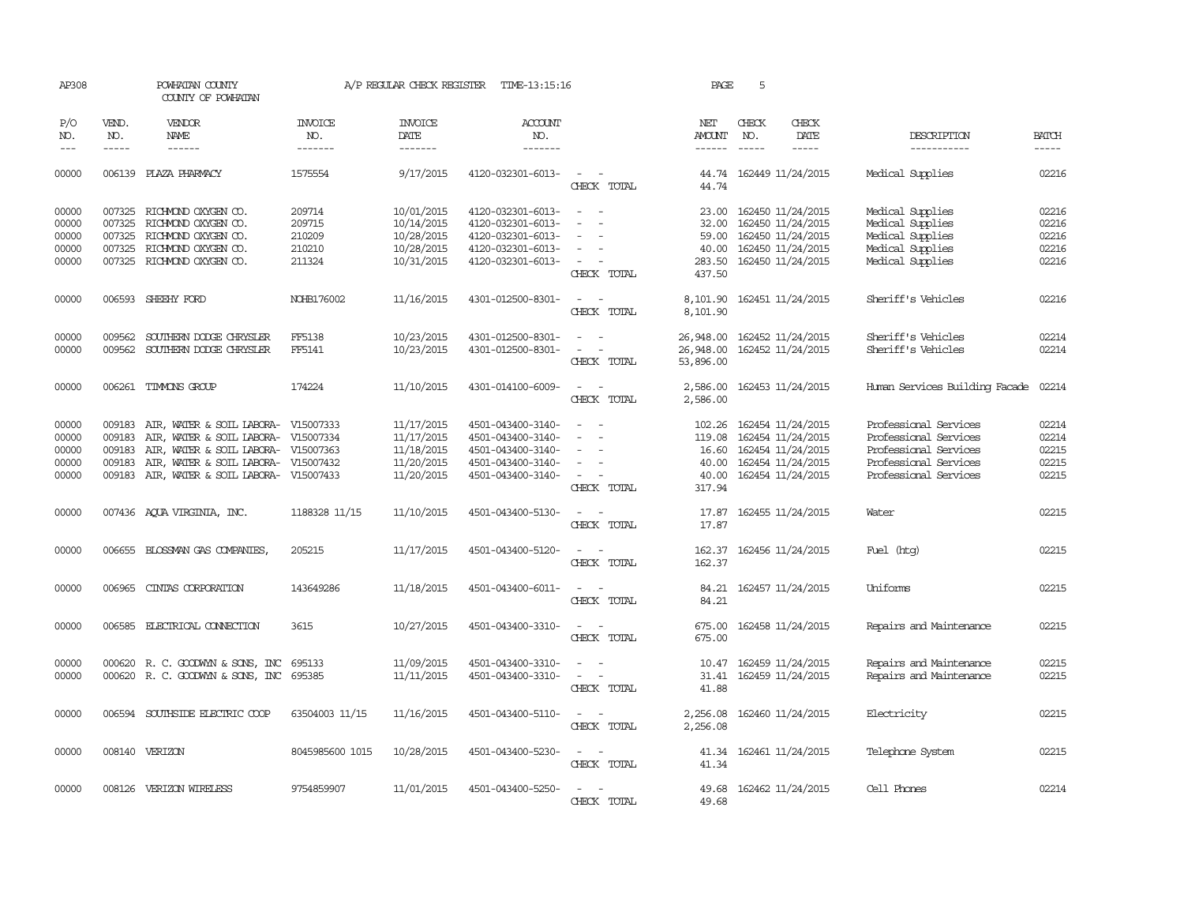AP308 POWHATAN COUNTY A/P REGULAR CHECK REGISTER TIME-13:15:16 PAGE 5

COUNTY OF POWHATAN

| P/O NO. | VEND. NO. | VENDOR NAME | INVOICE NO. | INVOICE DATE | ACCOUNT NO. | | NET AMOUNT | CHECK NO. | CHECK DATE | DESCRIPTION | BATCH |
|---|---|---|---|---|---|---|---|---|---|---|---|
| --- | ----- | ------ | ------- | ------- | ------- | | ------ | ----- | ----- | ----------- | ----- |
| 00000 | 006139 | PLAZA PHARMACY | 1575554 | 9/17/2015 | 4120-032301-6013- | - - | 44.74 | 162449 | 11/24/2015 | Medical Supplies | 02216 |
| | | | | | | CHECK TOTAL | 44.74 | | | | |
| 00000 | 007325 | RICHMOND OXYGEN CO. | 209714 | 10/01/2015 | 4120-032301-6013- | - - | 23.00 | 162450 | 11/24/2015 | Medical Supplies | 02216 |
| 00000 | 007325 | RICHMOND OXYGEN CO. | 209715 | 10/14/2015 | 4120-032301-6013- | - - | 32.00 | 162450 | 11/24/2015 | Medical Supplies | 02216 |
| 00000 | 007325 | RICHMOND OXYGEN CO. | 210209 | 10/28/2015 | 4120-032301-6013- | - - | 59.00 | 162450 | 11/24/2015 | Medical Supplies | 02216 |
| 00000 | 007325 | RICHMOND OXYGEN CO. | 210210 | 10/28/2015 | 4120-032301-6013- | - - | 40.00 | 162450 | 11/24/2015 | Medical Supplies | 02216 |
| 00000 | 007325 | RICHMOND OXYGEN CO. | 211324 | 10/31/2015 | 4120-032301-6013- | - - | 283.50 | 162450 | 11/24/2015 | Medical Supplies | 02216 |
| | | | | | | CHECK TOTAL | 437.50 | | | | |
| 00000 | 006593 | SHEEHY FORD | NOHB176002 | 11/16/2015 | 4301-012500-8301- | - - | 8,101.90 | 162451 | 11/24/2015 | Sheriff's Vehicles | 02216 |
| | | | | | | CHECK TOTAL | 8,101.90 | | | | |
| 00000 | 009562 | SOUTHERN DODGE CHRYSLER | FF5138 | 10/23/2015 | 4301-012500-8301- | - - | 26,948.00 | 162452 | 11/24/2015 | Sheriff's Vehicles | 02214 |
| 00000 | 009562 | SOUTHERN DODGE CHRYSLER | FF5141 | 10/23/2015 | 4301-012500-8301- | - - | 26,948.00 | 162452 | 11/24/2015 | Sheriff's Vehicles | 02214 |
| | | | | | | CHECK TOTAL | 53,896.00 | | | | |
| 00000 | 006261 | TIMMONS GROUP | 174224 | 11/10/2015 | 4301-014100-6009- | - - | 2,586.00 | 162453 | 11/24/2015 | Human Services Building Facade | 02214 |
| | | | | | | CHECK TOTAL | 2,586.00 | | | | |
| 00000 | 009183 | AIR, WATER & SOIL LABORA- | V15007333 | 11/17/2015 | 4501-043400-3140- | - - | 102.26 | 162454 | 11/24/2015 | Professional Services | 02214 |
| 00000 | 009183 | AIR, WATER & SOIL LABORA- | V15007334 | 11/17/2015 | 4501-043400-3140- | - - | 119.08 | 162454 | 11/24/2015 | Professional Services | 02214 |
| 00000 | 009183 | AIR, WATER & SOIL LABORA- | V15007363 | 11/18/2015 | 4501-043400-3140- | - - | 16.60 | 162454 | 11/24/2015 | Professional Services | 02215 |
| 00000 | 009183 | AIR, WATER & SOIL LABORA- | V15007432 | 11/20/2015 | 4501-043400-3140- | - - | 40.00 | 162454 | 11/24/2015 | Professional Services | 02215 |
| 00000 | 009183 | AIR, WATER & SOIL LABORA- | V15007433 | 11/20/2015 | 4501-043400-3140- | - - | 40.00 | 162454 | 11/24/2015 | Professional Services | 02215 |
| | | | | | | CHECK TOTAL | 317.94 | | | | |
| 00000 | 007436 | AQUA VIRGINIA, INC. | 1188328 11/15 | 11/10/2015 | 4501-043400-5130- | - - | 17.87 | 162455 | 11/24/2015 | Water | 02215 |
| | | | | | | CHECK TOTAL | 17.87 | | | | |
| 00000 | 006655 | BLOSSMAN GAS COMPANIES, | 205215 | 11/17/2015 | 4501-043400-5120- | - - | 162.37 | 162456 | 11/24/2015 | Fuel (htg) | 02215 |
| | | | | | | CHECK TOTAL | 162.37 | | | | |
| 00000 | 006965 | CINTAS CORPORATION | 143649286 | 11/18/2015 | 4501-043400-6011- | - - | 84.21 | 162457 | 11/24/2015 | Uniforms | 02215 |
| | | | | | | CHECK TOTAL | 84.21 | | | | |
| 00000 | 006585 | ELECTRICAL CONNECTION | 3615 | 10/27/2015 | 4501-043400-3310- | - - | 675.00 | 162458 | 11/24/2015 | Repairs and Maintenance | 02215 |
| | | | | | | CHECK TOTAL | 675.00 | | | | |
| 00000 | 000620 | R. C. GOODWYN & SONS, INC | 695133 | 11/09/2015 | 4501-043400-3310- | - - | 10.47 | 162459 | 11/24/2015 | Repairs and Maintenance | 02215 |
| 00000 | 000620 | R. C. GOODWYN & SONS, INC | 695385 | 11/11/2015 | 4501-043400-3310- | - - | 31.41 | 162459 | 11/24/2015 | Repairs and Maintenance | 02215 |
| | | | | | | CHECK TOTAL | 41.88 | | | | |
| 00000 | 006594 | SOUTHSIDE ELECTRIC COOP | 63504003 11/15 | 11/16/2015 | 4501-043400-5110- | - - | 2,256.08 | 162460 | 11/24/2015 | Electricity | 02215 |
| | | | | | | CHECK TOTAL | 2,256.08 | | | | |
| 00000 | 008140 | VERIZON | 8045985600 1015 | 10/28/2015 | 4501-043400-5230- | - - | 41.34 | 162461 | 11/24/2015 | Telephone System | 02215 |
| | | | | | | CHECK TOTAL | 41.34 | | | | |
| 00000 | 008126 | VERIZON WIRELESS | 9754859907 | 11/01/2015 | 4501-043400-5250- | - - | 49.68 | 162462 | 11/24/2015 | Cell Phones | 02214 |
| | | | | | | CHECK TOTAL | 49.68 | | | | |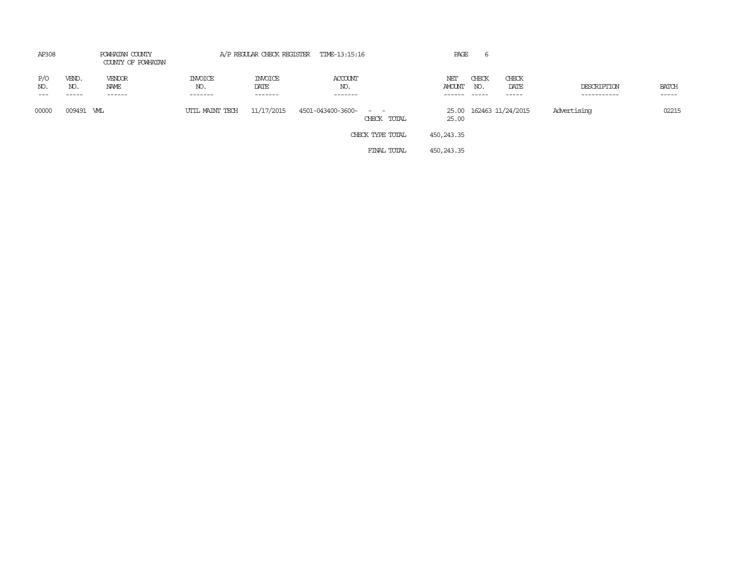AP308 POWHATAN COUNTY A/P REGULAR CHECK REGISTER TIME-13:15:16 PAGE 6

COUNTY OF POWHATAN

| P/O NO. | VEND. NO. | VENDOR NAME | INVOICE NO. | INVOICE DATE | ACCOUNT NO. | | NET AMOUNT | CHECK NO. | CHECK DATE | DESCRIPTION | BATCH |
|---|---|---|---|---|---|---|---|---|---|---|---|
| 00000 | 009491 | VML | UTIL MAINT TECH | 11/17/2015 | 4501-043400-3600- - - | | 25.00 | 162463 | 11/24/2015 | Advertising | 02215 |
| | | | | | | CHECK TOTAL | 25.00 | | | | |
| | | | | | | CHECK TYPE TOTAL | 450,243.35 | | | | |
| | | | | | | FINAL TOTAL | 450,243.35 | | | | |